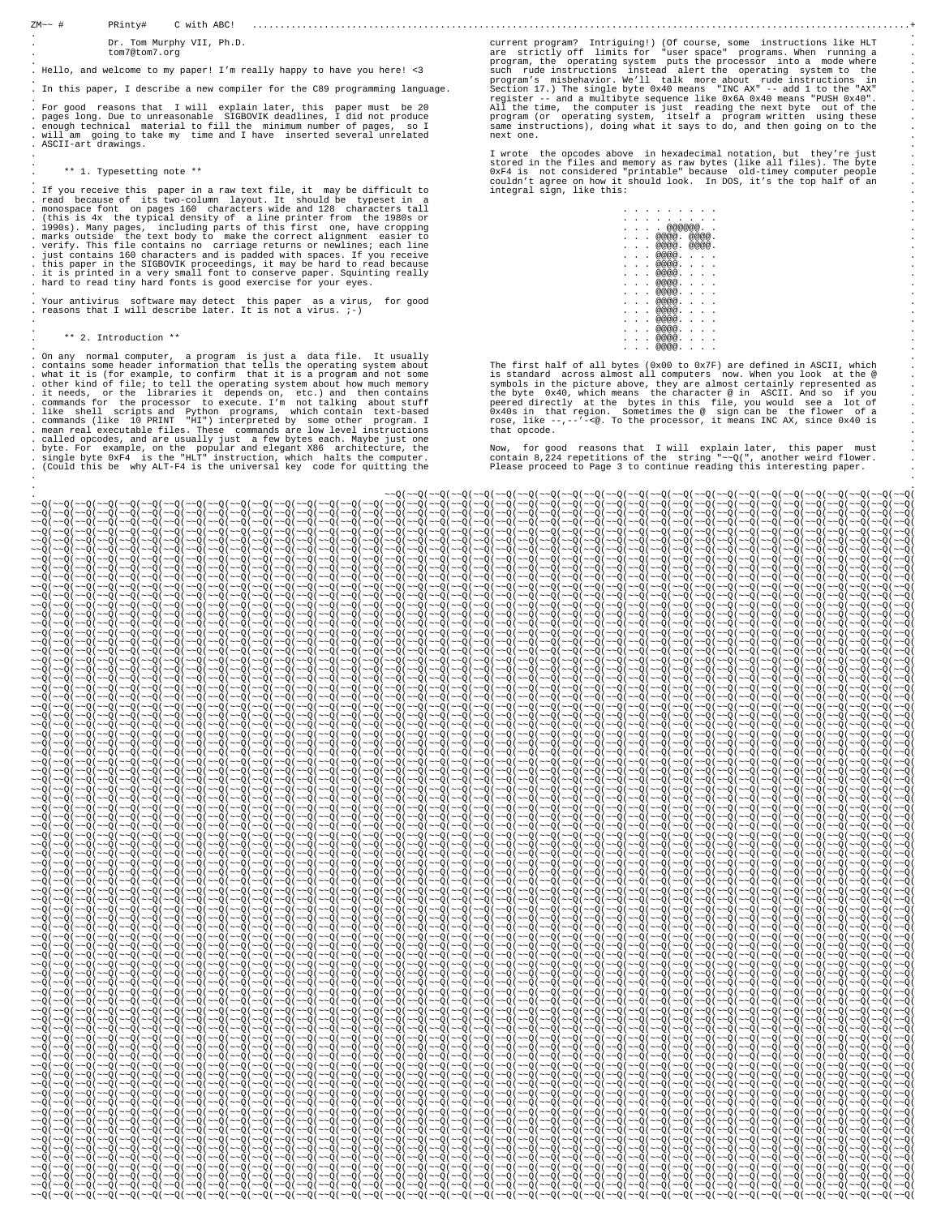# C with ABC!

Dr. Tom Murphy VII, Ph.D.
tom7@tom7.org

Hello, and welcome to my paper! I'm really happy to have you here! <3

In this paper, I describe a new compiler for the C89 programming language.

For good reasons that I will explain later, this paper must be 20 pages long. Due to unreasonable SIGBOVIK deadlines, I did not produce enough technical material to fill the minimum number of pages, so I will am going to take my time and I have inserted several unrelated ASCII-art drawings.

## ** 1. Typesetting note **

If you receive this paper in a raw text file, it may be difficult to read because of its two-column layout. It should be typeset in a monospace font on pages 160 characters wide and 128 characters tall (this is 4x the typical density of a line printer from the 1980s or 1990s). Many pages, including parts of this first one, have cropping marks outside the text body to make the correct alignment easier to verify. This file contains no carriage returns or newlines; each line just contains 160 characters and is padded with spaces. If you receive this paper in the SIGBOVIK proceedings, it may be hard to read because it is printed in a very small font to conserve paper. Squinting really hard to read tiny hard fonts is good exercise for your eyes.

Your antivirus software may detect this paper as a virus, for good reasons that I will describe later. It is not a virus. ;-)

## ** 2. Introduction **

On any normal computer, a program is just a data file. It usually contains some header information that tells the operating system about what it is (for example, to confirm that it is a program and not some other kind of file; to tell the operating system about how much memory it needs, or the libraries it depends on, etc.) and then contains commands for the processor to execute. I'm not talking about stuff like shell scripts and Python programs, which contain text-based commands (like 10 PRINT "HI") interpreted by some other program. I mean real executable files. These commands are low level instructions called opcodes, and are usually just a few bytes each. Maybe just one byte. For example, on the popular and elegant X86 architecture, the single byte 0xF4 is the "HLT" instruction, which halts the computer. (Could this be why ALT-F4 is the universal key code for quitting the current program? Intriguing!) (Of course, some instructions like HLT are strictly off limits for "user space" programs. When running a program, the operating system puts the processor into a mode where such rude instructions instead alert the operating system to the program's misbehavior. We'll talk more about rude instructions in Section 17.) The single byte 0x40 means "INC AX" -- add 1 to the "AX" register -- and a multibyte sequence like 0x6A 0x40 means "PUSH 0x40". All the time, the computer is just reading the next byte out of the program (or operating system, itself a program written using these same instructions), doing what it says to do, and then going on to the next one.

I wrote the opcodes above in hexadecimal notation, but they're just stored in the files and memory as raw bytes (like all files). The byte 0xF4 is not considered "printable" because old-timey computer people couldn't agree on how it should look. In DOS, it's the top half of an integral sign, like this:

```
. . . . . . . . .
. . . . . . . . .
. . . . @@@@@@. .
. . . @@@@. @@@@.
. . . @@@@. @@@@.
. . . @@@@. . . .
. . . @@@@. . . .
. . . @@@@. . . .
. . . @@@@. . . .
. . . @@@@. . . .
. . . @@@@. . . .
. . . @@@@. . . .
. . . @@@@. . . .
. . . @@@@. . . .
. . . @@@@. . . .
. . . @@@@. . . .
. . . @@@@. . . .
```

The first half of all bytes (0x00 to 0x7F) are defined in ASCII, which is standard across almost all computers now. When you look at the @ symbols in the picture above, they are almost certainly represented as the byte 0x40, which means the character @ in ASCII. And so if you peered directly at the bytes in this file, you would see a lot of 0x40s in that region. Sometimes the @ sign can be the flower of a rose, like --,--'-<@. To the processor, it means INC AX, since 0x40 is that opcode.

Now, for good reasons that I will explain later, this paper must contain 8,224 repetitions of the string "~~Q(", another weird flower. Please proceed to Page 3 to continue reading this interesting paper.

```
                                                                 ~~Q(~~Q(~~Q(~~Q(~~Q(~~Q(~~Q(~~Q(~~Q(~~Q(~~Q(~~Q(~~Q(~~Q(~~Q(~~Q(~~Q(~~Q(~~Q(~~Q(~~Q(~~Q(~~Q(~~Q(
~~Q(~~Q(~~Q(~~Q(~~Q(~~Q(~~Q(~~Q(~~Q(~~Q(~~Q(~~Q(~~Q(~~Q(~~Q(~~Q(~~Q(~~Q(~~Q(~~Q(~~Q(~~Q(~~Q(~~Q(~~Q(~~Q(~~Q(~~Q(~~Q(~~Q(~~Q(~~Q(~~Q(~~Q(~~Q(~~Q(~~Q(~~Q(~~Q(~~Q(
~~Q(~~Q(~~Q(~~Q(~~Q(~~Q(~~Q(~~Q(~~Q(~~Q(~~Q(~~Q(~~Q(~~Q(~~Q(~~Q(~~Q(~~Q(~~Q(~~Q(~~Q(~~Q(~~Q(~~Q(~~Q(~~Q(~~Q(~~Q(~~Q(~~Q(~~Q(~~Q(~~Q(~~Q(~~Q(~~Q(~~Q(~~Q(~~Q(~~Q(
~~Q(~~Q(~~Q(~~Q(~~Q(~~Q(~~Q(~~Q(~~Q(~~Q(~~Q(~~Q(~~Q(~~Q(~~Q(~~Q(~~Q(~~Q(~~Q(~~Q(~~Q(~~Q(~~Q(~~Q(~~Q(~~Q(~~Q(~~Q(~~Q(~~Q(~~Q(~~Q(~~Q(~~Q(~~Q(~~Q(~~Q(~~Q(~~Q(~~Q(
~~Q(~~Q(~~Q(~~Q(~~Q(~~Q(~~Q(~~Q(~~Q(~~Q(~~Q(~~Q(~~Q(~~Q(~~Q(~~Q(~~Q(~~Q(~~Q(~~Q(~~Q(~~Q(~~Q(~~Q(~~Q(~~Q(~~Q(~~Q(~~Q(~~Q(~~Q(~~Q(~~Q(~~Q(~~Q(~~Q(~~Q(~~Q(~~Q(~~Q(
~~Q(~~Q(~~Q(~~Q(~~Q(~~Q(~~Q(~~Q(~~Q(~~Q(~~Q(~~Q(~~Q(~~Q(~~Q(~~Q(~~Q(~~Q(~~Q(~~Q(~~Q(~~Q(~~Q(~~Q(~~Q(~~Q(~~Q(~~Q(~~Q(~~Q(~~Q(~~Q(~~Q(~~Q(~~Q(~~Q(~~Q(~~Q(~~Q(~~Q(
~~Q(~~Q(~~Q(~~Q(~~Q(~~Q(~~Q(~~Q(~~Q(~~Q(~~Q(~~Q(~~Q(~~Q(~~Q(~~Q(~~Q(~~Q(~~Q(~~Q(~~Q(~~Q(~~Q(~~Q(~~Q(~~Q(~~Q(~~Q(~~Q(~~Q(~~Q(~~Q(~~Q(~~Q(~~Q(~~Q(~~Q(~~Q(~~Q(~~Q(
~~Q(~~Q(~~Q(~~Q(~~Q(~~Q(~~Q(~~Q(~~Q(~~Q(~~Q(~~Q(~~Q(~~Q(~~Q(~~Q(~~Q(~~Q(~~Q(~~Q(~~Q(~~Q(~~Q(~~Q(~~Q(~~Q(~~Q(~~Q(~~Q(~~Q(~~Q(~~Q(~~Q(~~Q(~~Q(~~Q(~~Q(~~Q(~~Q(~~Q(
~~Q(~~Q(~~Q(~~Q(~~Q(~~Q(~~Q(~~Q(~~Q(~~Q(~~Q(~~Q(~~Q(~~Q(~~Q(~~Q(~~Q(~~Q(~~Q(~~Q(~~Q(~~Q(~~Q(~~Q(~~Q(~~Q(~~Q(~~Q(~~Q(~~Q(~~Q(~~Q(~~Q(~~Q(~~Q(~~Q(~~Q(~~Q(~~Q(~~Q(
~~Q(~~Q(~~Q(~~Q(~~Q(~~Q(~~Q(~~Q(~~Q(~~Q(~~Q(~~Q(~~Q(~~Q(~~Q(~~Q(~~Q(~~Q(~~Q(~~Q(~~Q(~~Q(~~Q(~~Q(~~Q(~~Q(~~Q(~~Q(~~Q(~~Q(~~Q(~~Q(~~Q(~~Q(~~Q(~~Q(~~Q(~~Q(~~Q(~~Q(
~~Q(~~Q(~~Q(~~Q(~~Q(~~Q(~~Q(~~Q(~~Q(~~Q(~~Q(~~Q(~~Q(~~Q(~~Q(~~Q(~~Q(~~Q(~~Q(~~Q(~~Q(~~Q(~~Q(~~Q(~~Q(~~Q(~~Q(~~Q(~~Q(~~Q(~~Q(~~Q(~~Q(~~Q(~~Q(~~Q(~~Q(~~Q(~~Q(~~Q(
~~Q(~~Q(~~Q(~~Q(~~Q(~~Q(~~Q(~~Q(~~Q(~~Q(~~Q(~~Q(~~Q(~~Q(~~Q(~~Q(~~Q(~~Q(~~Q(~~Q(~~Q(~~Q(~~Q(~~Q(~~Q(~~Q(~~Q(~~Q(~~Q(~~Q(~~Q(~~Q(~~Q(~~Q(~~Q(~~Q(~~Q(~~Q(~~Q(~~Q(
~~Q(~~Q(~~Q(~~Q(~~Q(~~Q(~~Q(~~Q(~~Q(~~Q(~~Q(~~Q(~~Q(~~Q(~~Q(~~Q(~~Q(~~Q(~~Q(~~Q(~~Q(~~Q(~~Q(~~Q(~~Q(~~Q(~~Q(~~Q(~~Q(~~Q(~~Q(~~Q(~~Q(~~Q(~~Q(~~Q(~~Q(~~Q(~~Q(~~Q(
~~Q(~~Q(~~Q(~~Q(~~Q(~~Q(~~Q(~~Q(~~Q(~~Q(~~Q(~~Q(~~Q(~~Q(~~Q(~~Q(~~Q(~~Q(~~Q(~~Q(~~Q(~~Q(~~Q(~~Q(~~Q(~~Q(~~Q(~~Q(~~Q(~~Q(~~Q(~~Q(~~Q(~~Q(~~Q(~~Q(~~Q(~~Q(~~Q(~~Q(
~~Q(~~Q(~~Q(~~Q(~~Q(~~Q(~~Q(~~Q(~~Q(~~Q(~~Q(~~Q(~~Q(~~Q(~~Q(~~Q(~~Q(~~Q(~~Q(~~Q(~~Q(~~Q(~~Q(~~Q(~~Q(~~Q(~~Q(~~Q(~~Q(~~Q(~~Q(~~Q(~~Q(~~Q(~~Q(~~Q(~~Q(~~Q(~~Q(~~Q(
~~Q(~~Q(~~Q(~~Q(~~Q(~~Q(~~Q(~~Q(~~Q(~~Q(~~Q(~~Q(~~Q(~~Q(~~Q(~~Q(~~Q(~~Q(~~Q(~~Q(~~Q(~~Q(~~Q(~~Q(~~Q(~~Q(~~Q(~~Q(~~Q(~~Q(~~Q(~~Q(~~Q(~~Q(~~Q(~~Q(~~Q(~~Q(~~Q(~~Q(
~~Q(~~Q(~~Q(~~Q(~~Q(~~Q(~~Q(~~Q(~~Q(~~Q(~~Q(~~Q(~~Q(~~Q(~~Q(~~Q(~~Q(~~Q(~~Q(~~Q(~~Q(~~Q(~~Q(~~Q(~~Q(~~Q(~~Q(~~Q(~~Q(~~Q(~~Q(~~Q(~~Q(~~Q(~~Q(~~Q(~~Q(~~Q(~~Q(~~Q(
~~Q(~~Q(~~Q(~~Q(~~Q(~~Q(~~Q(~~Q(~~Q(~~Q(~~Q(~~Q(~~Q(~~Q(~~Q(~~Q(~~Q(~~Q(~~Q(~~Q(~~Q(~~Q(~~Q(~~Q(~~Q(~~Q(~~Q(~~Q(~~Q(~~Q(~~Q(~~Q(~~Q(~~Q(~~Q(~~Q(~~Q(~~Q(~~Q(~~Q(
~~Q(~~Q(~~Q(~~Q(~~Q(~~Q(~~Q(~~Q(~~Q(~~Q(~~Q(~~Q(~~Q(~~Q(~~Q(~~Q(~~Q(~~Q(~~Q(~~Q(~~Q(~~Q(~~Q(~~Q(~~Q(~~Q(~~Q(~~Q(~~Q(~~Q(~~Q(~~Q(~~Q(~~Q(~~Q(~~Q(~~Q(~~Q(~~Q(~~Q(
~~Q(~~Q(~~Q(~~Q(~~Q(~~Q(~~Q(~~Q(~~Q(~~Q(~~Q(~~Q(~~Q(~~Q(~~Q(~~Q(~~Q(~~Q(~~Q(~~Q(~~Q(~~Q(~~Q(~~Q(~~Q(~~Q(~~Q(~~Q(~~Q(~~Q(~~Q(~~Q(~~Q(~~Q(~~Q(~~Q(~~Q(~~Q(~~Q(~~Q(
~~Q(~~Q(~~Q(~~Q(~~Q(~~Q(~~Q(~~Q(~~Q(~~Q(~~Q(~~Q(~~Q(~~Q(~~Q(~~Q(~~Q(~~Q(~~Q(~~Q(~~Q(~~Q(~~Q(~~Q(~~Q(~~Q(~~Q(~~Q(~~Q(~~Q(~~Q(~~Q(~~Q(~~Q(~~Q(~~Q(~~Q(~~Q(~~Q(~~Q(
~~Q(~~Q(~~Q(~~Q(~~Q(~~Q(~~Q(~~Q(~~Q(~~Q(~~Q(~~Q(~~Q(~~Q(~~Q(~~Q(~~Q(~~Q(~~Q(~~Q(~~Q(~~Q(~~Q(~~Q(~~Q(~~Q(~~Q(~~Q(~~Q(~~Q(~~Q(~~Q(~~Q(~~Q(~~Q(~~Q(~~Q(~~Q(~~Q(~~Q(
~~Q(~~Q(~~Q(~~Q(~~Q(~~Q(~~Q(~~Q(~~Q(~~Q(~~Q(~~Q(~~Q(~~Q(~~Q(~~Q(~~Q(~~Q(~~Q(~~Q(~~Q(~~Q(~~Q(~~Q(~~Q(~~Q(~~Q(~~Q(~~Q(~~Q(~~Q(~~Q(~~Q(~~Q(~~Q(~~Q(~~Q(~~Q(~~Q(~~Q(
~~Q(~~Q(~~Q(~~Q(~~Q(~~Q(~~Q(~~Q(~~Q(~~Q(~~Q(~~Q(~~Q(~~Q(~~Q(~~Q(~~Q(~~Q(~~Q(~~Q(~~Q(~~Q(~~Q(~~Q(~~Q(~~Q(~~Q(~~Q(~~Q(~~Q(~~Q(~~Q(~~Q(~~Q(~~Q(~~Q(~~Q(~~Q(~~Q(~~Q(
~~Q(~~Q(~~Q(~~Q(~~Q(~~Q(~~Q(~~Q(~~Q(~~Q(~~Q(~~Q(~~Q(~~Q(~~Q(~~Q(~~Q(~~Q(~~Q(~~Q(~~Q(~~Q(~~Q(~~Q(~~Q(~~Q(~~Q(~~Q(~~Q(~~Q(~~Q(~~Q(~~Q(~~Q(~~Q(~~Q(~~Q(~~Q(~~Q(~~Q(
~~Q(~~Q(~~Q(~~Q(~~Q(~~Q(~~Q(~~Q(~~Q(~~Q(~~Q(~~Q(~~Q(~~Q(~~Q(~~Q(~~Q(~~Q(~~Q(~~Q(~~Q(~~Q(~~Q(~~Q(~~Q(~~Q(~~Q(~~Q(~~Q(~~Q(~~Q(~~Q(~~Q(~~Q(~~Q(~~Q(~~Q(~~Q(~~Q(~~Q(
~~Q(~~Q(~~Q(~~Q(~~Q(~~Q(~~Q(~~Q(~~Q(~~Q(~~Q(~~Q(~~Q(~~Q(~~Q(~~Q(~~Q(~~Q(~~Q(~~Q(~~Q(~~Q(~~Q(~~Q(~~Q(~~Q(~~Q(~~Q(~~Q(~~Q(~~Q(~~Q(~~Q(~~Q(~~Q(~~Q(~~Q(~~Q(~~Q(~~Q(
~~Q(~~Q(~~Q(~~Q(~~Q(~~Q(~~Q(~~Q(~~Q(~~Q(~~Q(~~Q(~~Q(~~Q(~~Q(~~Q(~~Q(~~Q(~~Q(~~Q(~~Q(~~Q(~~Q(~~Q(~~Q(~~Q(~~Q(~~Q(~~Q(~~Q(~~Q(~~Q(~~Q(~~Q(~~Q(~~Q(~~Q(~~Q(~~Q(~~Q(
~~Q(~~Q(~~Q(~~Q(~~Q(~~Q(~~Q(~~Q(~~Q(~~Q(~~Q(~~Q(~~Q(~~Q(~~Q(~~Q(~~Q(~~Q(~~Q(~~Q(~~Q(~~Q(~~Q(~~Q(~~Q(~~Q(~~Q(~~Q(~~Q(~~Q(~~Q(~~Q(~~Q(~~Q(~~Q(~~Q(~~Q(~~Q(~~Q(~~Q(
~~Q(~~Q(~~Q(~~Q(~~Q(~~Q(~~Q(~~Q(~~Q(~~Q(~~Q(~~Q(~~Q(~~Q(~~Q(~~Q(~~Q(~~Q(~~Q(~~Q(~~Q(~~Q(~~Q(~~Q(~~Q(~~Q(~~Q(~~Q(~~Q(~~Q(~~Q(~~Q(~~Q(~~Q(~~Q(~~Q(~~Q(~~Q(~~Q(~~Q(
~~Q(~~Q(~~Q(~~Q(~~Q(~~Q(~~Q(~~Q(~~Q(~~Q(~~Q(~~Q(~~Q(~~Q(~~Q(~~Q(~~Q(~~Q(~~Q(~~Q(~~Q(~~Q(~~Q(~~Q(~~Q(~~Q(~~Q(~~Q(~~Q(~~Q(~~Q(~~Q(~~Q(~~Q(~~Q(~~Q(~~Q(~~Q(~~Q(~~Q(
~~Q(~~Q(~~Q(~~Q(~~Q(~~Q(~~Q(~~Q(~~Q(~~Q(~~Q(~~Q(~~Q(~~Q(~~Q(~~Q(~~Q(~~Q(~~Q(~~Q(~~Q(~~Q(~~Q(~~Q(~~Q(~~Q(~~Q(~~Q(~~Q(~~Q(~~Q(~~Q(~~Q(~~Q(~~Q(~~Q(~~Q(~~Q(~~Q(~~Q(
~~Q(~~Q(~~Q(~~Q(~~Q(~~Q(~~Q(~~Q(~~Q(~~Q(~~Q(~~Q(~~Q(~~Q(~~Q(~~Q(~~Q(~~Q(~~Q(~~Q(~~Q(~~Q(~~Q(~~Q(~~Q(~~Q(~~Q(~~Q(~~Q(~~Q(~~Q(~~Q(~~Q(~~Q(~~Q(~~Q(~~Q(~~Q(~~Q(~~Q(
~~Q(~~Q(~~Q(~~Q(~~Q(~~Q(~~Q(~~Q(~~Q(~~Q(~~Q(~~Q(~~Q(~~Q(~~Q(~~Q(~~Q(~~Q(~~Q(~~Q(~~Q(~~Q(~~Q(~~Q(~~Q(~~Q(~~Q(~~Q(~~Q(~~Q(~~Q(~~Q(~~Q(~~Q(~~Q(~~Q(~~Q(~~Q(~~Q(~~Q(
~~Q(~~Q(~~Q(~~Q(~~Q(~~Q(~~Q(~~Q(~~Q(~~Q(~~Q(~~Q(~~Q(~~Q(~~Q(~~Q(~~Q(~~Q(~~Q(~~Q(~~Q(~~Q(~~Q(~~Q(~~Q(~~Q(~~Q(~~Q(~~Q(~~Q(~~Q(~~Q(~~Q(~~Q(~~Q(~~Q(~~Q(~~Q(~~Q(~~Q(
~~Q(~~Q(~~Q(~~Q(~~Q(~~Q(~~Q(~~Q(~~Q(~~Q(~~Q(~~Q(~~Q(~~Q(~~Q(~~Q(~~Q(~~Q(~~Q(~~Q(~~Q(~~Q(~~Q(~~Q(~~Q(~~Q(~~Q(~~Q(~~Q(~~Q(~~Q(~~Q(~~Q(~~Q(~~Q(~~Q(~~Q(~~Q(~~Q(~~Q(
~~Q(~~Q(~~Q(~~Q(~~Q(~~Q(~~Q(~~Q(~~Q(~~Q(~~Q(~~Q(~~Q(~~Q(~~Q(~~Q(~~Q(~~Q(~~Q(~~Q(~~Q(~~Q(~~Q(~~Q(~~Q(~~Q(~~Q(~~Q(~~Q(~~Q(~~Q(~~Q(~~Q(~~Q(~~Q(~~Q(~~Q(~~Q(~~Q(~~Q(
~~Q(~~Q(~~Q(~~Q(~~Q(~~Q(~~Q(~~Q(~~Q(~~Q(~~Q(~~Q(~~Q(~~Q(~~Q(~~Q(~~Q(~~Q(~~Q(~~Q(~~Q(~~Q(~~Q(~~Q(~~Q(~~Q(~~Q(~~Q(~~Q(~~Q(~~Q(~~Q(~~Q(~~Q(~~Q(~~Q(~~Q(~~Q(~~Q(~~Q(
~~Q(~~Q(~~Q(~~Q(~~Q(~~Q(~~Q(~~Q(~~Q(~~Q(~~Q(~~Q(~~Q(~~Q(~~Q(~~Q(~~Q(~~Q(~~Q(~~Q(~~Q(~~Q(~~Q(~~Q(~~Q(~~Q(~~Q(~~Q(~~Q(~~Q(~~Q(~~Q(~~Q(~~Q(~~Q(~~Q(~~Q(~~Q(~~Q(~~Q(
~~Q(~~Q(~~Q(~~Q(~~Q(~~Q(~~Q(~~Q(~~Q(~~Q(~~Q(~~Q(~~Q(~~Q(~~Q(~~Q(~~Q(~~Q(~~Q(~~Q(~~Q(~~Q(~~Q(~~Q(~~Q(~~Q(~~Q(~~Q(~~Q(~~Q(~~Q(~~Q(~~Q(~~Q(~~Q(~~Q(~~Q(~~Q(~~Q(~~Q(
~~Q(~~Q(~~Q(~~Q(~~Q(~~Q(~~Q(~~Q(~~Q(~~Q(~~Q(~~Q(~~Q(~~Q(~~Q(~~Q(~~Q(~~Q(~~Q(~~Q(~~Q(~~Q(~~Q(~~Q(~~Q(~~Q(~~Q(~~Q(~~Q(~~Q(~~Q(~~Q(~~Q(~~Q(~~Q(~~Q(~~Q(~~Q(~~Q(~~Q(
~~Q(~~Q(~~Q(~~Q(~~Q(~~Q(~~Q(~~Q(~~Q(~~Q(~~Q(~~Q(~~Q(~~Q(~~Q(~~Q(~~Q(~~Q(~~Q(~~Q(~~Q(~~Q(~~Q(~~Q(~~Q(~~Q(~~Q(~~Q(~~Q(~~Q(~~Q(~~Q(~~Q(~~Q(~~Q(~~Q(~~Q(~~Q(~~Q(~~Q(
~~Q(~~Q(~~Q(~~Q(~~Q(~~Q(~~Q(~~Q(~~Q(~~Q(~~Q(~~Q(~~Q(~~Q(~~Q(~~Q(~~Q(~~Q(~~Q(~~Q(~~Q(~~Q(~~Q(~~Q(~~Q(~~Q(~~Q(~~Q(~~Q(~~Q(~~Q(~~Q(~~Q(~~Q(~~Q(~~Q(~~Q(~~Q(~~Q(~~Q(
~~Q(~~Q(~~Q(~~Q(~~Q(~~Q(~~Q(~~Q(~~Q(~~Q(~~Q(~~Q(~~Q(~~Q(~~Q(~~Q(~~Q(~~Q(~~Q(~~Q(~~Q(~~Q(~~Q(~~Q(~~Q(~~Q(~~Q(~~Q(~~Q(~~Q(~~Q(~~Q(~~Q(~~Q(~~Q(~~Q(~~Q(~~Q(~~Q(~~Q(
~~Q(~~Q(~~Q(~~Q(~~Q(~~Q(~~Q(~~Q(~~Q(~~Q(~~Q(~~Q(~~Q(~~Q(~~Q(~~Q(~~Q(~~Q(~~Q(~~Q(~~Q(~~Q(~~Q(~~Q(~~Q(~~Q(~~Q(~~Q(~~Q(~~Q(~~Q(~~Q(~~Q(~~Q(~~Q(~~Q(~~Q(~~Q(~~Q(~~Q(
~~Q(~~Q(~~Q(~~Q(~~Q(~~Q(~~Q(~~Q(~~Q(~~Q(~~Q(~~Q(~~Q(~~Q(~~Q(~~Q(~~Q(~~Q(~~Q(~~Q(~~Q(~~Q(~~Q(~~Q(~~Q(~~Q(~~Q(~~Q(~~Q(~~Q(~~Q(~~Q(~~Q(~~Q(~~Q(~~Q(~~Q(~~Q(~~Q(~~Q(
~~Q(~~Q(~~Q(~~Q(~~Q(~~Q(~~Q(~~Q(~~Q(~~Q(~~Q(~~Q(~~Q(~~Q(~~Q(~~Q(~~Q(~~Q(~~Q(~~Q(~~Q(~~Q(~~Q(~~Q(~~Q(~~Q(~~Q(~~Q(~~Q(~~Q(~~Q(~~Q(~~Q(~~Q(~~Q(~~Q(~~Q(~~Q(~~Q(~~Q(
~~Q(~~Q(~~Q(~~Q(~~Q(~~Q(~~Q(~~Q(~~Q(~~Q(~~Q(~~Q(~~Q(~~Q(~~Q(~~Q(~~Q(~~Q(~~Q(~~Q(~~Q(~~Q(~~Q(~~Q(~~Q(~~Q(~~Q(~~Q(~~Q(~~Q(~~Q(~~Q(~~Q(~~Q(~~Q(~~Q(~~Q(~~Q(~~Q(~~Q(
~~Q(~~Q(~~Q(~~Q(~~Q(~~Q(~~Q(~~Q(~~Q(~~Q(~~Q(~~Q(~~Q(~~Q(~~Q(~~Q(~~Q(~~Q(~~Q(~~Q(~~Q(~~Q(~~Q(~~Q(~~Q(~~Q(~~Q(~~Q(~~Q(~~Q(~~Q(~~Q(~~Q(~~Q(~~Q(~~Q(~~Q(~~Q(~~Q(~~Q(
~~Q(~~Q(~~Q(~~Q(~~Q(~~Q(~~Q(~~Q(~~Q(~~Q(~~Q(~~Q(~~Q(~~Q(~~Q(~~Q(~~Q(~~Q(~~Q(~~Q(~~Q(~~Q(~~Q(~~Q(~~Q(~~Q(~~Q(~~Q(~~Q(~~Q(~~Q(~~Q(~~Q(~~Q(~~Q(~~Q(~~Q(~~Q(~~Q(~~Q(
~~Q(~~Q(~~Q(~~Q(~~Q(~~Q(~~Q(~~Q(~~Q(~~Q(~~Q(~~Q(~~Q(~~Q(~~Q(~~Q(~~Q(~~Q(~~Q(~~Q(~~Q(~~Q(~~Q(~~Q(~~Q(~~Q(~~Q(~~Q(~~Q(~~Q(~~Q(~~Q(~~Q(~~Q(~~Q(~~Q(~~Q(~~Q(~~Q(~~Q(
~~Q(~~Q(~~Q(~~Q(~~Q(~~Q(~~Q(~~Q(~~Q(~~Q(~~Q(~~Q(~~Q(~~Q(~~Q(~~Q(~~Q(~~Q(~~Q(~~Q(~~Q(~~Q(~~Q(~~Q(~~Q(~~Q(~~Q(~~Q(~~Q(~~Q(~~Q(~~Q(~~Q(~~Q(~~Q(~~Q(~~Q(~~Q(~~Q(~~Q(
~~Q(~~Q(~~Q(~~Q(~~Q(~~Q(~~Q(~~Q(~~Q(~~Q(~~Q(~~Q(~~Q(~~Q(~~Q(~~Q(~~Q(~~Q(~~Q(~~Q(~~Q(~~Q(~~Q(~~Q(~~Q(~~Q(~~Q(~~Q(~~Q(~~Q(~~Q(~~Q(~~Q(~~Q(~~Q(~~Q(~~Q(~~Q(~~Q(~~Q(
~~Q(~~Q(~~Q(~~Q(~~Q(~~Q(~~Q(~~Q(~~Q(~~Q(~~Q(~~Q(~~Q(~~Q(~~Q(~~Q(~~Q(~~Q(~~Q(~~Q(~~Q(~~Q(~~Q(~~Q(~~Q(~~Q(~~Q(~~Q(~~Q(~~Q(~~Q(~~Q(~~Q(~~Q(~~Q(~~Q(~~Q(~~Q(~~Q(~~Q(
~~Q(~~Q(~~Q(~~Q(~~Q(~~Q(~~Q(~~Q(~~Q(~~Q(~~Q(~~Q(~~Q(~~Q(~~Q(~~Q(~~Q(~~Q(~~Q(~~Q(~~Q(~~Q(~~Q(~~Q(~~Q(~~Q(~~Q(~~Q(~~Q(~~Q(~~Q(~~Q(~~Q(~~Q(~~Q(~~Q(~~Q(~~Q(~~Q(~~Q(
~~Q(~~Q(~~Q(~~Q(~~Q(~~Q(~~Q(~~Q(~~Q(~~Q(~~Q(~~Q(~~Q(~~Q(~~Q(~~Q(~~Q(~~Q(~~Q(~~Q(~~Q(~~Q(~~Q(~~Q(~~Q(~~Q(~~Q(~~Q(~~Q(~~Q(~~Q(~~Q(~~Q(~~Q(~~Q(~~Q(~~Q(~~Q(~~Q(~~Q(
~~Q(~~Q(~~Q(~~Q(~~Q(~~Q(~~Q(~~Q(~~Q(~~Q(~~Q(~~Q(~~Q(~~Q(~~Q(~~Q(~~Q(~~Q(~~Q(~~Q(~~Q(~~Q(~~Q(~~Q(~~Q(~~Q(~~Q(~~Q(~~Q(~~Q(~~Q(~~Q(~~Q(~~Q(~~Q(~~Q(~~Q(~~Q(~~Q(~~Q(
~~Q(~~Q(~~Q(~~Q(~~Q(~~Q(~~Q(~~Q(~~Q(~~Q(~~Q(~~Q(~~Q(~~Q(~~Q(~~Q(~~Q(~~Q(~~Q(~~Q(~~Q(~~Q(~~Q(~~Q(~~Q(~~Q(~~Q(~~Q(~~Q(~~Q(~~Q(~~Q(~~Q(~~Q(~~Q(~~Q(~~Q(~~Q(~~Q(~~Q(
~~Q(~~Q(~~Q(~~Q(~~Q(~~Q(~~Q(~~Q(~~Q(~~Q(~~Q(~~Q(~~Q(~~Q(~~Q(~~Q(~~Q(~~Q(~~Q(~~Q(~~Q(~~Q(~~Q(~~Q(~~Q(~~Q(~~Q(~~Q(~~Q(~~Q(~~Q(~~Q(~~Q(~~Q(~~Q(~~Q(~~Q(~~Q(~~Q(~~Q(
~~Q(~~Q(~~Q(~~Q(~~Q(~~Q(~~Q(~~Q(~~Q(~~Q(~~Q(~~Q(~~Q(~~Q(~~Q(~~Q(~~Q(~~Q(~~Q(~~Q(~~Q(~~Q(~~Q(~~Q(~~Q(~~Q(~~Q(~~Q(~~Q(~~Q(~~Q(~~Q(~~Q(~~Q(~~Q(~~Q(~~Q(~~Q(~~Q(~~Q(
~~Q(~~Q(~~Q(~~Q(~~Q(~~Q(~~Q(~~Q(~~Q(~~Q(~~Q(~~Q(~~Q(~~Q(~~Q(~~Q(~~Q(~~Q(~~Q(~~Q(~~Q(~~Q(~~Q(~~Q(~~Q(~~Q(~~Q(~~Q(~~Q(~~Q(~~Q(~~Q(~~Q(~~Q(~~Q(~~Q(~~Q(~~Q(~~Q(~~Q(
~~Q(~~Q(~~Q(~~Q(~~Q(~~Q(~~Q(~~Q(~~Q(~~Q(~~Q(~~Q(~~Q(~~Q(~~Q(~~Q(~~Q(~~Q(~~Q(~~Q(~~Q(~~Q(~~Q(~~Q(~~Q(~~Q(~~Q(~~Q(~~Q(~~Q(~~Q(~~Q(~~Q(~~Q(~~Q(~~Q(~~Q(~~Q(~~Q(~~Q(
~~Q(~~Q(~~Q(~~Q(~~Q(~~Q(~~Q(~~Q(~~Q(~~Q(~~Q(~~Q(~~Q(~~Q(~~Q(~~Q(~~Q(~~Q(~~Q(~~Q(~~Q(~~Q(~~Q(~~Q(~~Q(~~Q(~~Q(~~Q(~~Q(~~Q(~~Q(~~Q(~~Q(~~Q(~~Q(~~Q(~~Q(~~Q(~~Q(~~Q(
~~Q(~~Q(~~Q(~~Q(~~Q(~~Q(~~Q(~~Q(~~Q(~~Q(~~Q(~~Q(~~Q(~~Q(~~Q(~~Q(~~Q(~~Q(~~Q(~~Q(~~Q(~~Q(~~Q(~~Q(~~Q(~~Q(~~Q(~~Q(~~Q(~~Q(~~Q(~~Q(~~Q(~~Q(~~Q(~~Q(~~Q(~~Q(~~Q(~~Q(
~~Q(~~Q(~~Q(~~Q(~~Q(~~Q(~~Q(~~Q(~~Q(~~Q(~~Q(~~Q(~~Q(~~Q(~~Q(~~Q(~~Q(~~Q(~~Q(~~Q(~~Q(~~Q(~~Q(~~Q(~~Q(~~Q(~~Q(~~Q(~~Q(~~Q(~~Q(~~Q(~~Q(~~Q(~~Q(~~Q(~~Q(~~Q(~~Q(~~Q(
~~Q(~~Q(~~Q(~~Q(~~Q(~~Q(~~Q(~~Q(~~Q(~~Q(~~Q(~~Q(~~Q(~~Q(~~Q(~~Q(~~Q(~~Q(~~Q(~~Q(~~Q(~~Q(~~Q(~~Q(~~Q(~~Q(~~Q(~~Q(~~Q(~~Q(~~Q(~~Q(~~Q(~~Q(~~Q(~~Q(~~Q(~~Q(~~Q(~~Q(
~~Q(~~Q(~~Q(~~Q(~~Q(~~Q(~~Q(~~Q(~~Q(~~Q(~~Q(~~Q(~~Q(~~Q(~~Q(~~Q(~~Q(~~Q(~~Q(~~Q(~~Q(~~Q(~~Q(~~Q(~~Q(~~Q(~~Q(~~Q(~~Q(~~Q(~~Q(~~Q(~~Q(~~Q(~~Q(~~Q(~~Q(~~Q(~~Q(~~Q(
~~Q(~~Q(~~Q(~~Q(~~Q(~~Q(~~Q(~~Q(~~Q(~~Q(~~Q(~~Q(~~Q(~~Q(~~Q(~~Q(~~Q(~~Q(~~Q(~~Q(~~Q(~~Q(~~Q(~~Q(~~Q(~~Q(~~Q(~~Q(~~Q(~~Q(~~Q(~~Q(~~Q(~~Q(~~Q(~~Q(~~Q(~~Q(~~Q(~~Q(
~~Q(~~Q(~~Q(~~Q(~~Q(~~Q(~~Q(~~Q(~~Q(~~Q(~~Q(~~Q(~~Q(~~Q(~~Q(~~Q(~~Q(~~Q(~~Q(~~Q(~~Q(~~Q(~~Q(~~Q(~~Q(~~Q(~~Q(~~Q(~~Q(~~Q(~~Q(~~Q(~~Q(~~Q(~~Q(~~Q(~~Q(~~Q(~~Q(~~Q(
~~Q(~~Q(~~Q(~~Q(~~Q(~~Q(~~Q(~~Q(~~Q(~~Q(~~Q(~~Q(~~Q(~~Q(~~Q(~~Q(~~Q(~~Q(~~Q(~~Q(~~Q(~~Q(~~Q(~~Q(~~Q(~~Q(~~Q(~~Q(~~Q(~~Q(~~Q(~~Q(~~Q(~~Q(~~Q(~~Q(~~Q(~~Q(~~Q(~~Q(
~~Q(~~Q(~~Q(~~Q(~~Q(~~Q(~~Q(~~Q(~~Q(~~Q(~~Q(~~Q(~~Q(~~Q(~~Q(~~Q(~~Q(~~Q(~~Q(~~Q(~~Q(~~Q(~~Q(~~Q(~~Q(~~Q(~~Q(~~Q(~~Q(~~Q(~~Q(~~Q(~~Q(~~Q(~~Q(~~Q(~~Q(~~Q(~~Q(~~Q(
```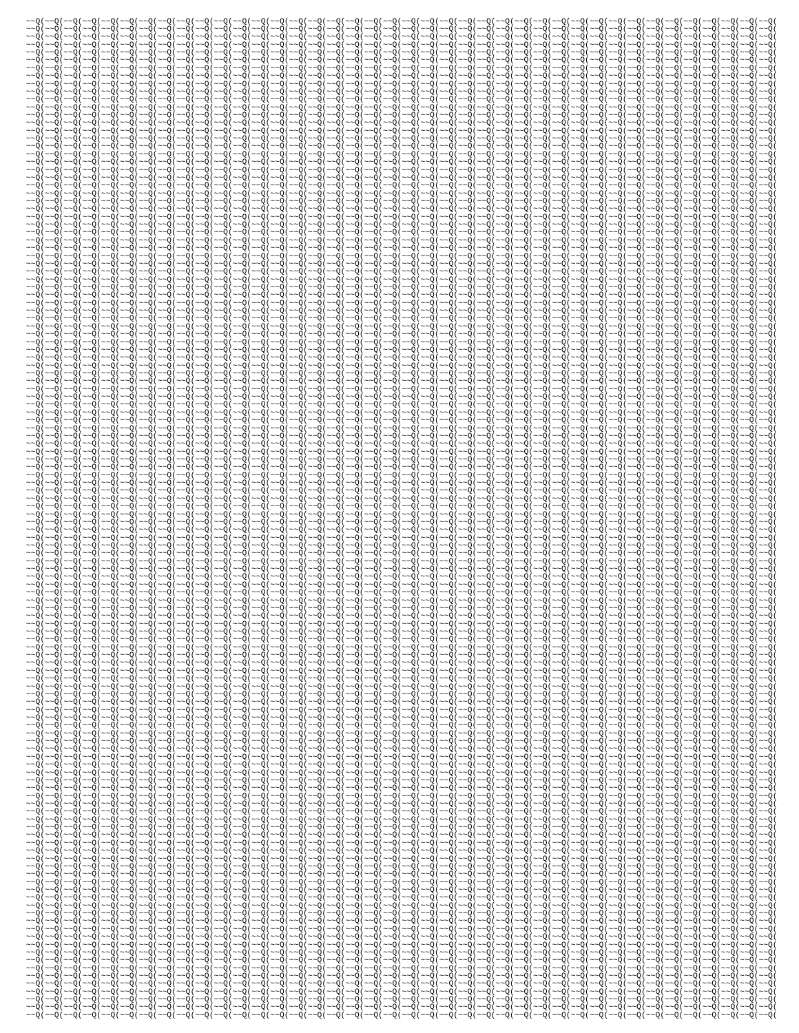~~Q(~~Q(~~Q(~~Q(~~Q(~~Q(~~Q(~~Q(~~Q(~~Q(~~Q(~~Q(~~Q(~~Q(~~Q(~~Q(~~Q(~~Q(~~Q(~~Q(~~Q(~~Q(~~Q(~~Q(~~Q(~~Q(~~Q(~~Q(~~Q(~~Q(~~Q(~~Q(~~Q(~~Q(~~Q(~~Q(~~Q(~~Q(~~Q(~~Q(~~Q(~~Q(
~~Q(~~Q(~~Q(~~Q(~~Q(~~Q(~~Q(~~Q(~~Q(~~Q(~~Q(~~Q(~~Q(~~Q(~~Q(~~Q(~~Q(~~Q(~~Q(~~Q(~~Q(~~Q(~~Q(~~Q(~~Q(~~Q(~~Q(~~Q(~~Q(~~Q(~~Q(~~Q(~~Q(~~Q(~~Q(~~Q(~~Q(~~Q(~~Q(~~Q(~~Q(~~Q(
~~Q(~~Q(~~Q(~~Q(~~Q(~~Q(~~Q(~~Q(~~Q(~~Q(~~Q(~~Q(~~Q(~~Q(~~Q(~~Q(~~Q(~~Q(~~Q(~~Q(~~Q(~~Q(~~Q(~~Q(~~Q(~~Q(~~Q(~~Q(~~Q(~~Q(~~Q(~~Q(~~Q(~~Q(~~Q(~~Q(~~Q(~~Q(~~Q(~~Q(~~Q(~~Q(
~~Q(~~Q(~~Q(~~Q(~~Q(~~Q(~~Q(~~Q(~~Q(~~Q(~~Q(~~Q(~~Q(~~Q(~~Q(~~Q(~~Q(~~Q(~~Q(~~Q(~~Q(~~Q(~~Q(~~Q(~~Q(~~Q(~~Q(~~Q(~~Q(~~Q(~~Q(~~Q(~~Q(~~Q(~~Q(~~Q(~~Q(~~Q(~~Q(~~Q(~~Q(~~Q(
~~Q(~~Q(~~Q(~~Q(~~Q(~~Q(~~Q(~~Q(~~Q(~~Q(~~Q(~~Q(~~Q(~~Q(~~Q(~~Q(~~Q(~~Q(~~Q(~~Q(~~Q(~~Q(~~Q(~~Q(~~Q(~~Q(~~Q(~~Q(~~Q(~~Q(~~Q(~~Q(~~Q(~~Q(~~Q(~~Q(~~Q(~~Q(~~Q(~~Q(~~Q(~~Q(
~~Q(~~Q(~~Q(~~Q(~~Q(~~Q(~~Q(~~Q(~~Q(~~Q(~~Q(~~Q(~~Q(~~Q(~~Q(~~Q(~~Q(~~Q(~~Q(~~Q(~~Q(~~Q(~~Q(~~Q(~~Q(~~Q(~~Q(~~Q(~~Q(~~Q(~~Q(~~Q(~~Q(~~Q(~~Q(~~Q(~~Q(~~Q(~~Q(~~Q(~~Q(~~Q(
~~Q(~~Q(~~Q(~~Q(~~Q(~~Q(~~Q(~~Q(~~Q(~~Q(~~Q(~~Q(~~Q(~~Q(~~Q(~~Q(~~Q(~~Q(~~Q(~~Q(~~Q(~~Q(~~Q(~~Q(~~Q(~~Q(~~Q(~~Q(~~Q(~~Q(~~Q(~~Q(~~Q(~~Q(~~Q(~~Q(~~Q(~~Q(~~Q(~~Q(~~Q(~~Q(
~~Q(~~Q(~~Q(~~Q(~~Q(~~Q(~~Q(~~Q(~~Q(~~Q(~~Q(~~Q(~~Q(~~Q(~~Q(~~Q(~~Q(~~Q(~~Q(~~Q(~~Q(~~Q(~~Q(~~Q(~~Q(~~Q(~~Q(~~Q(~~Q(~~Q(~~Q(~~Q(~~Q(~~Q(~~Q(~~Q(~~Q(~~Q(~~Q(~~Q(~~Q(~~Q(
~~Q(~~Q(~~Q(~~Q(~~Q(~~Q(~~Q(~~Q(~~Q(~~Q(~~Q(~~Q(~~Q(~~Q(~~Q(~~Q(~~Q(~~Q(~~Q(~~Q(~~Q(~~Q(~~Q(~~Q(~~Q(~~Q(~~Q(~~Q(~~Q(~~Q(~~Q(~~Q(~~Q(~~Q(~~Q(~~Q(~~Q(~~Q(~~Q(~~Q(~~Q(~~Q(
~~Q(~~Q(~~Q(~~Q(~~Q(~~Q(~~Q(~~Q(~~Q(~~Q(~~Q(~~Q(~~Q(~~Q(~~Q(~~Q(~~Q(~~Q(~~Q(~~Q(~~Q(~~Q(~~Q(~~Q(~~Q(~~Q(~~Q(~~Q(~~Q(~~Q(~~Q(~~Q(~~Q(~~Q(~~Q(~~Q(~~Q(~~Q(~~Q(~~Q(~~Q(~~Q(
~~Q(~~Q(~~Q(~~Q(~~Q(~~Q(~~Q(~~Q(~~Q(~~Q(~~Q(~~Q(~~Q(~~Q(~~Q(~~Q(~~Q(~~Q(~~Q(~~Q(~~Q(~~Q(~~Q(~~Q(~~Q(~~Q(~~Q(~~Q(~~Q(~~Q(~~Q(~~Q(~~Q(~~Q(~~Q(~~Q(~~Q(~~Q(~~Q(~~Q(~~Q(~~Q(
~~Q(~~Q(~~Q(~~Q(~~Q(~~Q(~~Q(~~Q(~~Q(~~Q(~~Q(~~Q(~~Q(~~Q(~~Q(~~Q(~~Q(~~Q(~~Q(~~Q(~~Q(~~Q(~~Q(~~Q(~~Q(~~Q(~~Q(~~Q(~~Q(~~Q(~~Q(~~Q(~~Q(~~Q(~~Q(~~Q(~~Q(~~Q(~~Q(~~Q(~~Q(~~Q(
~~Q(~~Q(~~Q(~~Q(~~Q(~~Q(~~Q(~~Q(~~Q(~~Q(~~Q(~~Q(~~Q(~~Q(~~Q(~~Q(~~Q(~~Q(~~Q(~~Q(~~Q(~~Q(~~Q(~~Q(~~Q(~~Q(~~Q(~~Q(~~Q(~~Q(~~Q(~~Q(~~Q(~~Q(~~Q(~~Q(~~Q(~~Q(~~Q(~~Q(~~Q(~~Q(
~~Q(~~Q(~~Q(~~Q(~~Q(~~Q(~~Q(~~Q(~~Q(~~Q(~~Q(~~Q(~~Q(~~Q(~~Q(~~Q(~~Q(~~Q(~~Q(~~Q(~~Q(~~Q(~~Q(~~Q(~~Q(~~Q(~~Q(~~Q(~~Q(~~Q(~~Q(~~Q(~~Q(~~Q(~~Q(~~Q(~~Q(~~Q(~~Q(~~Q(~~Q(~~Q(
~~Q(~~Q(~~Q(~~Q(~~Q(~~Q(~~Q(~~Q(~~Q(~~Q(~~Q(~~Q(~~Q(~~Q(~~Q(~~Q(~~Q(~~Q(~~Q(~~Q(~~Q(~~Q(~~Q(~~Q(~~Q(~~Q(~~Q(~~Q(~~Q(~~Q(~~Q(~~Q(~~Q(~~Q(~~Q(~~Q(~~Q(~~Q(~~Q(~~Q(~~Q(~~Q(
~~Q(~~Q(~~Q(~~Q(~~Q(~~Q(~~Q(~~Q(~~Q(~~Q(~~Q(~~Q(~~Q(~~Q(~~Q(~~Q(~~Q(~~Q(~~Q(~~Q(~~Q(~~Q(~~Q(~~Q(~~Q(~~Q(~~Q(~~Q(~~Q(~~Q(~~Q(~~Q(~~Q(~~Q(~~Q(~~Q(~~Q(~~Q(~~Q(~~Q(~~Q(~~Q(
~~Q(~~Q(~~Q(~~Q(~~Q(~~Q(~~Q(~~Q(~~Q(~~Q(~~Q(~~Q(~~Q(~~Q(~~Q(~~Q(~~Q(~~Q(~~Q(~~Q(~~Q(~~Q(~~Q(~~Q(~~Q(~~Q(~~Q(~~Q(~~Q(~~Q(~~Q(~~Q(~~Q(~~Q(~~Q(~~Q(~~Q(~~Q(~~Q(~~Q(~~Q(~~Q(
~~Q(~~Q(~~Q(~~Q(~~Q(~~Q(~~Q(~~Q(~~Q(~~Q(~~Q(~~Q(~~Q(~~Q(~~Q(~~Q(~~Q(~~Q(~~Q(~~Q(~~Q(~~Q(~~Q(~~Q(~~Q(~~Q(~~Q(~~Q(~~Q(~~Q(~~Q(~~Q(~~Q(~~Q(~~Q(~~Q(~~Q(~~Q(~~Q(~~Q(~~Q(~~Q(
~~Q(~~Q(~~Q(~~Q(~~Q(~~Q(~~Q(~~Q(~~Q(~~Q(~~Q(~~Q(~~Q(~~Q(~~Q(~~Q(~~Q(~~Q(~~Q(~~Q(~~Q(~~Q(~~Q(~~Q(~~Q(~~Q(~~Q(~~Q(~~Q(~~Q(~~Q(~~Q(~~Q(~~Q(~~Q(~~Q(~~Q(~~Q(~~Q(~~Q(~~Q(~~Q(
~~Q(~~Q(~~Q(~~Q(~~Q(~~Q(~~Q(~~Q(~~Q(~~Q(~~Q(~~Q(~~Q(~~Q(~~Q(~~Q(~~Q(~~Q(~~Q(~~Q(~~Q(~~Q(~~Q(~~Q(~~Q(~~Q(~~Q(~~Q(~~Q(~~Q(~~Q(~~Q(~~Q(~~Q(~~Q(~~Q(~~Q(~~Q(~~Q(~~Q(~~Q(~~Q(
~~Q(~~Q(~~Q(~~Q(~~Q(~~Q(~~Q(~~Q(~~Q(~~Q(~~Q(~~Q(~~Q(~~Q(~~Q(~~Q(~~Q(~~Q(~~Q(~~Q(~~Q(~~Q(~~Q(~~Q(~~Q(~~Q(~~Q(~~Q(~~Q(~~Q(~~Q(~~Q(~~Q(~~Q(~~Q(~~Q(~~Q(~~Q(~~Q(~~Q(~~Q(~~Q(
~~Q(~~Q(~~Q(~~Q(~~Q(~~Q(~~Q(~~Q(~~Q(~~Q(~~Q(~~Q(~~Q(~~Q(~~Q(~~Q(~~Q(~~Q(~~Q(~~Q(~~Q(~~Q(~~Q(~~Q(~~Q(~~Q(~~Q(~~Q(~~Q(~~Q(~~Q(~~Q(~~Q(~~Q(~~Q(~~Q(~~Q(~~Q(~~Q(~~Q(~~Q(~~Q(
~~Q(~~Q(~~Q(~~Q(~~Q(~~Q(~~Q(~~Q(~~Q(~~Q(~~Q(~~Q(~~Q(~~Q(~~Q(~~Q(~~Q(~~Q(~~Q(~~Q(~~Q(~~Q(~~Q(~~Q(~~Q(~~Q(~~Q(~~Q(~~Q(~~Q(~~Q(~~Q(~~Q(~~Q(~~Q(~~Q(~~Q(~~Q(~~Q(~~Q(~~Q(~~Q(
~~Q(~~Q(~~Q(~~Q(~~Q(~~Q(~~Q(~~Q(~~Q(~~Q(~~Q(~~Q(~~Q(~~Q(~~Q(~~Q(~~Q(~~Q(~~Q(~~Q(~~Q(~~Q(~~Q(~~Q(~~Q(~~Q(~~Q(~~Q(~~Q(~~Q(~~Q(~~Q(~~Q(~~Q(~~Q(~~Q(~~Q(~~Q(~~Q(~~Q(~~Q(~~Q(
~~Q(~~Q(~~Q(~~Q(~~Q(~~Q(~~Q(~~Q(~~Q(~~Q(~~Q(~~Q(~~Q(~~Q(~~Q(~~Q(~~Q(~~Q(~~Q(~~Q(~~Q(~~Q(~~Q(~~Q(~~Q(~~Q(~~Q(~~Q(~~Q(~~Q(~~Q(~~Q(~~Q(~~Q(~~Q(~~Q(~~Q(~~Q(~~Q(~~Q(~~Q(~~Q(
~~Q(~~Q(~~Q(~~Q(~~Q(~~Q(~~Q(~~Q(~~Q(~~Q(~~Q(~~Q(~~Q(~~Q(~~Q(~~Q(~~Q(~~Q(~~Q(~~Q(~~Q(~~Q(~~Q(~~Q(~~Q(~~Q(~~Q(~~Q(~~Q(~~Q(~~Q(~~Q(~~Q(~~Q(~~Q(~~Q(~~Q(~~Q(~~Q(~~Q(~~Q(~~Q(
~~Q(~~Q(~~Q(~~Q(~~Q(~~Q(~~Q(~~Q(~~Q(~~Q(~~Q(~~Q(~~Q(~~Q(~~Q(~~Q(~~Q(~~Q(~~Q(~~Q(~~Q(~~Q(~~Q(~~Q(~~Q(~~Q(~~Q(~~Q(~~Q(~~Q(~~Q(~~Q(~~Q(~~Q(~~Q(~~Q(~~Q(~~Q(~~Q(~~Q(~~Q(~~Q(
~~Q(~~Q(~~Q(~~Q(~~Q(~~Q(~~Q(~~Q(~~Q(~~Q(~~Q(~~Q(~~Q(~~Q(~~Q(~~Q(~~Q(~~Q(~~Q(~~Q(~~Q(~~Q(~~Q(~~Q(~~Q(~~Q(~~Q(~~Q(~~Q(~~Q(~~Q(~~Q(~~Q(~~Q(~~Q(~~Q(~~Q(~~Q(~~Q(~~Q(~~Q(~~Q(
~~Q(~~Q(~~Q(~~Q(~~Q(~~Q(~~Q(~~Q(~~Q(~~Q(~~Q(~~Q(~~Q(~~Q(~~Q(~~Q(~~Q(~~Q(~~Q(~~Q(~~Q(~~Q(~~Q(~~Q(~~Q(~~Q(~~Q(~~Q(~~Q(~~Q(~~Q(~~Q(~~Q(~~Q(~~Q(~~Q(~~Q(~~Q(~~Q(~~Q(~~Q(~~Q(
~~Q(~~Q(~~Q(~~Q(~~Q(~~Q(~~Q(~~Q(~~Q(~~Q(~~Q(~~Q(~~Q(~~Q(~~Q(~~Q(~~Q(~~Q(~~Q(~~Q(~~Q(~~Q(~~Q(~~Q(~~Q(~~Q(~~Q(~~Q(~~Q(~~Q(~~Q(~~Q(~~Q(~~Q(~~Q(~~Q(~~Q(~~Q(~~Q(~~Q(~~Q(~~Q(
~~Q(~~Q(~~Q(~~Q(~~Q(~~Q(~~Q(~~Q(~~Q(~~Q(~~Q(~~Q(~~Q(~~Q(~~Q(~~Q(~~Q(~~Q(~~Q(~~Q(~~Q(~~Q(~~Q(~~Q(~~Q(~~Q(~~Q(~~Q(~~Q(~~Q(~~Q(~~Q(~~Q(~~Q(~~Q(~~Q(~~Q(~~Q(~~Q(~~Q(~~Q(~~Q(
~~Q(~~Q(~~Q(~~Q(~~Q(~~Q(~~Q(~~Q(~~Q(~~Q(~~Q(~~Q(~~Q(~~Q(~~Q(~~Q(~~Q(~~Q(~~Q(~~Q(~~Q(~~Q(~~Q(~~Q(~~Q(~~Q(~~Q(~~Q(~~Q(~~Q(~~Q(~~Q(~~Q(~~Q(~~Q(~~Q(~~Q(~~Q(~~Q(~~Q(~~Q(~~Q(
~~Q(~~Q(~~Q(~~Q(~~Q(~~Q(~~Q(~~Q(~~Q(~~Q(~~Q(~~Q(~~Q(~~Q(~~Q(~~Q(~~Q(~~Q(~~Q(~~Q(~~Q(~~Q(~~Q(~~Q(~~Q(~~Q(~~Q(~~Q(~~Q(~~Q(~~Q(~~Q(~~Q(~~Q(~~Q(~~Q(~~Q(~~Q(~~Q(~~Q(~~Q(~~Q(
~~Q(~~Q(~~Q(~~Q(~~Q(~~Q(~~Q(~~Q(~~Q(~~Q(~~Q(~~Q(~~Q(~~Q(~~Q(~~Q(~~Q(~~Q(~~Q(~~Q(~~Q(~~Q(~~Q(~~Q(~~Q(~~Q(~~Q(~~Q(~~Q(~~Q(~~Q(~~Q(~~Q(~~Q(~~Q(~~Q(~~Q(~~Q(~~Q(~~Q(~~Q(~~Q(
~~Q(~~Q(~~Q(~~Q(~~Q(~~Q(~~Q(~~Q(~~Q(~~Q(~~Q(~~Q(~~Q(~~Q(~~Q(~~Q(~~Q(~~Q(~~Q(~~Q(~~Q(~~Q(~~Q(~~Q(~~Q(~~Q(~~Q(~~Q(~~Q(~~Q(~~Q(~~Q(~~Q(~~Q(~~Q(~~Q(~~Q(~~Q(~~Q(~~Q(~~Q(~~Q(
~~Q(~~Q(~~Q(~~Q(~~Q(~~Q(~~Q(~~Q(~~Q(~~Q(~~Q(~~Q(~~Q(~~Q(~~Q(~~Q(~~Q(~~Q(~~Q(~~Q(~~Q(~~Q(~~Q(~~Q(~~Q(~~Q(~~Q(~~Q(~~Q(~~Q(~~Q(~~Q(~~Q(~~Q(~~Q(~~Q(~~Q(~~Q(~~Q(~~Q(~~Q(~~Q(
~~Q(~~Q(~~Q(~~Q(~~Q(~~Q(~~Q(~~Q(~~Q(~~Q(~~Q(~~Q(~~Q(~~Q(~~Q(~~Q(~~Q(~~Q(~~Q(~~Q(~~Q(~~Q(~~Q(~~Q(~~Q(~~Q(~~Q(~~Q(~~Q(~~Q(~~Q(~~Q(~~Q(~~Q(~~Q(~~Q(~~Q(~~Q(~~Q(~~Q(~~Q(~~Q(
~~Q(~~Q(~~Q(~~Q(~~Q(~~Q(~~Q(~~Q(~~Q(~~Q(~~Q(~~Q(~~Q(~~Q(~~Q(~~Q(~~Q(~~Q(~~Q(~~Q(~~Q(~~Q(~~Q(~~Q(~~Q(~~Q(~~Q(~~Q(~~Q(~~Q(~~Q(~~Q(~~Q(~~Q(~~Q(~~Q(~~Q(~~Q(~~Q(~~Q(~~Q(~~Q(
~~Q(~~Q(~~Q(~~Q(~~Q(~~Q(~~Q(~~Q(~~Q(~~Q(~~Q(~~Q(~~Q(~~Q(~~Q(~~Q(~~Q(~~Q(~~Q(~~Q(~~Q(~~Q(~~Q(~~Q(~~Q(~~Q(~~Q(~~Q(~~Q(~~Q(~~Q(~~Q(~~Q(~~Q(~~Q(~~Q(~~Q(~~Q(~~Q(~~Q(~~Q(~~Q(
~~Q(~~Q(~~Q(~~Q(~~Q(~~Q(~~Q(~~Q(~~Q(~~Q(~~Q(~~Q(~~Q(~~Q(~~Q(~~Q(~~Q(~~Q(~~Q(~~Q(~~Q(~~Q(~~Q(~~Q(~~Q(~~Q(~~Q(~~Q(~~Q(~~Q(~~Q(~~Q(~~Q(~~Q(~~Q(~~Q(~~Q(~~Q(~~Q(~~Q(~~Q(~~Q(
~~Q(~~Q(~~Q(~~Q(~~Q(~~Q(~~Q(~~Q(~~Q(~~Q(~~Q(~~Q(~~Q(~~Q(~~Q(~~Q(~~Q(~~Q(~~Q(~~Q(~~Q(~~Q(~~Q(~~Q(~~Q(~~Q(~~Q(~~Q(~~Q(~~Q(~~Q(~~Q(~~Q(~~Q(~~Q(~~Q(~~Q(~~Q(~~Q(~~Q(~~Q(~~Q(
~~Q(~~Q(~~Q(~~Q(~~Q(~~Q(~~Q(~~Q(~~Q(~~Q(~~Q(~~Q(~~Q(~~Q(~~Q(~~Q(~~Q(~~Q(~~Q(~~Q(~~Q(~~Q(~~Q(~~Q(~~Q(~~Q(~~Q(~~Q(~~Q(~~Q(~~Q(~~Q(~~Q(~~Q(~~Q(~~Q(~~Q(~~Q(~~Q(~~Q(~~Q(~~Q(
~~Q(~~Q(~~Q(~~Q(~~Q(~~Q(~~Q(~~Q(~~Q(~~Q(~~Q(~~Q(~~Q(~~Q(~~Q(~~Q(~~Q(~~Q(~~Q(~~Q(~~Q(~~Q(~~Q(~~Q(~~Q(~~Q(~~Q(~~Q(~~Q(~~Q(~~Q(~~Q(~~Q(~~Q(~~Q(~~Q(~~Q(~~Q(~~Q(~~Q(~~Q(~~Q(
~~Q(~~Q(~~Q(~~Q(~~Q(~~Q(~~Q(~~Q(~~Q(~~Q(~~Q(~~Q(~~Q(~~Q(~~Q(~~Q(~~Q(~~Q(~~Q(~~Q(~~Q(~~Q(~~Q(~~Q(~~Q(~~Q(~~Q(~~Q(~~Q(~~Q(~~Q(~~Q(~~Q(~~Q(~~Q(~~Q(~~Q(~~Q(~~Q(~~Q(~~Q(~~Q(
~~Q(~~Q(~~Q(~~Q(~~Q(~~Q(~~Q(~~Q(~~Q(~~Q(~~Q(~~Q(~~Q(~~Q(~~Q(~~Q(~~Q(~~Q(~~Q(~~Q(~~Q(~~Q(~~Q(~~Q(~~Q(~~Q(~~Q(~~Q(~~Q(~~Q(~~Q(~~Q(~~Q(~~Q(~~Q(~~Q(~~Q(~~Q(~~Q(~~Q(~~Q(~~Q(
~~Q(~~Q(~~Q(~~Q(~~Q(~~Q(~~Q(~~Q(~~Q(~~Q(~~Q(~~Q(~~Q(~~Q(~~Q(~~Q(~~Q(~~Q(~~Q(~~Q(~~Q(~~Q(~~Q(~~Q(~~Q(~~Q(~~Q(~~Q(~~Q(~~Q(~~Q(~~Q(~~Q(~~Q(~~Q(~~Q(~~Q(~~Q(~~Q(~~Q(~~Q(~~Q(
~~Q(~~Q(~~Q(~~Q(~~Q(~~Q(~~Q(~~Q(~~Q(~~Q(~~Q(~~Q(~~Q(~~Q(~~Q(~~Q(~~Q(~~Q(~~Q(~~Q(~~Q(~~Q(~~Q(~~Q(~~Q(~~Q(~~Q(~~Q(~~Q(~~Q(~~Q(~~Q(~~Q(~~Q(~~Q(~~Q(~~Q(~~Q(~~Q(~~Q(~~Q(~~Q(
~~Q(~~Q(~~Q(~~Q(~~Q(~~Q(~~Q(~~Q(~~Q(~~Q(~~Q(~~Q(~~Q(~~Q(~~Q(~~Q(~~Q(~~Q(~~Q(~~Q(~~Q(~~Q(~~Q(~~Q(~~Q(~~Q(~~Q(~~Q(~~Q(~~Q(~~Q(~~Q(~~Q(~~Q(~~Q(~~Q(~~Q(~~Q(~~Q(~~Q(~~Q(~~Q(
~~Q(~~Q(~~Q(~~Q(~~Q(~~Q(~~Q(~~Q(~~Q(~~Q(~~Q(~~Q(~~Q(~~Q(~~Q(~~Q(~~Q(~~Q(~~Q(~~Q(~~Q(~~Q(~~Q(~~Q(~~Q(~~Q(~~Q(~~Q(~~Q(~~Q(~~Q(~~Q(~~Q(~~Q(~~Q(~~Q(~~Q(~~Q(~~Q(~~Q(~~Q(~~Q(
~~Q(~~Q(~~Q(~~Q(~~Q(~~Q(~~Q(~~Q(~~Q(~~Q(~~Q(~~Q(~~Q(~~Q(~~Q(~~Q(~~Q(~~Q(~~Q(~~Q(~~Q(~~Q(~~Q(~~Q(~~Q(~~Q(~~Q(~~Q(~~Q(~~Q(~~Q(~~Q(~~Q(~~Q(~~Q(~~Q(~~Q(~~Q(~~Q(~~Q(~~Q(~~Q(
~~Q(~~Q(~~Q(~~Q(~~Q(~~Q(~~Q(~~Q(~~Q(~~Q(~~Q(~~Q(~~Q(~~Q(~~Q(~~Q(~~Q(~~Q(~~Q(~~Q(~~Q(~~Q(~~Q(~~Q(~~Q(~~Q(~~Q(~~Q(~~Q(~~Q(~~Q(~~Q(~~Q(~~Q(~~Q(~~Q(~~Q(~~Q(~~Q(~~Q(~~Q(~~Q(
~~Q(~~Q(~~Q(~~Q(~~Q(~~Q(~~Q(~~Q(~~Q(~~Q(~~Q(~~Q(~~Q(~~Q(~~Q(~~Q(~~Q(~~Q(~~Q(~~Q(~~Q(~~Q(~~Q(~~Q(~~Q(~~Q(~~Q(~~Q(~~Q(~~Q(~~Q(~~Q(~~Q(~~Q(~~Q(~~Q(~~Q(~~Q(~~Q(~~Q(~~Q(~~Q(
~~Q(~~Q(~~Q(~~Q(~~Q(~~Q(~~Q(~~Q(~~Q(~~Q(~~Q(~~Q(~~Q(~~Q(~~Q(~~Q(~~Q(~~Q(~~Q(~~Q(~~Q(~~Q(~~Q(~~Q(~~Q(~~Q(~~Q(~~Q(~~Q(~~Q(~~Q(~~Q(~~Q(~~Q(~~Q(~~Q(~~Q(~~Q(~~Q(~~Q(~~Q(~~Q(
~~Q(~~Q(~~Q(~~Q(~~Q(~~Q(~~Q(~~Q(~~Q(~~Q(~~Q(~~Q(~~Q(~~Q(~~Q(~~Q(~~Q(~~Q(~~Q(~~Q(~~Q(~~Q(~~Q(~~Q(~~Q(~~Q(~~Q(~~Q(~~Q(~~Q(~~Q(~~Q(~~Q(~~Q(~~Q(~~Q(~~Q(~~Q(~~Q(~~Q(~~Q(~~Q(
~~Q(~~Q(~~Q(~~Q(~~Q(~~Q(~~Q(~~Q(~~Q(~~Q(~~Q(~~Q(~~Q(~~Q(~~Q(~~Q(~~Q(~~Q(~~Q(~~Q(~~Q(~~Q(~~Q(~~Q(~~Q(~~Q(~~Q(~~Q(~~Q(~~Q(~~Q(~~Q(~~Q(~~Q(~~Q(~~Q(~~Q(~~Q(~~Q(~~Q(~~Q(~~Q(
~~Q(~~Q(~~Q(~~Q(~~Q(~~Q(~~Q(~~Q(~~Q(~~Q(~~Q(~~Q(~~Q(~~Q(~~Q(~~Q(~~Q(~~Q(~~Q(~~Q(~~Q(~~Q(~~Q(~~Q(~~Q(~~Q(~~Q(~~Q(~~Q(~~Q(~~Q(~~Q(~~Q(~~Q(~~Q(~~Q(~~Q(~~Q(~~Q(~~Q(~~Q(~~Q(
~~Q(~~Q(~~Q(~~Q(~~Q(~~Q(~~Q(~~Q(~~Q(~~Q(~~Q(~~Q(~~Q(~~Q(~~Q(~~Q(~~Q(~~Q(~~Q(~~Q(~~Q(~~Q(~~Q(~~Q(~~Q(~~Q(~~Q(~~Q(~~Q(~~Q(~~Q(~~Q(~~Q(~~Q(~~Q(~~Q(~~Q(~~Q(~~Q(~~Q(~~Q(~~Q(
~~Q(~~Q(~~Q(~~Q(~~Q(~~Q(~~Q(~~Q(~~Q(~~Q(~~Q(~~Q(~~Q(~~Q(~~Q(~~Q(~~Q(~~Q(~~Q(~~Q(~~Q(~~Q(~~Q(~~Q(~~Q(~~Q(~~Q(~~Q(~~Q(~~Q(~~Q(~~Q(~~Q(~~Q(~~Q(~~Q(~~Q(~~Q(~~Q(~~Q(~~Q(~~Q(
~~Q(~~Q(~~Q(~~Q(~~Q(~~Q(~~Q(~~Q(~~Q(~~Q(~~Q(~~Q(~~Q(~~Q(~~Q(~~Q(~~Q(~~Q(~~Q(~~Q(~~Q(~~Q(~~Q(~~Q(~~Q(~~Q(~~Q(~~Q(~~Q(~~Q(~~Q(~~Q(~~Q(~~Q(~~Q(~~Q(~~Q(~~Q(~~Q(~~Q(~~Q(~~Q(
~~Q(~~Q(~~Q(~~Q(~~Q(~~Q(~~Q(~~Q(~~Q(~~Q(~~Q(~~Q(~~Q(~~Q(~~Q(~~Q(~~Q(~~Q(~~Q(~~Q(~~Q(~~Q(~~Q(~~Q(~~Q(~~Q(~~Q(~~Q(~~Q(~~Q(~~Q(~~Q(~~Q(~~Q(~~Q(~~Q(~~Q(~~Q(~~Q(~~Q(~~Q(~~Q(
~~Q(~~Q(~~Q(~~Q(~~Q(~~Q(~~Q(~~Q(~~Q(~~Q(~~Q(~~Q(~~Q(~~Q(~~Q(~~Q(~~Q(~~Q(~~Q(~~Q(~~Q(~~Q(~~Q(~~Q(~~Q(~~Q(~~Q(~~Q(~~Q(~~Q(~~Q(~~Q(~~Q(~~Q(~~Q(~~Q(~~Q(~~Q(~~Q(~~Q(~~Q(~~Q(
~~Q(~~Q(~~Q(~~Q(~~Q(~~Q(~~Q(~~Q(~~Q(~~Q(~~Q(~~Q(~~Q(~~Q(~~Q(~~Q(~~Q(~~Q(~~Q(~~Q(~~Q(~~Q(~~Q(~~Q(~~Q(~~Q(~~Q(~~Q(~~Q(~~Q(~~Q(~~Q(~~Q(~~Q(~~Q(~~Q(~~Q(~~Q(~~Q(~~Q(~~Q(~~Q(
~~Q(~~Q(~~Q(~~Q(~~Q(~~Q(~~Q(~~Q(~~Q(~~Q(~~Q(~~Q(~~Q(~~Q(~~Q(~~Q(~~Q(~~Q(~~Q(~~Q(~~Q(~~Q(~~Q(~~Q(~~Q(~~Q(~~Q(~~Q(~~Q(~~Q(~~Q(~~Q(~~Q(~~Q(~~Q(~~Q(~~Q(~~Q(~~Q(~~Q(~~Q(~~Q(
~~Q(~~Q(~~Q(~~Q(~~Q(~~Q(~~Q(~~Q(~~Q(~~Q(~~Q(~~Q(~~Q(~~Q(~~Q(~~Q(~~Q(~~Q(~~Q(~~Q(~~Q(~~Q(~~Q(~~Q(~~Q(~~Q(~~Q(~~Q(~~Q(~~Q(~~Q(~~Q(~~Q(~~Q(~~Q(~~Q(~~Q(~~Q(~~Q(~~Q(~~Q(~~Q(
~~Q(~~Q(~~Q(~~Q(~~Q(~~Q(~~Q(~~Q(~~Q(~~Q(~~Q(~~Q(~~Q(~~Q(~~Q(~~Q(~~Q(~~Q(~~Q(~~Q(~~Q(~~Q(~~Q(~~Q(~~Q(~~Q(~~Q(~~Q(~~Q(~~Q(~~Q(~~Q(~~Q(~~Q(~~Q(~~Q(~~Q(~~Q(~~Q(~~Q(~~Q(~~Q(
~~Q(~~Q(~~Q(~~Q(~~Q(~~Q(~~Q(~~Q(~~Q(~~Q(~~Q(~~Q(~~Q(~~Q(~~Q(~~Q(~~Q(~~Q(~~Q(~~Q(~~Q(~~Q(~~Q(~~Q(~~Q(~~Q(~~Q(~~Q(~~Q(~~Q(~~Q(~~Q(~~Q(~~Q(~~Q(~~Q(~~Q(~~Q(~~Q(~~Q(~~Q(~~Q(
~~Q(~~Q(~~Q(~~Q(~~Q(~~Q(~~Q(~~Q(~~Q(~~Q(~~Q(~~Q(~~Q(~~Q(~~Q(~~Q(~~Q(~~Q(~~Q(~~Q(~~Q(~~Q(~~Q(~~Q(~~Q(~~Q(~~Q(~~Q(~~Q(~~Q(~~Q(~~Q(~~Q(~~Q(~~Q(~~Q(~~Q(~~Q(~~Q(~~Q(~~Q(~~Q(
~~Q(~~Q(~~Q(~~Q(~~Q(~~Q(~~Q(~~Q(~~Q(~~Q(~~Q(~~Q(~~Q(~~Q(~~Q(~~Q(~~Q(~~Q(~~Q(~~Q(~~Q(~~Q(~~Q(~~Q(~~Q(~~Q(~~Q(~~Q(~~Q(~~Q(~~Q(~~Q(~~Q(~~Q(~~Q(~~Q(~~Q(~~Q(~~Q(~~Q(~~Q(~~Q(
~~Q(~~Q(~~Q(~~Q(~~Q(~~Q(~~Q(~~Q(~~Q(~~Q(~~Q(~~Q(~~Q(~~Q(~~Q(~~Q(~~Q(~~Q(~~Q(~~Q(~~Q(~~Q(~~Q(~~Q(~~Q(~~Q(~~Q(~~Q(~~Q(~~Q(~~Q(~~Q(~~Q(~~Q(~~Q(~~Q(~~Q(~~Q(~~Q(~~Q(~~Q(~~Q(
~~Q(~~Q(~~Q(~~Q(~~Q(~~Q(~~Q(~~Q(~~Q(~~Q(~~Q(~~Q(~~Q(~~Q(~~Q(~~Q(~~Q(~~Q(~~Q(~~Q(~~Q(~~Q(~~Q(~~Q(~~Q(~~Q(~~Q(~~Q(~~Q(~~Q(~~Q(~~Q(~~Q(~~Q(~~Q(~~Q(~~Q(~~Q(~~Q(~~Q(~~Q(~~Q(
~~Q(~~Q(~~Q(~~Q(~~Q(~~Q(~~Q(~~Q(~~Q(~~Q(~~Q(~~Q(~~Q(~~Q(~~Q(~~Q(~~Q(~~Q(~~Q(~~Q(~~Q(~~Q(~~Q(~~Q(~~Q(~~Q(~~Q(~~Q(~~Q(~~Q(~~Q(~~Q(~~Q(~~Q(~~Q(~~Q(~~Q(~~Q(~~Q(~~Q(~~Q(~~Q(
~~Q(~~Q(~~Q(~~Q(~~Q(~~Q(~~Q(~~Q(~~Q(~~Q(~~Q(~~Q(~~Q(~~Q(~~Q(~~Q(~~Q(~~Q(~~Q(~~Q(~~Q(~~Q(~~Q(~~Q(~~Q(~~Q(~~Q(~~Q(~~Q(~~Q(~~Q(~~Q(~~Q(~~Q(~~Q(~~Q(~~Q(~~Q(~~Q(~~Q(~~Q(~~Q(
~~Q(~~Q(~~Q(~~Q(~~Q(~~Q(~~Q(~~Q(~~Q(~~Q(~~Q(~~Q(~~Q(~~Q(~~Q(~~Q(~~Q(~~Q(~~Q(~~Q(~~Q(~~Q(~~Q(~~Q(~~Q(~~Q(~~Q(~~Q(~~Q(~~Q(~~Q(~~Q(~~Q(~~Q(~~Q(~~Q(~~Q(~~Q(~~Q(~~Q(~~Q(~~Q(
~~Q(~~Q(~~Q(~~Q(~~Q(~~Q(~~Q(~~Q(~~Q(~~Q(~~Q(~~Q(~~Q(~~Q(~~Q(~~Q(~~Q(~~Q(~~Q(~~Q(~~Q(~~Q(~~Q(~~Q(~~Q(~~Q(~~Q(~~Q(~~Q(~~Q(~~Q(~~Q(~~Q(~~Q(~~Q(~~Q(~~Q(~~Q(~~Q(~~Q(~~Q(~~Q(
~~Q(~~Q(~~Q(~~Q(~~Q(~~Q(~~Q(~~Q(~~Q(~~Q(~~Q(~~Q(~~Q(~~Q(~~Q(~~Q(~~Q(~~Q(~~Q(~~Q(~~Q(~~Q(~~Q(~~Q(~~Q(~~Q(~~Q(~~Q(~~Q(~~Q(~~Q(~~Q(~~Q(~~Q(~~Q(~~Q(~~Q(~~Q(~~Q(~~Q(~~Q(~~Q(
~~Q(~~Q(~~Q(~~Q(~~Q(~~Q(~~Q(~~Q(~~Q(~~Q(~~Q(~~Q(~~Q(~~Q(~~Q(~~Q(~~Q(~~Q(~~Q(~~Q(~~Q(~~Q(~~Q(~~Q(~~Q(~~Q(~~Q(~~Q(~~Q(~~Q(~~Q(~~Q(~~Q(~~Q(~~Q(~~Q(~~Q(~~Q(~~Q(~~Q(~~Q(~~Q(
~~Q(~~Q(~~Q(~~Q(~~Q(~~Q(~~Q(~~Q(~~Q(~~Q(~~Q(~~Q(~~Q(~~Q(~~Q(~~Q(~~Q(~~Q(~~Q(~~Q(~~Q(~~Q(~~Q(~~Q(~~Q(~~Q(~~Q(~~Q(~~Q(~~Q(~~Q(~~Q(~~Q(~~Q(~~Q(~~Q(~~Q(~~Q(~~Q(~~Q(~~Q(~~Q(
~~Q(~~Q(~~Q(~~Q(~~Q(~~Q(~~Q(~~Q(~~Q(~~Q(~~Q(~~Q(~~Q(~~Q(~~Q(~~Q(~~Q(~~Q(~~Q(~~Q(~~Q(~~Q(~~Q(~~Q(~~Q(~~Q(~~Q(~~Q(~~Q(~~Q(~~Q(~~Q(~~Q(~~Q(~~Q(~~Q(~~Q(~~Q(~~Q(~~Q(~~Q(~~Q(
~~Q(~~Q(~~Q(~~Q(~~Q(~~Q(~~Q(~~Q(~~Q(~~Q(~~Q(~~Q(~~Q(~~Q(~~Q(~~Q(~~Q(~~Q(~~Q(~~Q(~~Q(~~Q(~~Q(~~Q(~~Q(~~Q(~~Q(~~Q(~~Q(~~Q(~~Q(~~Q(~~Q(~~Q(~~Q(~~Q(~~Q(~~Q(~~Q(~~Q(~~Q(~~Q(
~~Q(~~Q(~~Q(~~Q(~~Q(~~Q(~~Q(~~Q(~~Q(~~Q(~~Q(~~Q(~~Q(~~Q(~~Q(~~Q(~~Q(~~Q(~~Q(~~Q(~~Q(~~Q(~~Q(~~Q(~~Q(~~Q(~~Q(~~Q(~~Q(~~Q(~~Q(~~Q(~~Q(~~Q(~~Q(~~Q(~~Q(~~Q(~~Q(~~Q(~~Q(~~Q(
~~Q(~~Q(~~Q(~~Q(~~Q(~~Q(~~Q(~~Q(~~Q(~~Q(~~Q(~~Q(~~Q(~~Q(~~Q(~~Q(~~Q(~~Q(~~Q(~~Q(~~Q(~~Q(~~Q(~~Q(~~Q(~~Q(~~Q(~~Q(~~Q(~~Q(~~Q(~~Q(~~Q(~~Q(~~Q(~~Q(~~Q(~~Q(~~Q(~~Q(~~Q(~~Q(
~~Q(~~Q(~~Q(~~Q(~~Q(~~Q(~~Q(~~Q(~~Q(~~Q(~~Q(~~Q(~~Q(~~Q(~~Q(~~Q(~~Q(~~Q(~~Q(~~Q(~~Q(~~Q(~~Q(~~Q(~~Q(~~Q(~~Q(~~Q(~~Q(~~Q(~~Q(~~Q(~~Q(~~Q(~~Q(~~Q(~~Q(~~Q(~~Q(~~Q(~~Q(~~Q(
~~Q(~~Q(~~Q(~~Q(~~Q(~~Q(~~Q(~~Q(~~Q(~~Q(~~Q(~~Q(~~Q(~~Q(~~Q(~~Q(~~Q(~~Q(~~Q(~~Q(~~Q(~~Q(~~Q(~~Q(~~Q(~~Q(~~Q(~~Q(~~Q(~~Q(~~Q(~~Q(~~Q(~~Q(~~Q(~~Q(~~Q(~~Q(~~Q(~~Q(~~Q(~~Q(
~~Q(~~Q(~~Q(~~Q(~~Q(~~Q(~~Q(~~Q(~~Q(~~Q(~~Q(~~Q(~~Q(~~Q(~~Q(~~Q(~~Q(~~Q(~~Q(~~Q(~~Q(~~Q(~~Q(~~Q(~~Q(~~Q(~~Q(~~Q(~~Q(~~Q(~~Q(~~Q(~~Q(~~Q(~~Q(~~Q(~~Q(~~Q(~~Q(~~Q(~~Q(~~Q(
~~Q(~~Q(~~Q(~~Q(~~Q(~~Q(~~Q(~~Q(~~Q(~~Q(~~Q(~~Q(~~Q(~~Q(~~Q(~~Q(~~Q(~~Q(~~Q(~~Q(~~Q(~~Q(~~Q(~~Q(~~Q(~~Q(~~Q(~~Q(~~Q(~~Q(~~Q(~~Q(~~Q(~~Q(~~Q(~~Q(~~Q(~~Q(~~Q(~~Q(~~Q(~~Q(
~~Q(~~Q(~~Q(~~Q(~~Q(~~Q(~~Q(~~Q(~~Q(~~Q(~~Q(~~Q(~~Q(~~Q(~~Q(~~Q(~~Q(~~Q(~~Q(~~Q(~~Q(~~Q(~~Q(~~Q(~~Q(~~Q(~~Q(~~Q(~~Q(~~Q(~~Q(~~Q(~~Q(~~Q(~~Q(~~Q(~~Q(~~Q(~~Q(~~Q(~~Q(~~Q(
~~Q(~~Q(~~Q(~~Q(~~Q(~~Q(~~Q(~~Q(~~Q(~~Q(~~Q(~~Q(~~Q(~~Q(~~Q(~~Q(~~Q(~~Q(~~Q(~~Q(~~Q(~~Q(~~Q(~~Q(~~Q(~~Q(~~Q(~~Q(~~Q(~~Q(~~Q(~~Q(~~Q(~~Q(~~Q(~~Q(~~Q(~~Q(~~Q(~~Q(~~Q(~~Q(
~~Q(~~Q(~~Q(~~Q(~~Q(~~Q(~~Q(~~Q(~~Q(~~Q(~~Q(~~Q(~~Q(~~Q(~~Q(~~Q(~~Q(~~Q(~~Q(~~Q(~~Q(~~Q(~~Q(~~Q(~~Q(~~Q(~~Q(~~Q(~~Q(~~Q(~~Q(~~Q(~~Q(~~Q(~~Q(~~Q(~~Q(~~Q(~~Q(~~Q(~~Q(~~Q(
~~Q(~~Q(~~Q(~~Q(~~Q(~~Q(~~Q(~~Q(~~Q(~~Q(~~Q(~~Q(~~Q(~~Q(~~Q(~~Q(~~Q(~~Q(~~Q(~~Q(~~Q(~~Q(~~Q(~~Q(~~Q(~~Q(~~Q(~~Q(~~Q(~~Q(~~Q(~~Q(~~Q(~~Q(~~Q(~~Q(~~Q(~~Q(~~Q(~~Q(~~Q(~~Q(
~~Q(~~Q(~~Q(~~Q(~~Q(~~Q(~~Q(~~Q(~~Q(~~Q(~~Q(~~Q(~~Q(~~Q(~~Q(~~Q(~~Q(~~Q(~~Q(~~Q(~~Q(~~Q(~~Q(~~Q(~~Q(~~Q(~~Q(~~Q(~~Q(~~Q(~~Q(~~Q(~~Q(~~Q(~~Q(~~Q(~~Q(~~Q(~~Q(~~Q(~~Q(~~Q(
~~Q(~~Q(~~Q(~~Q(~~Q(~~Q(~~Q(~~Q(~~Q(~~Q(~~Q(~~Q(~~Q(~~Q(~~Q(~~Q(~~Q(~~Q(~~Q(~~Q(~~Q(~~Q(~~Q(~~Q(~~Q(~~Q(~~Q(~~Q(~~Q(~~Q(~~Q(~~Q(~~Q(~~Q(~~Q(~~Q(~~Q(~~Q(~~Q(~~Q(~~Q(~~Q(
~~Q(~~Q(~~Q(~~Q(~~Q(~~Q(~~Q(~~Q(~~Q(~~Q(~~Q(~~Q(~~Q(~~Q(~~Q(~~Q(~~Q(~~Q(~~Q(~~Q(~~Q(~~Q(~~Q(~~Q(~~Q(~~Q(~~Q(~~Q(~~Q(~~Q(~~Q(~~Q(~~Q(~~Q(~~Q(~~Q(~~Q(~~Q(~~Q(~~Q(~~Q(~~Q(
~~Q(~~Q(~~Q(~~Q(~~Q(~~Q(~~Q(~~Q(~~Q(~~Q(~~Q(~~Q(~~Q(~~Q(~~Q(~~Q(~~Q(~~Q(~~Q(~~Q(~~Q(~~Q(~~Q(~~Q(~~Q(~~Q(~~Q(~~Q(~~Q(~~Q(~~Q(~~Q(~~Q(~~Q(~~Q(~~Q(~~Q(~~Q(~~Q(~~Q(~~Q(~~Q(
~~Q(~~Q(~~Q(~~Q(~~Q(~~Q(~~Q(~~Q(~~Q(~~Q(~~Q(~~Q(~~Q(~~Q(~~Q(~~Q(~~Q(~~Q(~~Q(~~Q(~~Q(~~Q(~~Q(~~Q(~~Q(~~Q(~~Q(~~Q(~~Q(~~Q(~~Q(~~Q(~~Q(~~Q(~~Q(~~Q(~~Q(~~Q(~~Q(~~Q(~~Q(~~Q(
~~Q(~~Q(~~Q(~~Q(~~Q(~~Q(~~Q(~~Q(~~Q(~~Q(~~Q(~~Q(~~Q(~~Q(~~Q(~~Q(~~Q(~~Q(~~Q(~~Q(~~Q(~~Q(~~Q(~~Q(~~Q(~~Q(~~Q(~~Q(~~Q(~~Q(~~Q(~~Q(~~Q(~~Q(~~Q(~~Q(~~Q(~~Q(~~Q(~~Q(~~Q(~~Q(
~~Q(~~Q(~~Q(~~Q(~~Q(~~Q(~~Q(~~Q(~~Q(~~Q(~~Q(~~Q(~~Q(~~Q(~~Q(~~Q(~~Q(~~Q(~~Q(~~Q(~~Q(~~Q(~~Q(~~Q(~~Q(~~Q(~~Q(~~Q(~~Q(~~Q(~~Q(~~Q(~~Q(~~Q(~~Q(~~Q(~~Q(~~Q(~~Q(~~Q(~~Q(~~Q(
~~Q(~~Q(~~Q(~~Q(~~Q(~~Q(~~Q(~~Q(~~Q(~~Q(~~Q(~~Q(~~Q(~~Q(~~Q(~~Q(~~Q(~~Q(~~Q(~~Q(~~Q(~~Q(~~Q(~~Q(~~Q(~~Q(~~Q(~~Q(~~Q(~~Q(~~Q(~~Q(~~Q(~~Q(~~Q(~~Q(~~Q(~~Q(~~Q(~~Q(~~Q(~~Q(
~~Q(~~Q(~~Q(~~Q(~~Q(~~Q(~~Q(~~Q(~~Q(~~Q(~~Q(~~Q(~~Q(~~Q(~~Q(~~Q(~~Q(~~Q(~~Q(~~Q(~~Q(~~Q(~~Q(~~Q(~~Q(~~Q(~~Q(~~Q(~~Q(~~Q(~~Q(~~Q(~~Q(~~Q(~~Q(~~Q(~~Q(~~Q(~~Q(~~Q(~~Q(~~Q(
~~Q(~~Q(~~Q(~~Q(~~Q(~~Q(~~Q(~~Q(~~Q(~~Q(~~Q(~~Q(~~Q(~~Q(~~Q(~~Q(~~Q(~~Q(~~Q(~~Q(~~Q(~~Q(~~Q(~~Q(~~Q(~~Q(~~Q(~~Q(~~Q(~~Q(~~Q(~~Q(~~Q(~~Q(~~Q(~~Q(~~Q(~~Q(~~Q(~~Q(~~Q(~~Q(
~~Q(~~Q(~~Q(~~Q(~~Q(~~Q(~~Q(~~Q(~~Q(~~Q(~~Q(~~Q(~~Q(~~Q(~~Q(~~Q(~~Q(~~Q(~~Q(~~Q(~~Q(~~Q(~~Q(~~Q(~~Q(~~Q(~~Q(~~Q(~~Q(~~Q(~~Q(~~Q(~~Q(~~Q(~~Q(~~Q(~~Q(~~Q(~~Q(~~Q(~~Q(~~Q(
~~Q(~~Q(~~Q(~~Q(~~Q(~~Q(~~Q(~~Q(~~Q(~~Q(~~Q(~~Q(~~Q(~~Q(~~Q(~~Q(~~Q(~~Q(~~Q(~~Q(~~Q(~~Q(~~Q(~~Q(~~Q(~~Q(~~Q(~~Q(~~Q(~~Q(~~Q(~~Q(~~Q(~~Q(~~Q(~~Q(~~Q(~~Q(~~Q(~~Q(~~Q(~~Q(
~~Q(~~Q(~~Q(~~Q(~~Q(~~Q(~~Q(~~Q(~~Q(~~Q(~~Q(~~Q(~~Q(~~Q(~~Q(~~Q(~~Q(~~Q(~~Q(~~Q(~~Q(~~Q(~~Q(~~Q(~~Q(~~Q(~~Q(~~Q(~~Q(~~Q(~~Q(~~Q(~~Q(~~Q(~~Q(~~Q(~~Q(~~Q(~~Q(~~Q(~~Q(~~Q(
~~Q(~~Q(~~Q(~~Q(~~Q(~~Q(~~Q(~~Q(~~Q(~~Q(~~Q(~~Q(~~Q(~~Q(~~Q(~~Q(~~Q(~~Q(~~Q(~~Q(~~Q(~~Q(~~Q(~~Q(~~Q(~~Q(~~Q(~~Q(~~Q(~~Q(~~Q(~~Q(~~Q(~~Q(~~Q(~~Q(~~Q(~~Q(~~Q(~~Q(~~Q(~~Q(
~~Q(~~Q(~~Q(~~Q(~~Q(~~Q(~~Q(~~Q(~~Q(~~Q(~~Q(~~Q(~~Q(~~Q(~~Q(~~Q(~~Q(~~Q(~~Q(~~Q(~~Q(~~Q(~~Q(~~Q(~~Q(~~Q(~~Q(~~Q(~~Q(~~Q(~~Q(~~Q(~~Q(~~Q(~~Q(~~Q(~~Q(~~Q(~~Q(~~Q(~~Q(~~Q(
~~Q(~~Q(~~Q(~~Q(~~Q(~~Q(~~Q(~~Q(~~Q(~~Q(~~Q(~~Q(~~Q(~~Q(~~Q(~~Q(~~Q(~~Q(~~Q(~~Q(~~Q(~~Q(~~Q(~~Q(~~Q(~~Q(~~Q(~~Q(~~Q(~~Q(~~Q(~~Q(~~Q(~~Q(~~Q(~~Q(~~Q(~~Q(~~Q(~~Q(~~Q(~~Q(
~~Q(~~Q(~~Q(~~Q(~~Q(~~Q(~~Q(~~Q(~~Q(~~Q(~~Q(~~Q(~~Q(~~Q(~~Q(~~Q(~~Q(~~Q(~~Q(~~Q(~~Q(~~Q(~~Q(~~Q(~~Q(~~Q(~~Q(~~Q(~~Q(~~Q(~~Q(~~Q(~~Q(~~Q(~~Q(~~Q(~~Q(~~Q(~~Q(~~Q(~~Q(~~Q(
~~Q(~~Q(~~Q(~~Q(~~Q(~~Q(~~Q(~~Q(~~Q(~~Q(~~Q(~~Q(~~Q(~~Q(~~Q(~~Q(~~Q(~~Q(~~Q(~~Q(~~Q(~~Q(~~Q(~~Q(~~Q(~~Q(~~Q(~~Q(~~Q(~~Q(~~Q(~~Q(~~Q(~~Q(~~Q(~~Q(~~Q(~~Q(~~Q(~~Q(~~Q(~~Q(
~~Q(~~Q(~~Q(~~Q(~~Q(~~Q(~~Q(~~Q(~~Q(~~Q(~~Q(~~Q(~~Q(~~Q(~~Q(~~Q(~~Q(~~Q(~~Q(~~Q(~~Q(~~Q(~~Q(~~Q(~~Q(~~Q(~~Q(~~Q(~~Q(~~Q(~~Q(~~Q(~~Q(~~Q(~~Q(~~Q(~~Q(~~Q(~~Q(~~Q(~~Q(~~Q(
~~Q(~~Q(~~Q(~~Q(~~Q(~~Q(~~Q(~~Q(~~Q(~~Q(~~Q(~~Q(~~Q(~~Q(~~Q(~~Q(~~Q(~~Q(~~Q(~~Q(~~Q(~~Q(~~Q(~~Q(~~Q(~~Q(~~Q(~~Q(~~Q(~~Q(~~Q(~~Q(~~Q(~~Q(~~Q(~~Q(~~Q(~~Q(~~Q(~~Q(~~Q(~~Q(
~~Q(~~Q(~~Q(~~Q(~~Q(~~Q(~~Q(~~Q(~~Q(~~Q(~~Q(~~Q(~~Q(~~Q(~~Q(~~Q(~~Q(~~Q(~~Q(~~Q(~~Q(~~Q(~~Q(~~Q(~~Q(~~Q(~~Q(~~Q(~~Q(~~Q(~~Q(~~Q(~~Q(~~Q(~~Q(~~Q(~~Q(~~Q(~~Q(~~Q(~~Q(~~Q(
~~Q(~~Q(~~Q(~~Q(~~Q(~~Q(~~Q(~~Q(~~Q(~~Q(~~Q(~~Q(~~Q(~~Q(~~Q(~~Q(~~Q(~~Q(~~Q(~~Q(~~Q(~~Q(~~Q(~~Q(~~Q(~~Q(~~Q(~~Q(~~Q(~~Q(~~Q(~~Q(~~Q(~~Q(~~Q(~~Q(~~Q(~~Q(~~Q(~~Q(~~Q(~~Q(
~~Q(~~Q(~~Q(~~Q(~~Q(~~Q(~~Q(~~Q(~~Q(~~Q(~~Q(~~Q(~~Q(~~Q(~~Q(~~Q(~~Q(~~Q(~~Q(~~Q(~~Q(~~Q(~~Q(~~Q(~~Q(~~Q(~~Q(~~Q(~~Q(~~Q(~~Q(~~Q(~~Q(~~Q(~~Q(~~Q(~~Q(~~Q(~~Q(~~Q(~~Q(~~Q(
~~Q(~~Q(~~Q(~~Q(~~Q(~~Q(~~Q(~~Q(~~Q(~~Q(~~Q(~~Q(~~Q(~~Q(~~Q(~~Q(~~Q(~~Q(~~Q(~~Q(~~Q(~~Q(~~Q(~~Q(~~Q(~~Q(~~Q(~~Q(~~Q(~~Q(~~Q(~~Q(~~Q(~~Q(~~Q(~~Q(~~Q(~~Q(~~Q(~~Q(~~Q(~~Q(
~~Q(~~Q(~~Q(~~Q(~~Q(~~Q(~~Q(~~Q(~~Q(~~Q(~~Q(~~Q(~~Q(~~Q(~~Q(~~Q(~~Q(~~Q(~~Q(~~Q(~~Q(~~Q(~~Q(~~Q(~~Q(~~Q(~~Q(~~Q(~~Q(~~Q(~~Q(~~Q(~~Q(~~Q(~~Q(~~Q(~~Q(~~Q(~~Q(~~Q(~~Q(~~Q(
~~Q(~~Q(~~Q(~~Q(~~Q(~~Q(~~Q(~~Q(~~Q(~~Q(~~Q(~~Q(~~Q(~~Q(~~Q(~~Q(~~Q(~~Q(~~Q(~~Q(~~Q(~~Q(~~Q(~~Q(~~Q(~~Q(~~Q(~~Q(~~Q(~~Q(~~Q(~~Q(~~Q(~~Q(~~Q(~~Q(~~Q(~~Q(~~Q(~~Q(~~Q(~~Q(
~~Q(~~Q(~~Q(~~Q(~~Q(~~Q(~~Q(~~Q(~~Q(~~Q(~~Q(~~Q(~~Q(~~Q(~~Q(~~Q(~~Q(~~Q(~~Q(~~Q(~~Q(~~Q(~~Q(~~Q(~~Q(~~Q(~~Q(~~Q(~~Q(~~Q(~~Q(~~Q(~~Q(~~Q(~~Q(~~Q(~~Q(~~Q(~~Q(~~Q(~~Q(~~Q(
~~Q(~~Q(~~Q(~~Q(~~Q(~~Q(~~Q(~~Q(~~Q(~~Q(~~Q(~~Q(~~Q(~~Q(~~Q(~~Q(~~Q(~~Q(~~Q(~~Q(~~Q(~~Q(~~Q(~~Q(~~Q(~~Q(~~Q(~~Q(~~Q(~~Q(~~Q(~~Q(~~Q(~~Q(~~Q(~~Q(~~Q(~~Q(~~Q(~~Q(~~Q(~~Q(
~~Q(~~Q(~~Q(~~Q(~~Q(~~Q(~~Q(~~Q(~~Q(~~Q(~~Q(~~Q(~~Q(~~Q(~~Q(~~Q(~~Q(~~Q(~~Q(~~Q(~~Q(~~Q(~~Q(~~Q(~~Q(~~Q(~~Q(~~Q(~~Q(~~Q(~~Q(~~Q(~~Q(~~Q(~~Q(~~Q(~~Q(~~Q(~~Q(~~Q(~~Q(~~Q(
~~Q(~~Q(~~Q(~~Q(~~Q(~~Q(~~Q(~~Q(~~Q(~~Q(~~Q(~~Q(~~Q(~~Q(~~Q(~~Q(~~Q(~~Q(~~Q(~~Q(~~Q(~~Q(~~Q(~~Q(~~Q(~~Q(~~Q(~~Q(~~Q(~~Q(~~Q(~~Q(~~Q(~~Q(~~Q(~~Q(~~Q(~~Q(~~Q(~~Q(~~Q(~~Q(
~~Q(~~Q(~~Q(~~Q(~~Q(~~Q(~~Q(~~Q(~~Q(~~Q(~~Q(~~Q(~~Q(~~Q(~~Q(~~Q(~~Q(~~Q(~~Q(~~Q(~~Q(~~Q(~~Q(~~Q(~~Q(~~Q(~~Q(~~Q(~~Q(~~Q(~~Q(~~Q(~~Q(~~Q(~~Q(~~Q(~~Q(~~Q(~~Q(~~Q(~~Q(~~Q(
~~Q(~~Q(~~Q(~~Q(~~Q(~~Q(~~Q(~~Q(~~Q(~~Q(~~Q(~~Q(~~Q(~~Q(~~Q(~~Q(~~Q(~~Q(~~Q(~~Q(~~Q(~~Q(~~Q(~~Q(~~Q(~~Q(~~Q(~~Q(~~Q(~~Q(~~Q(~~Q(~~Q(~~Q(~~Q(~~Q(~~Q(~~Q(~~Q(~~Q(~~Q(~~Q(
~~Q(~~Q(~~Q(~~Q(~~Q(~~Q(~~Q(~~Q(~~Q(~~Q(~~Q(~~Q(~~Q(~~Q(~~Q(~~Q(~~Q(~~Q(~~Q(~~Q(~~Q(~~Q(~~Q(~~Q(~~Q(~~Q(~~Q(~~Q(~~Q(~~Q(~~Q(~~Q(~~Q(~~Q(~~Q(~~Q(~~Q(~~Q(~~Q(~~Q(~~Q(~~Q(
~~Q(~~Q(~~Q(~~Q(~~Q(~~Q(~~Q(~~Q(~~Q(~~Q(~~Q(~~Q(~~Q(~~Q(~~Q(~~Q(~~Q(~~Q(~~Q(~~Q(~~Q(~~Q(~~Q(~~Q(~~Q(~~Q(~~Q(~~Q(~~Q(~~Q(~~Q(~~Q(~~Q(~~Q(~~Q(~~Q(~~Q(~~Q(~~Q(~~Q(~~Q(~~Q(
~~Q(~~Q(~~Q(~~Q(~~Q(~~Q(~~Q(~~Q(~~Q(~~Q(~~Q(~~Q(~~Q(~~Q(~~Q(~~Q(~~Q(~~Q(~~Q(~~Q(~~Q(~~Q(~~Q(~~Q(~~Q(~~Q(~~Q(~~Q(~~Q(~~Q(~~Q(~~Q(~~Q(~~Q(~~Q(~~Q(~~Q(~~Q(~~Q(~~Q(~~Q(~~Q(
~~Q(~~Q(~~Q(~~Q(~~Q(~~Q(~~Q(~~Q(~~Q(~~Q(~~Q(~~Q(~~Q(~~Q(~~Q(~~Q(~~Q(~~Q(~~Q(~~Q(~~Q(~~Q(~~Q(~~Q(~~Q(~~Q(~~Q(~~Q(~~Q(~~Q(~~Q(~~Q(~~Q(~~Q(~~Q(~~Q(~~Q(~~Q(~~Q(~~Q(~~Q(~~Q(
~~Q(~~Q(~~Q(~~Q(~~Q(~~Q(~~Q(~~Q(~~Q(~~Q(~~Q(~~Q(~~Q(~~Q(~~Q(~~Q(~~Q(~~Q(~~Q(~~Q(~~Q(~~Q(~~Q(~~Q(~~Q(~~Q(~~Q(~~Q(~~Q(~~Q(~~Q(~~Q(~~Q(~~Q(~~Q(~~Q(~~Q(~~Q(~~Q(~~Q(~~Q(~~Q(
~~Q(~~Q(~~Q(~~Q(~~Q(~~Q(~~Q(~~Q(~~Q(~~Q(~~Q(~~Q(~~Q(~~Q(~~Q(~~Q(~~Q(~~Q(~~Q(~~Q(~~Q(~~Q(~~Q(~~Q(~~Q(~~Q(~~Q(~~Q(~~Q(~~Q(~~Q(~~Q(~~Q(~~Q(~~Q(~~Q(~~Q(~~Q(~~Q(~~Q(~~Q(~~Q(
~~Q(~~Q(~~Q(~~Q(~~Q(~~Q(~~Q(~~Q(~~Q(~~Q(~~Q(~~Q(~~Q(~~Q(~~Q(~~Q(~~Q(~~Q(~~Q(~~Q(~~Q(~~Q(~~Q(~~Q(~~Q(~~Q(~~Q(~~Q(~~Q(~~Q(~~Q(~~Q(~~Q(~~Q(~~Q(~~Q(~~Q(~~Q(~~Q(~~Q(~~Q(~~Q(
~~Q(~~Q(~~Q(~~Q(~~Q(~~Q(~~Q(~~Q(~~Q(~~Q(~~Q(~~Q(~~Q(~~Q(~~Q(~~Q(~~Q(~~Q(~~Q(~~Q(~~Q(~~Q(~~Q(~~Q(~~Q(~~Q(~~Q(~~Q(~~Q(~~Q(~~Q(~~Q(~~Q(~~Q(~~Q(~~Q(~~Q(~~Q(~~Q(~~Q(~~Q(~~Q(
~~Q(~~Q(~~Q(~~Q(~~Q(~~Q(~~Q(~~Q(~~Q(~~Q(~~Q(~~Q(~~Q(~~Q(~~Q(~~Q(~~Q(~~Q(~~Q(~~Q(~~Q(~~Q(~~Q(~~Q(~~Q(~~Q(~~Q(~~Q(~~Q(~~Q(~~Q(~~Q(~~Q(~~Q(~~Q(~~Q(~~Q(~~Q(~~Q(~~Q(~~Q(~~Q(
~~Q(~~Q(~~Q(~~Q(~~Q(~~Q(~~Q(~~Q(~~Q(~~Q(~~Q(~~Q(~~Q(~~Q(~~Q(~~Q(~~Q(~~Q(~~Q(~~Q(~~Q(~~Q(~~Q(~~Q(~~Q(~~Q(~~Q(~~Q(~~Q(~~Q(~~Q(~~Q(~~Q(~~Q(~~Q(~~Q(~~Q(~~Q(~~Q(~~Q(~~Q(~~Q(
~~Q(~~Q(~~Q(~~Q(~~Q(~~Q(~~Q(~~Q(~~Q(~~Q(~~Q(~~Q(~~Q(~~Q(~~Q(~~Q(~~Q(~~Q(~~Q(~~Q(~~Q(~~Q(~~Q(~~Q(~~Q(~~Q(~~Q(~~Q(~~Q(~~Q(~~Q(~~Q(~~Q(~~Q(~~Q(~~Q(~~Q(~~Q(~~Q(~~Q(~~Q(~~Q(
~~Q(~~Q(~~Q(~~Q(~~Q(~~Q(~~Q(~~Q(~~Q(~~Q(~~Q(~~Q(~~Q(~~Q(~~Q(~~Q(~~Q(~~Q(~~Q(~~Q(~~Q(~~Q(~~Q(~~Q(~~Q(~~Q(~~Q(~~Q(~~Q(~~Q(~~Q(~~Q(~~Q(~~Q(~~Q(~~Q(~~Q(~~Q(~~Q(~~Q(~~Q(~~Q(
~~Q(~~Q(~~Q(~~Q(~~Q(~~Q(~~Q(~~Q(~~Q(~~Q(~~Q(~~Q(~~Q(~~Q(~~Q(~~Q(~~Q(~~Q(~~Q(~~Q(~~Q(~~Q(~~Q(~~Q(~~Q(~~Q(~~Q(~~Q(~~Q(~~Q(~~Q(~~Q(~~Q(~~Q(~~Q(~~Q(~~Q(~~Q(~~Q(~~Q(~~Q(~~Q(
~~Q(~~Q(~~Q(~~Q(~~Q(~~Q(~~Q(~~Q(~~Q(~~Q(~~Q(~~Q(~~Q(~~Q(~~Q(~~Q(~~Q(~~Q(~~Q(~~Q(~~Q(~~Q(~~Q(~~Q(~~Q(~~Q(~~Q(~~Q(~~Q(~~Q(~~Q(~~Q(~~Q(~~Q(~~Q(~~Q(~~Q(~~Q(~~Q(~~Q(~~Q(~~Q(
~~Q(~~Q(~~Q(~~Q(~~Q(~~Q(~~Q(~~Q(~~Q(~~Q(~~Q(~~Q(~~Q(~~Q(~~Q(~~Q(~~Q(~~Q(~~Q(~~Q(~~Q(~~Q(~~Q(~~Q(~~Q(~~Q(~~Q(~~Q(~~Q(~~Q(~~Q(~~Q(~~Q(~~Q(~~Q(~~Q(~~Q(~~Q(~~Q(~~Q(~~Q(~~Q(
~~Q(~~Q(~~Q(~~Q(~~Q(~~Q(~~Q(~~Q(~~Q(~~Q(~~Q(~~Q(~~Q(~~Q(~~Q(~~Q(~~Q(~~Q(~~Q(~~Q(~~Q(~~Q(~~Q(~~Q(~~Q(~~Q(~~Q(~~Q(~~Q(~~Q(~~Q(~~Q(~~Q(~~Q(~~Q(~~Q(~~Q(~~Q(~~Q(~~Q(~~Q(~~Q(
~~Q(~~Q(~~Q(~~Q(~~Q(~~Q(~~Q(~~Q(~~Q(~~Q(~~Q(~~Q(~~Q(~~Q(~~Q(~~Q(~~Q(~~Q(~~Q(~~Q(~~Q(~~Q(~~Q(~~Q(~~Q(~~Q(~~Q(~~Q(~~Q(~~Q(~~Q(~~Q(~~Q(~~Q(~~Q(~~Q(~~Q(~~Q(~~Q(~~Q(~~Q(~~Q(
~~Q(~~Q(~~Q(~~Q(~~Q(~~Q(~~Q(~~Q(~~Q(~~Q(~~Q(~~Q(~~Q(~~Q(~~Q(~~Q(~~Q(~~Q(~~Q(~~Q(~~Q(~~Q(~~Q(~~Q(~~Q(~~Q(~~Q(~~Q(~~Q(~~Q(~~Q(~~Q(~~Q(~~Q(~~Q(~~Q(~~Q(~~Q(~~Q(~~Q(~~Q(~~Q(
~~Q(~~Q(~~Q(~~Q(~~Q(~~Q(~~Q(~~Q(~~Q(~~Q(~~Q(~~Q(~~Q(~~Q(~~Q(~~Q(~~Q(~~Q(~~Q(~~Q(~~Q(~~Q(~~Q(~~Q(~~Q(~~Q(~~Q(~~Q(~~Q(~~Q(~~Q(~~Q(~~Q(~~Q(~~Q(~~Q(~~Q(~~Q(~~Q(~~Q(~~Q(~~Q(
~~Q(~~Q(~~Q(~~Q(~~Q(~~Q(~~Q(~~Q(~~Q(~~Q(~~Q(~~Q(~~Q(~~Q(~~Q(~~Q(~~Q(~~Q(~~Q(~~Q(~~Q(~~Q(~~Q(~~Q(~~Q(~~Q(~~Q(~~Q(~~Q(~~Q(~~Q(~~Q(~~Q(~~Q(~~Q(~~Q(~~Q(~~Q(~~Q(~~Q(~~Q(~~Q(
~~Q(~~Q(~~Q(~~Q(~~Q(~~Q(~~Q(~~Q(~~Q(~~Q(~~Q(~~Q(~~Q(~~Q(~~Q(~~Q(~~Q(~~Q(~~Q(~~Q(~~Q(~~Q(~~Q(~~Q(~~Q(~~Q(~~Q(~~Q(~~Q(~~Q(~~Q(~~Q(~~Q(~~Q(~~Q(~~Q(~~Q(~~Q(~~Q(~~Q(~~Q(~~Q(
~~Q(~~Q(~~Q(~~Q(~~Q(~~Q(~~Q(~~Q(~~Q(~~Q(~~Q(~~Q(~~Q(~~Q(~~Q(~~Q(~~Q(~~Q(~~Q(~~Q(~~Q(~~Q(~~Q(~~Q(~~Q(~~Q(~~Q(~~Q(~~Q(~~Q(~~Q(~~Q(~~Q(~~Q(~~Q(~~Q(~~Q(~~Q(~~Q(~~Q(~~Q(~~Q(
~~Q(~~Q(~~Q(~~Q(~~Q(~~Q(~~Q(~~Q(~~Q(~~Q(~~Q(~~Q(~~Q(~~Q(~~Q(~~Q(~~Q(~~Q(~~Q(~~Q(~~Q(~~Q(~~Q(~~Q(~~Q(~~Q(~~Q(~~Q(~~Q(~~Q(~~Q(~~Q(~~Q(~~Q(~~Q(~~Q(~~Q(~~Q(~~Q(~~Q(~~Q(~~Q(
~~Q(~~Q(~~Q(~~Q(~~Q(~~Q(~~Q(~~Q(~~Q(~~Q(~~Q(~~Q(~~Q(~~Q(~~Q(~~Q(~~Q(~~Q(~~Q(~~Q(~~Q(~~Q(~~Q(~~Q(~~Q(~~Q(~~Q(~~Q(~~Q(~~Q(~~Q(~~Q(~~Q(~~Q(~~Q(~~Q(~~Q(~~Q(~~Q(~~Q(~~Q(~~Q(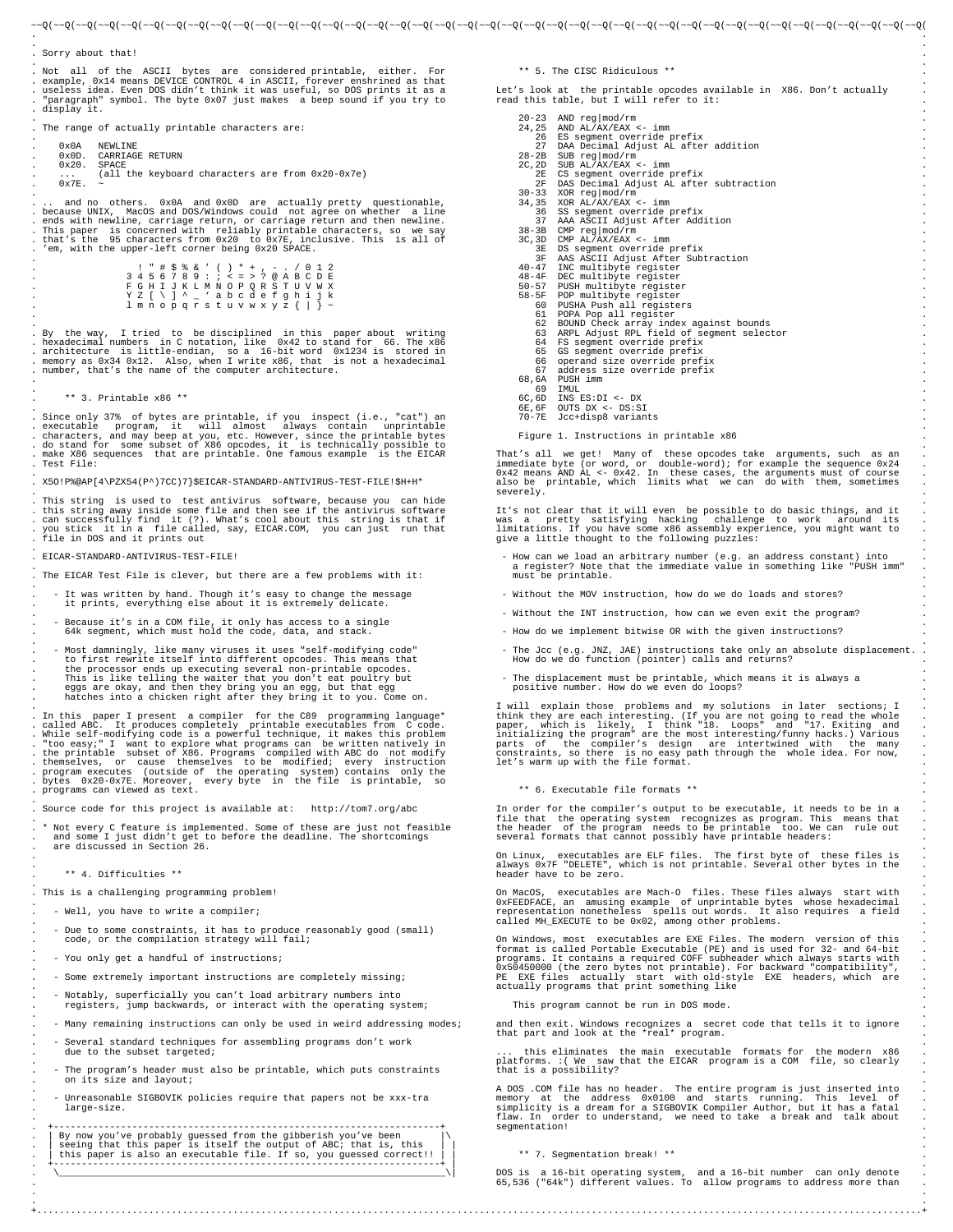Sorry about that!

Not all of the ASCII bytes are considered printable, either. For example, 0x14 means DEVICE CONTROL 4 in ASCII, forever enshrined as that useless idea. Even DOS didn't think it was useful, so DOS prints it as a "paragraph" symbol. The byte 0x07 just makes a beep sound if you try to display it.

The range of actually printable characters are:

```
   0x0A   NEWLINE
   0x0D.  CARRIAGE RETURN
   0x20.  SPACE
   ...    (all the keyboard characters are from 0x20-0x7e)
   0x7E.  ~
```

.. and no others. 0x0A and 0x0D are actually pretty questionable, because UNIX, MacOS and DOS/Windows could not agree on whether a line ends with newline, carriage return, or carriage return and then newline. This paper is concerned with reliably printable characters, so we say that's the 95 characters from 0x20 to 0x7E, inclusive. This is all of 'em, with the upper-left corner being 0x20 SPACE.

```
                  ! " # $ % & ' ( ) * + , - . / 0 1 2
              3 4 5 6 7 8 9 : ; < = > ? @ A B C D E
              F G H I J K L M N O P Q R S T U V W X
              Y Z [ \ ] ^ _ ' a b c d e f g h i j k
              l m n o p q r s t u v w x y z { | } ~
```

By the way, I tried to be disciplined in this paper about writing hexadecimal numbers in C notation, like 0x42 to stand for 66. The x86 architecture is little-endian, so a 16-bit word 0x1234 is stored in memory as 0x34 0x12. Also, when I write x86, that is not a hexadecimal number, that's the name of the computer architecture.

## ** 3. Printable x86 **

Since only 37% of bytes are printable, if you inspect (i.e., "cat") an executable program, it will almost always contain unprintable characters, and may beep at you, etc. However, since the printable bytes do stand for some subset of x86 opcodes, it is technically possible to make X86 sequences that are printable. One famous example is the EICAR Test File:

```
X5O!P%@AP[4\PZX54(P^)7CC)7}$EICAR-STANDARD-ANTIVIRUS-TEST-FILE!$H+H*
```

This string is used to test antivirus software, because you can hide this string away inside some file and then see if the antivirus software can successfully find it (?). What's cool about this string is that if you stick it in a file called, say, EICAR.COM, you can just run that file in DOS and it prints out

```
EICAR-STANDARD-ANTIVIRUS-TEST-FILE!
```

The EICAR Test File is clever, but there are a few problems with it:

- It was written by hand. Though it's easy to change the message it prints, everything else about it is extremely delicate.
- Because it's in a COM file, it only has access to a single 64k segment, which must hold the code, data, and stack.
- Most damningly, like many viruses it uses "self-modifying code" to first rewrite itself into different opcodes. This means that the processor ends up executing several non-printable opcodes. This is like telling the waiter that you don't eat poultry but eggs are okay, and then they bring you an egg, but that egg hatches into a chicken right after they bring it to you. Come on.

In this paper I present a compiler for the C89 programming language* called ABC. It produces completely printable executables from C code. While self-modifying code is a powerful technique, it makes this problem "too easy;" I want to explore what programs can be written natively in the printable subset of X86. Programs compiled with ABC do not modify themselves, or cause themselves to be modified; every instruction program executes (outside of the operating system) contains only the bytes 0x20-0x7E. Moreover, every byte in the file is printable, so programs can viewed as text.

Source code for this project is available at: http://tom7.org/abc

\* Not every C feature is implemented. Some of these are just not feasible and some I just didn't get to before the deadline. The shortcomings are discussed in Section 26.

## ** 4. Difficulties **

This is a challenging programming problem!

- Well, you have to write a compiler;
- Due to some constraints, it has to produce reasonably good (small) code, or the compilation strategy will fail;
- You only get a handful of instructions;
- Some extremely important instructions are completely missing;
- Notably, superficially you can't load arbitrary numbers into registers, jump backwards, or interact with the operating system;
- Many remaining instructions can only be used in weird addressing modes;
- Several standard techniques for assembling programs don't work due to the subset targeted;
- The program's header must also be printable, which puts constraints on its size and layout;
- Unreasonable SIGBOVIK policies require that papers not be xxx-tra large-size.

```
+-------------------------------------------------------------+
| By now you've probably guessed from the gibberish you've been |\
| seeing that this paper is itself the output of ABC; that is, this | |
| this paper is also an executable file. If so, you guessed correct!! | |
+-------------------------------------------------------------+ |
 \_____________________________________________________________\|
```

## ** 5. The CISC Ridiculous **

Let's look at the printable opcodes available in X86. Don't actually read this table, but I will refer to it:

```
   20-23  AND reg|mod/rm
   24,25  AND AL/AX/EAX <- imm
      26  ES segment override prefix
      27  DAA Decimal Adjust AL after addition
   28-2B  SUB reg|mod/rm
   2C,2D  SUB AL/AX/EAX <- imm
      2E  CS segment override prefix
      2F  DAS Decimal Adjust AL after subtraction
   30-33  XOR reg|mod/rm
   34,35  XOR AL/AX/EAX <- imm
      36  SS segment override prefix
      37  AAA ASCII Adjust After Addition
   38-3B  CMP reg|mod/rm
   3C,3D  CMP AL/AX/EAX <- imm
      3E  DS segment override prefix
      3F  AAS ASCII Adjust After Subtraction
   40-47  INC multibyte register
   48-4F  DEC multibyte register
   50-57  PUSH multibyte register
   58-5F  POP multibyte register
      60  PUSHA Push all registers
      61  POPA Pop all register
      62  BOUND Check array index against bounds
      63  ARPL Adjust RPL field of segment selector
      64  FS segment override prefix
      65  GS segment override prefix
      66  operand size override prefix
      67  address size override prefix
   68,6A  PUSH imm
      69  IMUL
   6C,6D  INS ES:DI <- DX
   6E,6F  OUTS DX <- DS:SI
   70-7E  Jcc+disp8 variants
```

Figure 1. Instructions in printable x86

That's all we get! Many of these opcodes take arguments, such as an immediate byte (or word, or double-word); for example the sequence 0x24 0x42 means AND AL <- 0x42. In these cases, the arguments must of course also be printable, which limits what we can do with them, sometimes severely.

It's not clear that it will even be possible to do basic things, and it was a pretty satisfying hacking challenge to work around its limitations. If you have some x86 assembly experience, you might want to give a little thought to the following puzzles:

- How can we load an arbitrary number (e.g. an address constant) into a register? Note that the immediate value in something like "PUSH imm" must be printable.
- Without the MOV instruction, how do we do loads and stores?
- Without the INT instruction, how can we even exit the program?
- How do we implement bitwise OR with the given instructions?
- The Jcc (e.g. JNZ, JAE) instructions take only an absolute displacement. How do we do function (pointer) calls and returns?
- The displacement must be printable, which means it is always a positive number. How do we even do loops?

I will explain those problems and my solutions in later sections; I think they are each interesting. (If you are not going to read the whole paper, which is likely, I think "18. Loops" and "17. Exiting and initializing the program" are the most interesting/funny hacks.) Various parts of the compiler's design are intertwined with the many constraints, so there is no easy path through the whole idea. For now, let's warm up with the file format.

## ** 6. Executable file formats **

In order for the compiler's output to be executable, it needs to be in a file that the operating system recognizes as program. This means that the header of the program needs to be printable too. We can rule out several formats that cannot possibly have printable headers:

On Linux, executables are ELF files. The first byte of these files is always 0x7F "DELETE", which is not printable. Several other bytes in the header have to be zero.

On MacOS, executables are Mach-O files. These files always start with 0xFEEDFACE, an amusing example of unprintable bytes whose hexadecimal representation nonetheless spells out words. It also requires a field called MH_EXECUTE to be 0x02, among other problems.

On Windows, most executables are EXE Files. The modern version of this format is called Portable Executable (PE) and is used for 32- and 64-bit programs. It contains a required COFF subheader which always starts with 0x50450000 (the zero bytes not printable). For backward "compatibility", PE EXE files actually start with old-style EXE headers, which are actually programs that print something like

```
This program cannot be run in DOS mode.
```

and then exit. Windows recognizes a secret code that tells it to ignore that part and look at the *real* program.

... this eliminates the main executable formats for the modern x86 platforms. :( We saw that the EICAR program is a COM file, so clearly that is a possibility?

A DOS .COM file has no header. The entire program is just inserted into memory at the address 0x0100 and starts running. This level of simplicity is a dream for a SIGBOVIK Compiler Author, but it has a fatal flaw. In order to understand, we need to take a break and talk about segmentation!

## ** 7. Segmentation break! **

DOS is a 16-bit operating system, and a 16-bit number can only denote 65,536 ("64k") different values. To allow programs to address more than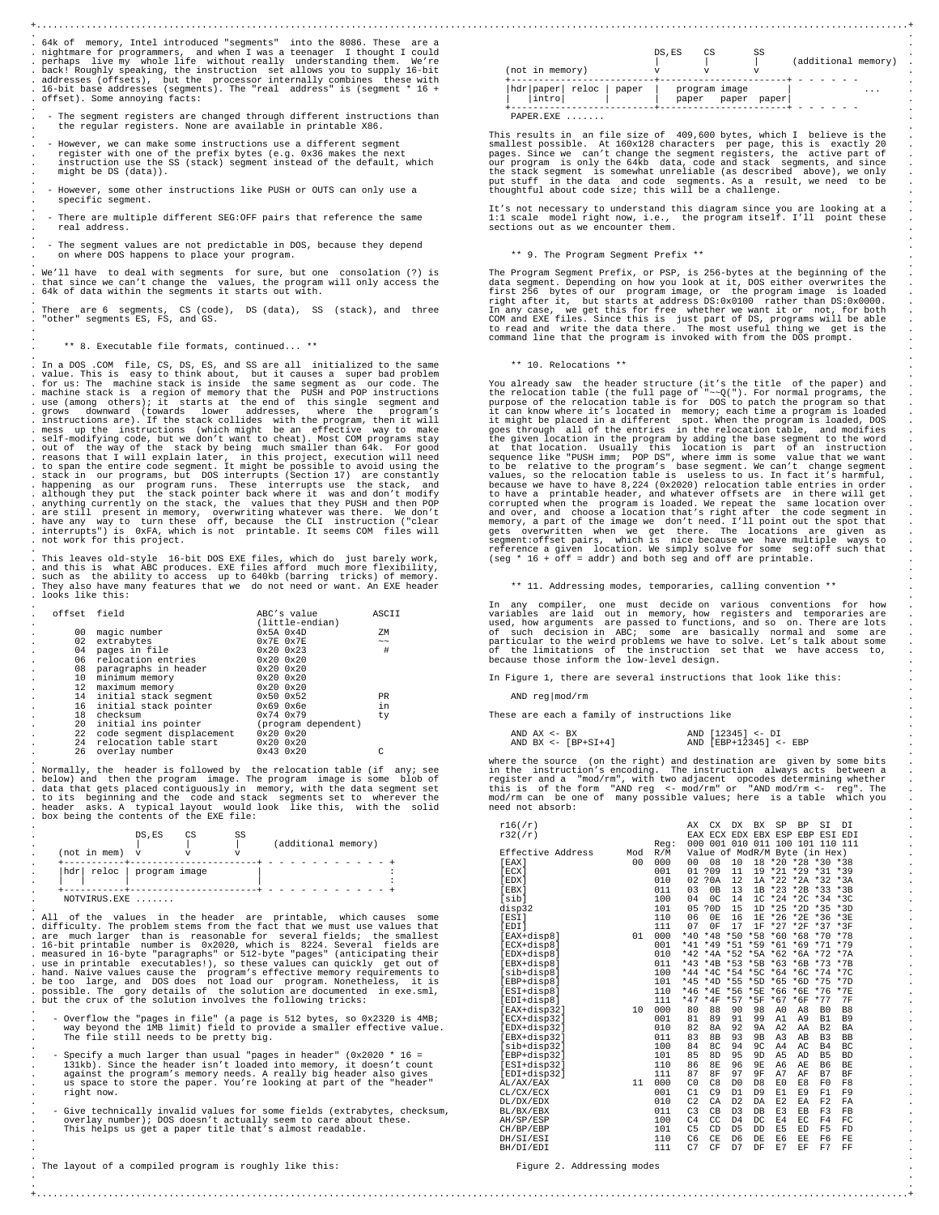64k of memory, Intel introduced "segments" into the 8086. These are a nightmare for programmers, and when I was a teenager I thought I could perhaps live my whole life without really understanding them. We're back! Roughly speaking, the instruction set allows you to supply 16-bit addresses (offsets), but the processor internally combines these with 16-bit base addresses (segments). The "real address" is (segment * 16 + offset). Some annoying facts:

- The segment registers are changed through different instructions than the regular registers. None are available in printable X86.
- However, we can make some instructions use a different segment register with one of the prefix bytes (e.g. 0x36 makes the next instruction use the SS (stack) segment instead of the default, which might be DS (data)).
- However, some other instructions like PUSH or OUTS can only use a specific segment.
- There are multiple different SEG:OFF pairs that reference the same real address.
- The segment values are not predictable in DOS, because they depend on where DOS happens to place your program.

We'll have to deal with segments for sure, but one consolation (?) is that since we can't change the values, the program will only access the 64k of data within the segments it starts out with.

There are 6 segments, CS (code), DS (data), SS (stack), and three "other" segments ES, FS, and GS.

## ** 8. Executable file formats, continued... **

In a DOS .COM file, CS, DS, ES, and SS are all initialized to the same value. This is easy to think about, but it causes a super bad problem for us: The machine stack is inside the same segment as our code. The machine stack is a region of memory that the PUSH and POP instructions use (among others); it starts at the end of this single segment and grows downward (towards lower addresses, where the program's instructions are). If the stack collides with the program, then it will mess up the instructions (which might be an effective way to make self-modifying code, but we don't want to cheat). Most COM programs stay out of the way of the stack by being much smaller than 64k. For good reasons that I will explain later, in this project, execution will need to span the entire code segment. It might be possible to avoid using the stack in our programs, but DOS interrupts (Section 17) are constantly happening as our program runs. These interrupts use the stack, and although they put the stack pointer back where it was and don't modify anything currently on the stack, the values that they PUSH and then POP are still present in memory, overwriting whatever was there. We don't have any way to turn these off, because the CLI instruction ("clear interrupts") is 0xFA, which is not printable. It seems COM files will not work for this project.

This leaves old-style 16-bit DOS EXE files, which do just barely work, and this is what ABC produces. EXE files afford much more flexibility, such as the ability to access up to 640kb (barring tricks) of memory. They also have many features that we do not need or want. An EXE header looks like this:

| offset | field | ABC's value (little-endian) | ASCII |
|---|---|---|---|
| 00 | magic number | 0x5A 0x4D | ZM |
| 02 | extrabytes | 0x7E 0x7E | ~~ |
| 04 | pages in file | 0x20 0x23 | # |
| 06 | relocation entries | 0x20 0x20 | |
| 08 | paragraphs in header | 0x20 0x20 | |
| 10 | minimum memory | 0x20 0x20 | |
| 12 | maximum memory | 0x20 0x20 | |
| 14 | initial stack segment | 0x50 0x52 | PR |
| 16 | initial stack pointer | 0x69 0x6e | in |
| 18 | checksum | 0x74 0x79 | ty |
| 20 | initial ins pointer | (program dependent) | |
| 22 | code segment displacement | 0x20 0x20 | |
| 24 | relocation table start | 0x20 0x20 | |
| 26 | overlay number | 0x43 0x20 | C |

Normally, the header is followed by the relocation table (if any; see below) and then the program image. The program image is some blob of data that gets placed contiguously in memory, with the data segment set to its beginning and the code and stack segments set to wherever the header asks. A typical layout would look like this, with the solid box being the contents of the EXE file:

```
                DS,ES    CS       SS
                |        |        |       (additional memory)
  (not in mem)  v        v        v
  +-----------+-----------------------+ - - - - - - - - - - - +
  |hdr| reloc | program image         |                       :
  |   |       |                       |                       :
  +-----------+-----------------------+ - - - - - - - - - - - +
   NOTVIRUS.EXE .......
```

All of the values in the header are printable, which causes some difficulty. The problem stems from the fact that we must use values that are much larger than is reasonable for several fields; the smallest 16-bit printable number is 0x2020, which is 8224. Several fields are measured in 16-byte "paragraphs" or 512-byte "pages" (anticipating their use in printable executables!), so these values can quickly get out of hand. Naive values cause the program's effective memory requirements to be too large, and DOS does not load our program. Nonetheless, it is possible. The gory details of the solution are documented in exe.sml, but the crux of the solution involves the following tricks:

- Overflow the "pages in file" (a page is 512 bytes, so 0x2320 is 4MB; way beyond the 1MB limit) field to provide a smaller effective value. The file still needs to be pretty big.
- Specify a much larger than usual "pages in header" (0x2020 * 16 = 131kb). Since the header isn't loaded into memory, it doesn't count against the program's memory needs. A really big header also gives us space to store the paper. You're looking at part of the "header" right now.
- Give technically invalid values for some fields (extrabytes, checksum, overlay number); DOS doesn't actually seem to care about these. This helps us get a paper title that's almost readable.

The layout of a compiled program is roughly like this:

```
                              DS,ES    CS       SS
                              |        |        |       (additional memory)
  (not in memory)             v        v        v
  +-------------------------+-----------------------+ - - - - - -
  |hdr|paper| reloc | paper |   program image       |        ...
  |   |intro|       |       |   paper   paper  paper|
  +-------------------------+-----------------------+ - - - - - -
   PAPER.EXE .......
```

This results in an file size of 409,600 bytes, which I believe is the smallest possible. At 160x128 characters per page, this is exactly 20 pages. Since we can't change the segment registers, the active part of our program is only the 64kb data, code and stack segments, and since the stack segment is somewhat unreliable (as described above), we only put stuff in the data and code segments. As a result, we need to be thoughtful about code size; this will be a challenge.

It's not necessary to understand this diagram since you are looking at a 1:1 scale model right now, i.e., the program itself. I'll point these sections out as we encounter them.

## ** 9. The Program Segment Prefix **

The Program Segment Prefix, or PSP, is 256-bytes at the beginning of the data segment. Depending on how you look at it, DOS either overwrites the first 256 bytes of our program image, or the program image is loaded right after it, but starts at address DS:0x0100 rather than DS:0x0000. In any case, we get this for free whether we want it or not, for both COM and EXE files. Since this is just part of DS, programs will be able to read and write the data there. The most useful thing we get is the command line that the program is invoked with from the DOS prompt.

## ** 10. Relocations **

You already saw the header structure (it's the title of the paper) and the relocation table (the full page of "~~Q("). For normal programs, the purpose of the relocation table is for DOS to patch the program so that it can know where it's located in memory; each time a program is loaded it might be placed in a different spot. When the program is loaded, DOS goes through all of the entries in the relocation table, and modifies the given location in the program by adding the base segment to the word at that location. Usually this location is part of an instruction sequence like "PUSH imm; POP DS", where imm is some value that we want to be relative to the program's base segment. We can't change segment values, so the relocation table is useless to us. In fact it's harmful, because we have to have 8,224 (0x2020) relocation table entries in order to have a printable header, and whatever offsets are in there will get corrupted when the program is loaded. We repeat the same location over and over, and choose a location that's right after the code segment in memory, a part of the image we don't need. I'll point out the spot that gets overwritten when we get there. The locations are given as segment:offset pairs, which is nice because we have multiple ways to reference a given location. We simply solve for some seg:off such that (seg * 16 + off = addr) and both seg and off are printable.

## ** 11. Addressing modes, temporaries, calling convention **

In any compiler, one must decide on various conventions for how variables are laid out in memory, how registers and temporaries are used, how arguments are passed to functions, and so on. There are lots of such decision in ABC; some are basically normal and some are particular to the weird problems we have to solve. Let's talk about some of the limitations of the instruction set that we have access to, because those inform the low-level design.

In Figure 1, there are several instructions that look like this:

```
AND reg|mod/rm
```

These are each a family of instructions like

```
AND AX <- BX                 AND [12345] <- DI
AND BX <- [BP+SI+4]          AND [EBP+12345] <- EBP
```

where the source (on the right) and destination are given by some bits in the instruction's encoding. The instruction always acts between a register and a "mod/rm", with two adjacent opcodes determining whether this is of the form "AND reg <- mod/rm" or "AND mod/rm <- reg". The mod/rm can be one of many possible values; here is a table which you need not absorb:

| r16(/r) | | | AX | CX | DX | BX | SP | BP | SI | DI |
|---|---|---|---|---|---|---|---|---|---|---|
| r32(/r) | | | EAX | ECX | EDX | EBX | ESP | EBP | ESI | EDI |
| | | Reg: | 000 | 001 | 010 | 011 | 100 | 101 | 110 | 111 |
| Effective Address | Mod | R/M | Value of ModR/M Byte (in Hex) | | | | | | | |
| [EAX] | 00 | 000 | 00 | 08 | 10 | 18 | *20 | *28 | *30 | *38 |
| [ECX] | | 001 | 01 | ?09 | 11 | 19 | *21 | *29 | *31 | *39 |
| [EDX] | | 010 | 02 | ?0A | 12 | 1A | *22 | *2A | *32 | *3A |
| [EBX] | | 011 | 03 | 0B | 13 | 1B | *23 | *2B | *33 | *3B |
| [sib] | | 100 | 04 | 0C | 14 | 1C | *24 | *2C | *34 | *3C |
| disp32 | | 101 | 05 | ?0D | 15 | 1D | *25 | *2D | *35 | *3D |
| [ESI] | | 110 | 06 | 0E | 16 | 1E | *26 | *2E | *36 | *3E |
| [EDI] | | 111 | 07 | 0F | 17 | 1F | *27 | *2F | *37 | *3F |
| [EAX+disp8] | 01 | 000 | *40 | *48 | *50 | *58 | *60 | *68 | *70 | *78 |
| [ECX+disp8] | | 001 | *41 | *49 | *51 | *59 | *61 | *69 | *71 | *79 |
| [EDX+disp8] | | 010 | *42 | *4A | *52 | *5A | *62 | *6A | *72 | *7A |
| [EBX+disp8] | | 011 | *43 | *4B | *53 | *5B | *63 | *6B | *73 | *7B |
| [sib+disp8] | | 100 | *44 | *4C | *54 | *5C | *64 | *6C | *74 | *7C |
| [EBP+disp8] | | 101 | *45 | *4D | *55 | *5D | *65 | *6D | *75 | *7D |
| [ESI+disp8] | | 110 | *46 | *4E | *56 | *5E | *66 | *6E | *76 | *7E |
| [EDI+disp8] | | 111 | *47 | *4F | *57 | *5F | *67 | *6F | *77 | 7F |
| [EAX+disp32] | 10 | 000 | 80 | 88 | 90 | 98 | A0 | A8 | B0 | B8 |
| [ECX+disp32] | | 001 | 81 | 89 | 91 | 99 | A1 | A9 | B1 | B9 |
| [EDX+disp32] | | 010 | 82 | 8A | 92 | 9A | A2 | AA | B2 | BA |
| [EBX+disp32] | | 011 | 83 | 8B | 93 | 9B | A3 | AB | B3 | BB |
| [sib+disp32] | | 100 | 84 | 8C | 94 | 9C | A4 | AC | B4 | BC |
| [EBP+disp32] | | 101 | 85 | 8D | 95 | 9D | A5 | AD | B5 | BD |
| [ESI+disp32] | | 110 | 86 | 8E | 96 | 9E | A6 | AE | B6 | BE |
| [EDI+disp32] | | 111 | 87 | 8F | 97 | 9F | A7 | AF | B7 | BF |
| AL/AX/EAX | 11 | 000 | C0 | C8 | D0 | D8 | E0 | E8 | F0 | F8 |
| CL/CX/ECX | | 001 | C1 | C9 | D1 | D9 | E1 | E9 | F1 | F9 |
| DL/DX/EDX | | 010 | C2 | CA | D2 | DA | E2 | EA | F2 | FA |
| BL/BX/EBX | | 011 | C3 | CB | D3 | DB | E3 | EB | F3 | FB |
| AH/SP/ESP | | 100 | C4 | CC | D4 | DC | E4 | EC | F4 | FC |
| CH/BP/EBP | | 101 | C5 | CD | D5 | DD | E5 | ED | F5 | FD |
| DH/SI/ESI | | 110 | C6 | CE | D6 | DE | E6 | EE | F6 | FE |
| BH/DI/EDI | | 111 | C7 | CF | D7 | DF | E7 | EF | F7 | FF |

Figure 2. Addressing modes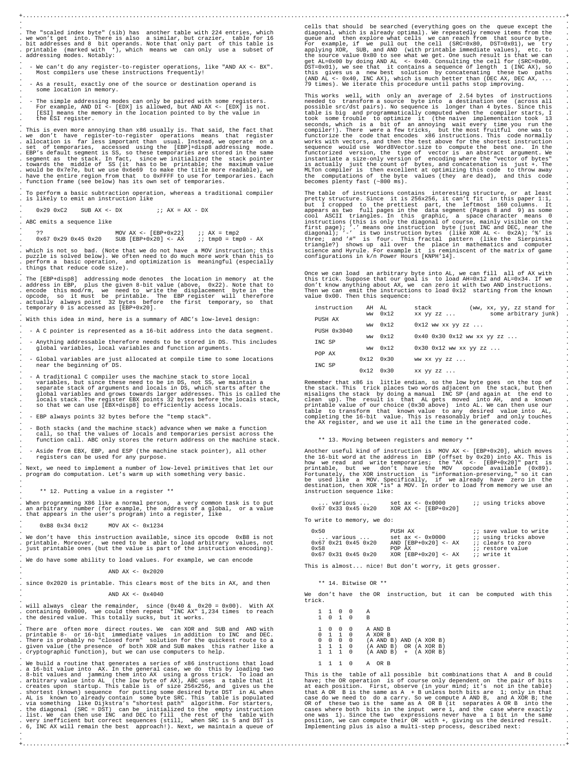The "scaled index byte" (sib) has another table with 224 entries, which we won't get into. There is also a similar, but crazier, table for 16 bit addresses and 8 bit operands. Note that only part of this table is printable (marked with *), which means we can only use a subset of addressing modes. Notably:

- We can't do any register-to-register operations, like "AND AX <- BX". Most compilers use these instructions frequently!
- As a result, exactly one of the source or destination operand is some location in memory.
- The simple addressing modes can only be paired with some registers. For example, AND DI <- [EDX] is allowed, but AND AX <- [EDX] is not. [ESI] means the memory in the location pointed to by the value in the ESI register.

This is even more annoying than x86 usually is. That said, the fact that we don't have register-to-register operations means that register allocation is far less important than usual. Instead, we operate on a set of temporaries, accessed using the [EBP]+disp8 addressing mode. EBP's default segment is SS, so these temporaries are stored in the same segment as the stack. In fact, since we initialized the stack pointer towards the middle of SS (it has to be printable; the maximum value would be 0x7e7e, but we use 0x6e69 to make the title more readable), we have the entire region from that to 0xFFFF to use for temporaries. Each function frame (see below) has its own set of temporaries.

To perform a basic subtraction operation, whereas a traditional compiler is likely to emit an instruction like

```
0x29 0xC2    SUB AX <- DX          ;; AX = AX - DX
```

ABC emits a sequence like

```
??                    MOV AX <- [EBP+0x22]    ;; AX = tmp2
0x67 0x29 0x45 0x20   SUB [EBP+0x20] <- AX    ;; tmp0 = tmp0 - AX
```

which is not so bad. (Note that we do not have a MOV instruction; this puzzle is solved below). We often need to do much more work than this to perform a basic operation, and optimization is meaningful (especially things that reduce code size).

The [EBP+disp8] addressing mode denotes the location in memory at the address in EBP, plus the given 8-bit value (above, 0x22). Note that to encode this mod/rm, we need to write the displacement byte in the opcode, so it must be printable. The EBP register will therefore actually always point 32 bytes before the first temporary, so that temporary 0 is accessed as [EBP+0x20].

With this idea in mind, here is a summary of ABC's low-level design:

- A C pointer is represented as a 16-bit address into the data segment.
- Anything addressable therefore needs to be stored in DS. This includes global variables, local variables and function arguments.
- Global variables are just allocated at compile time to some locations near the beginning of DS.
- A traditional C compiler uses the machine stack to store local variables, but since these need to be in DS, not SS, we maintain a separate stack of arguments and locals in DS, which starts after the global variables and grows towards larger addresses. This is called the locals stack. The register EBX points 32 bytes before the locals stack, so that we can use [EBX+disp8] to efficiently access locals.
- EBP always points 32 bytes before the "temp stack".
- Both stacks (and the machine stack) advance when we make a function call, so that the values of locals and temporaries persist across the function call. ABC only stores the return address on the machine stack.
- Aside from EBX, EBP, and ESP (the machine stack pointer), all other registers can be used for any purpose.

Next, we need to implement a number of low-level primitives that let our program do computation. Let's warm up with something very basic.

## 12. Putting a value in a register

When programming X86 like a normal person, a very common task is to put an arbitrary number (for example, the address of a global, or a value that appears in the user's program) into a register, like

```
0xB8 0x34 0x12     MOV AX <- 0x1234
```

We don't have this instruction available, since its opcode 0xB8 is not printable. Moreover, we need to be able to load arbitrary values, not just printable ones (but the value is part of the instruction encoding).

We do have some ability to load values. For example, we can encode

```
AND AX <- 0x2020
```

since 0x2020 is printable. This clears most of the bits in AX, and then

```
AND AX <- 0x4040
```

will always clear the remainder, since (0x40 & 0x20 = 0x00). With AX containing 0x0000, we could then repeat "INC AX" 1,234 times to reach the desired value. This totally sucks, but it works.

There are often more direct routes. We can XOR and SUB and AND with printable 8- or 16-bit immediate values in addition to INC and DEC. There is probably no "closed form" solution for the quickest route to a given value (the presence of both XOR and SUB makes this rather like a cryptographic function), but we can use computers to help.

We build a routine that generates a series of x86 instructions that load a 16-bit value into AX. In the general case, we do this by loading two 8-bit values and jamming them into AX using a gross trick. To load an arbitrary value into AL (the low byte of AX), ABC uses a table that it creates upon startup. This table is of size 256x256, and gives us the shortest (known) sequence for putting some desired byte DST in AL when AL is known to already contain some byte SRC. This table is populated via something like Dijkstra's "shortest path" algorithm. For starters, the diagonal (SRC = DST) can be initialized to the empty instruction list. We can then use INC and DEC to fill the rest of the table with very inefficient but correct sequences (still, when SRC is 5 and DST is 6, INC AX will remain the best approach!). Next, we maintain a queue of cells that should be searched (everything goes on the queue except the diagonal, which is already optimal). We repeatedly remove items from the queue and then explore what cells we can reach from that source byte. For example, if we pull out the cell (SRC=0x80, DST=0x01), we try applying XOR, SUB, and AND (with printable immediate values), etc. to the source value 0x80 to see what we get. One such result is that we can get AL=0x00 by doing AND AL <- 0x40. Consulting the cell for (SRC=0x00, DST=0x01), we see that it contains a sequence of length 1 (INC AX), so this gives us a new best solution by concatenating these two paths (AND AL <- 0x40, INC AX), which is much better than (DEC AX, DEC AX, ... 79 times). We iterate this procedure until paths stop improving.

This works well, with only an average of 2.54 bytes of instructions needed to transform a source byte into a destination one (across all possible src/dst pairs). No sequence is longer than 4 bytes. Since this table is big and programmatically computed when the compiler starts, I took some trouble to optimize it (the naive implementation took 13 seconds, which is a bit of an annoying wait every time you run the compiler!). There were a few tricks, but the most fruitful one was to functorize the code that encodes x86 instructions. This code normally works with vectors, and then the test above for the shortest instruction sequence would use Word8Vector.size to compute the best one. In the functorized version, the type of vector is an abstract argument. We instantiate a size-only version of encoding where the "vector of bytes" is actually just the count of bytes, and concatenation is just +. The MLTon compiler is then excellent at optimizing this code to throw away the computations of the byte values (they are dead), and this code becomes plenty fast (~800 ms).

The table of instructions contains interesting structure, or at least pretty structure. Since it is 256x256, it can't fit in this paper 1:1, but I cropped to the prettiest part, the leftmost 160 columns. It appears as two full pages in the data segment (Pages 8 and 9) as some cool ASCII triangles. In this graphic, a space character means 0 instructions (this is only the diagonal of course, mainly visible on the first page); '.' means one instruction byte (just INC and DEC, near the diagonal); '-' is two instruction bytes (like XOR AL <- 0x2A); '%' is three; and '#' is four. This fractal pattern (like the Sierpinski triangle?) shows up all over the place in mathematics and computer science and Hyrule. For example it is reminiscent of the matrix of game configurations in k/n Power Hours [KNPH'14].

Once we can load an arbitrary byte into AL, we can fill all of AX with this trick. Suppose that our goal is to load AH=0x12 and AL=0x34. If we don't know anything about AX, we can zero it with two AND instructions. Then we can emit the instructions to load 0x12 starting from the known value 0x00. Then this sequence:

```
instruction    AH  AL      stack          (ww, xx, yy, zz stand for
               ww  0x12    xx yy zz ...        some arbitrary junk)
PUSH AX
               ww  0x12    0x12 ww xx yy zz ...
PUSH 0x3040
               ww  0x12    0x40 0x30 0x12 ww xx yy zz ...
INC SP
               ww  0x12    0x30 0x12 ww xx yy zz ...
POP AX
             0x12  0x30    ww xx yy zz ...
INC SP
             0x12  0x30    xx yy zz ...
```

Remember that x86 is little endian, so the low byte goes on the top of the stack. This trick places two words adjacent on the stack, but then misaligns the stack by doing a manual INC SP (and again at the end to clean up). The result is that AL gets moved into AH, and a known printable value of our choice (0x30 above) into AL. We can then use our table to transform that known value to any desired value into AL, completing the 16-bit value. This is reasonably brief and only touches the AX register, and we use it all the time in the generated code.

## 13. Moving between registers and memory

Another useful kind of instruction is MOV AX <- [EBP+0x20], which moves the 16-bit word at the address in EBP (offset by 0x20) into AX. This is how we read and write temporaries; the "AX <- [EBP+0x20]" part is printable, but we don't have the MOV opcode available (0x89). Fortunately, the XOR instruction is "information-preserving," so it can be used like a MOV. Specifically, if we already have zero in the destination, then XOR *is* a MOV. In order to load from memory we use an instruction sequence like:

```
... various ...        set ax <- 0x0000          ;; using tricks above
0x67 0x33 0x45 0x20    XOR AX <- [EBP+0x20]
```

To write to memory, we do:

```
0x50                   PUSH AX                   ;; save value to write
... various ...        set ax <- 0x0000          ;; using tricks above
0x67 0x21 0x45 0x20    AND [EBP+0x20] <- AX      ;; clears to zero
0x58                   POP AX                    ;; restore value
0x67 0x31 0x45 0x20    XOR [EBP+0x20] <- AX      ;; write it
```

This is almost... nice! But don't worry, it gets grosser.

## 14. Bitwise OR

We don't have the OR instruction, but it can be computed with this trick.

```
1 1 0 0   A
1 0 1 0   B

1 0 0 0   A AND B
0 1 1 0   A XOR B
0 0 0 0   (A AND B) AND (A XOR B)
1 1 1 0   (A AND B)  OR (A XOR B)
1 1 1 0   (A AND B)  +  (A XOR B)

1 1 1 0   A  OR B
```

This is the table of all possible bit combinations that A and B could have; the OR operation is of course only dependent on the pair of bits at each position. First, observe (in your mind; it's not in the table) that A OR B is the same as A + B unless both bits are 1; only in that case do we need to do a carry. So we compute A AND B, and A XOR B; the OR of these two is the same as A OR B (it separates A OR B into the cases where both bits in the input were 1, and the case where exactly one was 1). Since the two expressions never have a 1 bit in the same position, we can compute their OR with +, giving us the desired result. Implementing plus is also a multi-step process, described next: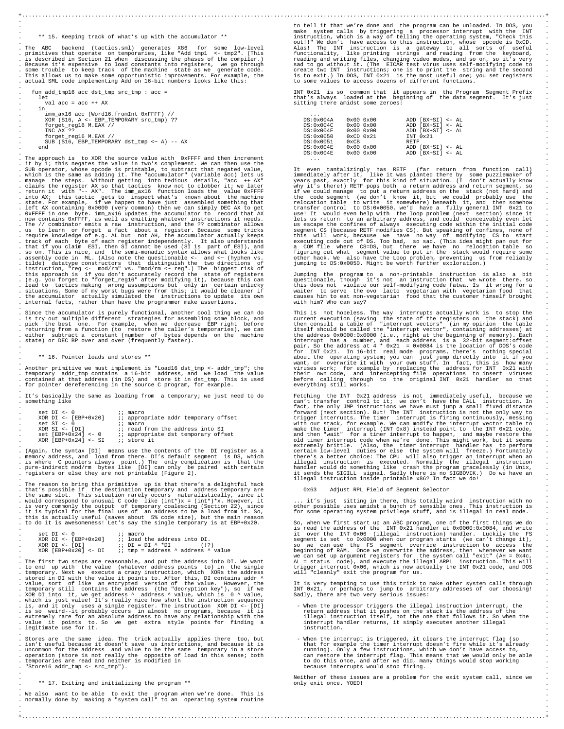## ** 15. Keeping track of what's up with the accumulator **

The ABC backend (tactics.sml) generates X86 for some low-level primitives that operate on temporaries, like "Add tmp1 <- tmp2". (This is described in Section 21 when discussing the phases of the compiler.) Because it's expensive to load constants into registers, we go through some trouble to keep track of the machine state as we generate code. This allows us to make some opportunistic improvements. For example, the actual SML code implementing Add on 16-bit numbers looks like this:

```
fun add_tmp16 acc dst_tmp src_tmp : acc =
  let
    val acc = acc ++ AX
  in
    imm_ax16 acc (Word16.fromInt 0xFFFF) //
    XOR (S16, A <- EBP_TEMPORARY src_tmp) ??
    forget_reg16 M.EAX //
    INC AX ??
    forget_reg16 M.EAX //
    SUB (S16, EBP_TEMPORARY dst_tmp <~ A) -- AX
  end
```

The approach is to XOR the source value with 0xFFFF and then increment it by 1; this negates the value in two's complement. We can then use the SUB operator, whose opcode is printable, to subtract that negated value, which is the same as adding it. The "accumulator" (variable acc) lets us manage the steps. Without getting into tedious details, "acc ++ AX" claims the register AX so that tactics know not to clobber it; we later return it with "-- AX". The imm_ax16 function loads the value 0xFFFF into AX; this tactic gets to inspect what's known about the machine state. For example, if we happen to have just assembled something that left AX containing 0x0000 (very common) then we can simply DEC AX to get 0xFFFF in one byte. imm_ax16 updates the accumulator to record that AX now contains 0xFFFF, as well as emitting whatever instructions it needs. The // combinator emits a raw instruction, and the ?? combinator allows us to learn or forget a fact about a register. Because some tricks require knowledge of e.g. AL but not AH, the accumulator actually keeps track of each byte of each register independently. It also understands that if you claim ESI, then SI cannot be used (SI is part of ESI), and so on. This is nice, and the semi-monadic syntax allows what looks like assembly code in ML. (Also note the questionable <- and <~ (hyphen vs. tilde) datatype constructors that distinguish the two directions of instruction, "reg <- mod/rm" vs. "mod/rm <~ reg".) The biggest risk of this approach is if you don't accurately record the state of registers (e.g. you forget to "forget_reg16" after modifying it), because this can lead to tactics making wrong assumptions but only in certain unlucky situations. Some of my worst bugs were from this; it would be cleaner if the accumulator actually simulated the instructions to update its own internal facts, rather than have the programmer make assertions.

Since the accumulator is purely functional, another cool thing we can do is try out multiple different strategies for assembling some block, and pick the best one. For example, when we decrease EBP right before returning from a function (to restore the caller's temporaries), we can either subtract a constant (number of bytes depends on the machine state) or DEC BP over and over (frequently faster).

## ** 16. Pointer loads and stores **

Another primitive we must implement is "Load16 dst_tmp <- addr_tmp"; the temporary addr_tmp contains a 16-bit address, and we load the value contained at that address (in DS) and store it in dst_tmp. This is used for pointer dereferencing in the source C program, for example.

It's basically the same as loading from a temporary; we just need to do something like

```
set DI <- 0             ;; macro
XOR DI <- [EBP+0x20]    ;; appropriate addr temporary offset
set SI <- 0             ;; macro
XOR SI <- [DI]          ;; read from the address into SI
set [EBP+0x24] <- 0     ;; appropriate dst temporary offset
XOR [EBP+0x24] <- SI    ;; store it
```

(Again, the syntax [DI] means use the contents of the DI register as a memory address, and load from there. DI's default segment is DS, which is where C pointers always point.) The only complication is that the pure-indirect mod/rm bytes like [DI] can only be paired with certain registers or else they are not printable (Figure 2).

The reason to bring this primitive up is that there's a delightful hack that's possible if the destination temporary and address temporary are the same slot. This situation rarely occurs naturalistically, since it would correspond to unusual C code like (int*)x = (int*)*x. However, it is very commonly the output of temporary coalescing (Section 22), since it is typical for the final use of an address to be a load from it. So, this is actually useful (saves about 5% code size), but the main reason to do it is awesomeness! Let's say the single temporary is at EBP+0x20.

```
set DI <- 0             ;; macro
XOR DI <- [EBP+0x20]    ;; load the address into DI.
XOR DI <- [DI]          ;; DI = DI ^ *DI        (!?)
XOR [EBP+0x20] <- DI    ;; tmp = address ^ address ^ value
```

The first two steps are reasonable, and put the address into DI. We want to end up with the value (whatever address points to) in the single temporary. Next we execute a crazy instruction, which XORs the address stored in DI with the value it points to. After this, DI contains addr ^ value, sort of like an encrypted version of the value. However, the temporary still contains the address (the "decryption key"), so if we XOR DI into it, we get address ^ address ^ value, which is 0 ^ value, which is just value! It's really nice how short the instruction sequence is, and it only uses a single register. The instruction XOR DI <- [DI] is so weird--it probably occurs in almost no programs, because it is extremely rare for an absolute address to have any relationship with the value it points to. So we get extra style points for finding a legitimate use for it.

Stores are the same idea. The trick actually applies there too, but isn't useful because it doesn't save us instructions, and because it is uncommon for the address and value to be the same temporary in a store operation (store is not really the opposite of load in this sense; both temporaries are read and neither is modified in "Store16 addr_tmp <- src_tmp").

## ** 17. Exiting and initializing the program **

We also want to be able to exit the program when we're done. This is normally done by making a "system call" to an operating system routine to tell it that we're done and the program can be unloaded. In DOS, you make system calls by triggering a processor interrupt with the INT instruction, which is a way of telling the operating system, "Check this out!!" We don't have access to this instruction, whose opcode is 0xCD. Alas! The INT instruction is a gateway to all sorts of useful functionality, like printing strings and reading from the keyboard, reading and writing files, changing video modes, and so on, so it's very sad to go without it. (The EICAR test virus uses self-modifying code to create two INT instructions; one is to print the string and the second is to exit.) In DOS, INT 0x21 is the most useful one; you set registers to some values to access dozens of different functions.

INT 0x21 is so common that it appears in the Program Segment Prefix that's always loaded at the beginning of the data segment. It's just sitting there amidst some zeroes:

```
  ...
DS:0x004A   0x00 0x00       ADD [BX+SI] <- AL
DS:0x004C   0x00 0x00       ADD [BX+SI] <- AL
DS:0x004E   0x00 0x00       ADD [BX+SI] <- AL
DS:0x0050   0xCD 0x21       INT 0x21
DS:0x0051   0xCB            RETF
DS:0x004E   0x00 0x00       ADD [BX+SI] <- AL
DS:0x004E   0x00 0x00       ADD [BX+SI] <- AL
  ...
```

It even tantalizingly has RETF (far return from function call) immediately after it, like it was planted there by some puzzlemaker of years past, exactly for this kind of situation. (I don't actually know why it's there!) RETF pops both a return address and return segment, so if we could manage to put a return address on the stack (not hard) and the code segment (we don't know it, but we could probably use the relocation table to write it somewhere) beneath it, and then somehow transfer control to DS:0x0050, we'd have a fully general INT 0x21 to use! It would even help with the loop problem (next section) since it lets us return to an arbitrary address, and could conceivably even let us escape the confines of always executing code within the initial code segment CS (because RETF modifies CS). But speaking of confines, none of this will work, because we have no way of modifying CS to start executing code out of DS. Too bad, so sad. (This idea might pan out for a COM file where CS=DS, but there we have no relocation table so figuring out what segment value to put in the stack would require some other hack. We also have the Loop problem, preventing us from reliably jumping to DS:0x0050. Might be worth further exploration.)

Jumping the program to a non-printable instruction is also a bit questionable, though it's not an instruction that we wrote there, so this does not violate our self-modifying code fatwa. Is it wrong for a waiter to serve the ovo lacto vegetarian with vegetarian food that causes him to eat non-vegetarian food that the customer himself brought with him? Who can say?

This is not hopeless. The way interrupts actually work is to stop the current execution (saving the state of the registers on the stack) and then consult a table of "interrupt vectors" (in my opinion the table itself should be called the "interrupt vector", containing addresses) at the address 0x0000:0x0000 (i.e., right at the beginning of memory). Each interrupt has a number, and each address is a 32-bit segment:offset pair. So the address at 4 * 0x21 = 0x0084 is the location of DOS's code for INT 0x21. In 16-bit real mode programs, there's nothing special about the operating system; you can just jump directly into it if you want, or overwrite it with your own stuff. In fact, this is how many viruses work; for example by replacing the address for INT 0x21 with their own code, and intercepting file operations to insert viruses before calling through to the original INT 0x21 handler so that everything still works.

Fetching the INT 0x21 address is not immediately useful, because we can't transfer control to it; we don't have the CALL instruction. In fact, the only JMP instructions we have must jump a small fixed distance forward (next section). But! The INT instruction is not the only way to trigger interrupts. The timer interrupt is firing continuously, messing with our stack, for example. We can modify the interrupt vector table to make the timer interrupt (INT 0x8) instead point to the INT 0x21 code, and then "wait" for a timer interrupt to happen, and maybe restore the old timer interrupt code when we're done. This might work, but it seems extremely brittle. (Also, the timer interrupt handler has to perform certain low-level duties or else the system will freeze.) Fortunately there's a better choice: The CPU will also trigger an interrupt when an illegal instruction is executed. Normally the illegal instruction handler would do something like crash the program gracelessly (in Unix, it sends the SIGILL signal. Sadly there is no SIGBOVIK.) Do we have an illegal instruction inside printable x86? In fact we do!

0x63    Adjust RPL Field of Segment Selector

... it's just sitting in there, this totally weird instruction with no other possible uses amidst a bunch of sensible ones. This instruction is for some operating system privilege stuff, and is illegal in real mode.

So, when we first start up an ABC program, one of the first things we do is read the address of the INT 0x21 handler at 0x0000:0x0084, and write it over the INT 0x06 (illegal instruction) handler. Luckily the FS segment is set to 0x0000 when our program starts (we can't change it), so we can use the FS segment override instruction to access the beginning of RAM. Once we overwrite the address, then whenever we want we can set up argument registers for the system call "exit" (AH = 0x4c, AL = status code), and execute the illegal ARPL instruction. This will trigger interrupt 0x06, which is now actually the INT 0x21 code, and DOS will "cleanly" exit the program for us.

It is very tempting to use this trick to make other system calls through INT 0x21, or perhaps to jump to arbitrary addresses of our choosing! Sadly, there are two very serious issues:

- When the processor triggers the illegal instruction interrupt, the return address that it pushes on the stack is the address of the illegal instruction itself, not the one that follows it. So when the interrupt handler returns, it simply executes another illegal instruction.

- When the interrupt is triggered, it clears the interrupt flag (so that for example the timer interrupt doesn't fire while it's already running). Only a few instructions, which we don't have access to, can restore the interrupt flag. This means that we would only be able to do this once, and after we did, many things would stop working because interrupts would stop firing.

Neither of these issues are a problem for the exit system call, since we only exit once. YOEO!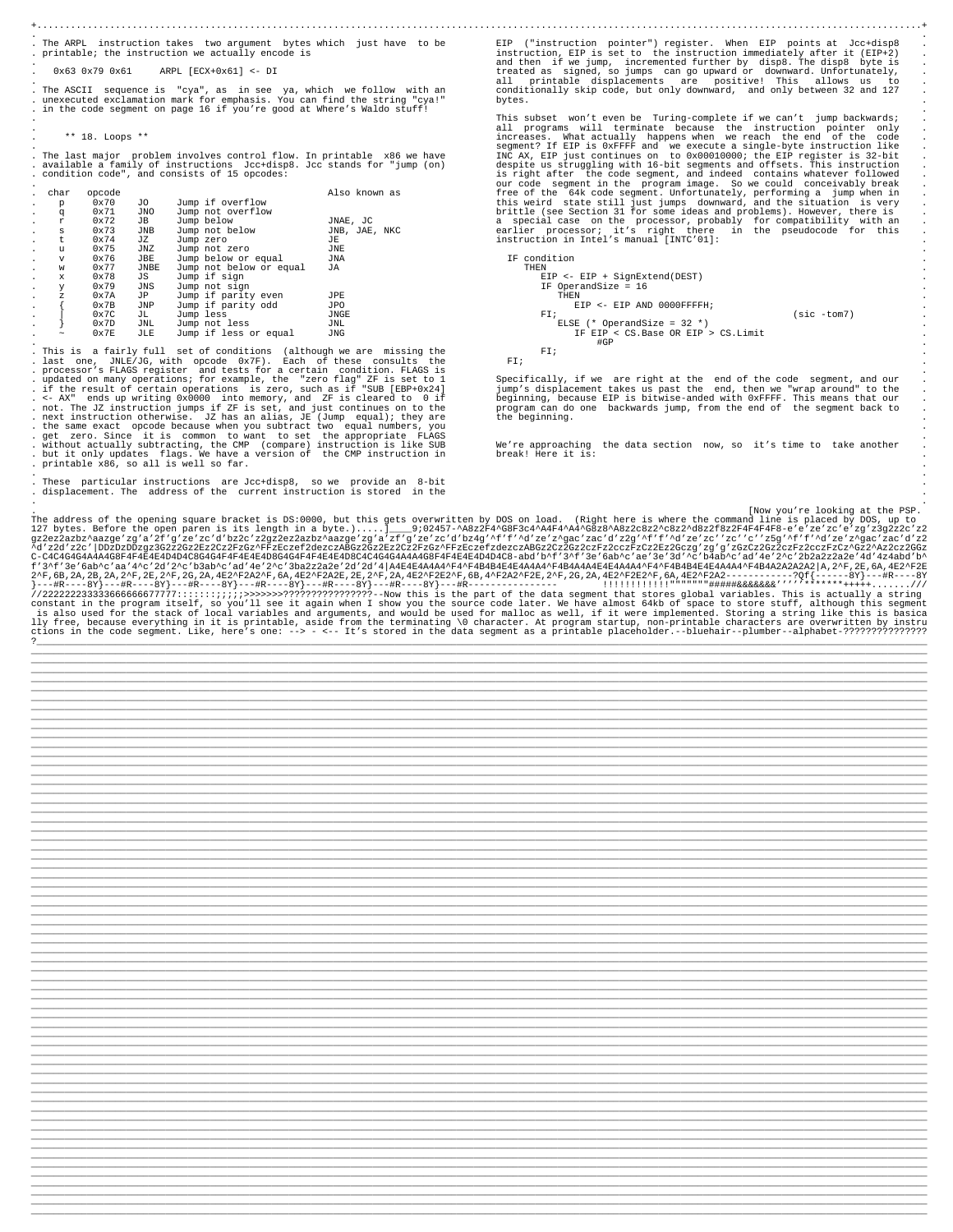The ARPL instruction takes two argument bytes which just have to be printable; the instruction we actually encode is

```
0x63 0x79 0x61     ARPL [ECX+0x61] <- DI
```

The ASCII sequence is "cya", as in see ya, which we follow with an unexecuted exclamation mark for emphasis. You can find the string "cya!" in the code segment on page 16 if you're good at Where's Waldo stuff!

## ** 18. Loops **

The last major problem involves control flow. In printable x86 we have available a family of instructions Jcc+disp8. Jcc stands for "jump (on) condition code", and consists of 15 opcodes:

| char | opcode | | | Also known as |
|---|---|---|---|---|
| p | 0x70 | JO | Jump if overflow | |
| q | 0x71 | JNO | Jump not overflow | |
| r | 0x72 | JB | Jump below | JNAE, JC |
| s | 0x73 | JNB | Jump not below | JNB, JAE, NKC |
| t | 0x74 | JZ | Jump zero | JE |
| u | 0x75 | JNZ | Jump not zero | JNE |
| v | 0x76 | JBE | Jump below or equal | JNA |
| w | 0x77 | JNBE | Jump not below or equal | JA |
| x | 0x78 | JS | Jump if sign | |
| y | 0x79 | JNS | Jump not sign | |
| z | 0x7A | JP | Jump if parity even | JPE |
| { | 0x7B | JNP | Jump if parity odd | JPO |
| \| | 0x7C | JL | Jump less | JNGE |
| } | 0x7D | JNL | Jump not less | JNL |
| ~ | 0x7E | JLE | Jump if less or equal | JNG |

This is a fairly full set of conditions (although we are missing the last one, JNLE/JG, with opcode 0x7F). Each of these consults the processor's FLAGS register and tests for a certain condition. FLAGS is updated on many operations; for example, the "zero flag" ZF is set to 1 if the result of certain operations is zero, such as if "SUB [EBP+0x24] <- AX" ends up writing 0x0000 into memory, and ZF is cleared to 0 if not. The JZ instruction jumps if ZF is set, and just continues on to the next instruction otherwise. JZ has an alias, JE (Jump equal); they are the same exact opcode because when you subtract two equal numbers, you get zero. Since it is common to want to set the appropriate FLAGS without actually subtracting, the CMP (compare) instruction is like SUB but it only updates flags. We have a version of the CMP instruction in printable x86, so all is well so far.

These particular instructions are Jcc+disp8, so we provide an 8-bit displacement. The address of the current instruction is stored in the EIP ("instruction pointer") register. When EIP points at Jcc+disp8 instruction, EIP is set to the instruction immediately after it (EIP+2) and then if we jump, incremented further by disp8. The disp8 byte is treated as signed, so jumps can go upward or downward. Unfortunately, all printable displacements are positive! This allows us to conditionally skip code, but only downward, and only between 32 and 127 bytes.

This subset won't even be Turing-complete if we can't jump backwards; all programs will terminate because the instruction pointer only increases. What actually happens when we reach the end of the code segment? If EIP is 0xFFFF and we execute a single-byte instruction like INC AX, EIP just continues on to 0x00010000; the EIP register is 32-bit despite us struggling with 16-bit segments and offsets. This instruction is right after the code segment, and indeed contains whatever followed our code segment in the program image. So we could conceivably break free of the 64k code segment. Unfortunately, performing a jump when in this weird state still just jumps downward, and the situation is very brittle (see Section 31 for some ideas and problems). However, there is a special case on the processor, probably for compatibility with an earlier processor; it's right there in the pseudocode for this instruction in Intel's manual [INTC'01]:

```
IF condition
   THEN
      EIP <- EIP + SignExtend(DEST)
      IF OperandSize = 16
         THEN
            EIP <- EIP AND 0000FFFFH;
      FI;                                               (sic -tom7)
         ELSE (* OperandSize = 32 *)
            IF EIP < CS.Base OR EIP > CS.Limit
               #GP
      FI;
FI;
```

Specifically, if we are right at the end of the code segment, and our jump's displacement takes us past the end, then we "wrap around" to the beginning, because EIP is bitwise-anded with 0xFFFF. This means that our program can do one backwards jump, from the end of the segment back to the beginning.

We're approaching the data section now, so it's time to take another break! Here it is:

[Now you're looking at the PSP.

The address of the opening square bracket is DS:0000, but this gets overwritten by DOS on load. (Right here is where the command line is placed by DOS, up to 127 bytes. Before the open paren is its length in a byte.).....]____9;02457-^A8z2F4^G8F3c4^A4F4^A4^G8z8^A8z2c8z2^c8z2^d8z2f8z2F4F4F4F8-e'e'ze'zc'e'zg'z3g2z2c'z2gz2ez2azbz^aazge'zg'a'2f'g'ze'zc'd'bz2c'z2gz2ez2azbz^aazge'zg'a'zf'g'ze'zc'd'bz4g'^f'f'^d'ze'z^gac'zac'd'z2g'^f'f'^d'ze'zc''zc''c''z5g'^f'f'^d'ze'z^gac'zac'd'z2^d'z2d'z2c'|DDzDzDDzgz3G2z2Gz2Ez2Cz2FzGz^FFzEczef2dezczABGz2Gz2Ez2Cz2FzGz^FFzEczefzdezczABGz2Cz2Gz2czFz2cczFzCz2Ez2Gczg'zg'g'zGzCz2Gz2czFz2cczFzCz^Gz2^Az2cz2GGzC-C4C4G4G4A4A4G8F4F4E4E4D4D4C8G4G4F4F4E4E4D8G4G4F4F4E4E4D8C4C4G4G4A4A4G8F4F4E4E4D4D4C8-abd'b^f'3^f'3e'6ab^c'ae'3e'3d'^c'b4ab^c'ad'4e'2^c'2b2a2z2a2e'4d'4z4abd'b^f'3^f'3e'6ab^c'aa'4^c'2d'2^c'b3ab^c'ad'4e'2^c'3ba2z2a2e'2d'2d'4|A4E4E4A4A4^F4^F4B4B4E4E4A4A4^F4B4A4A4E4E4A4A4^F4^F4B4B4E4E4A4A4^F4B4A2A2A2A2|A,2^F,2E,6A,4E2^F2E2^F,6B,2A,2B,2A,2^F,2E,2^F,2G,2A,4E2^F2A2^F,6A,4E2^F2A2E,2E,2^F,2A,4E2^F2E2^F,6B,4^F2A2^F2E,2^F,2G,2A,4E2^F2E2^F,6A,4E2^F2A2------------?Qf{------8Y}---#R----8Y}---#R----8Y}---#R----8Y}---#R----8Y}---#R----8Y}---#R----8Y}---#R----8Y}---#R---------------- !!!!!!!!!!!"""""""#####&&&&&&&''''''*******+++++.......///
//2222222333366666677777:::::::;;;;;>>>>>>>????????????????--Now this is the part of the data segment that stores global variables. This is actually a string constant in the program itself, so you'll see it again when I show you the source code later. We have almost 64kb of space to store stuff, although this segment is also used for the stack of local variables and arguments, and would be used for malloc as well, if it were implemented. Storing a string like this is basically free, because everything in it is printable, aside from the terminating \0 character. At program startup, non-printable characters are overwritten by instructions in the code segment. Like, here's one: --> - <-- It's stored in the data segment as a printable placeholder.--bluehair--plumber--alphabet-????????????????
?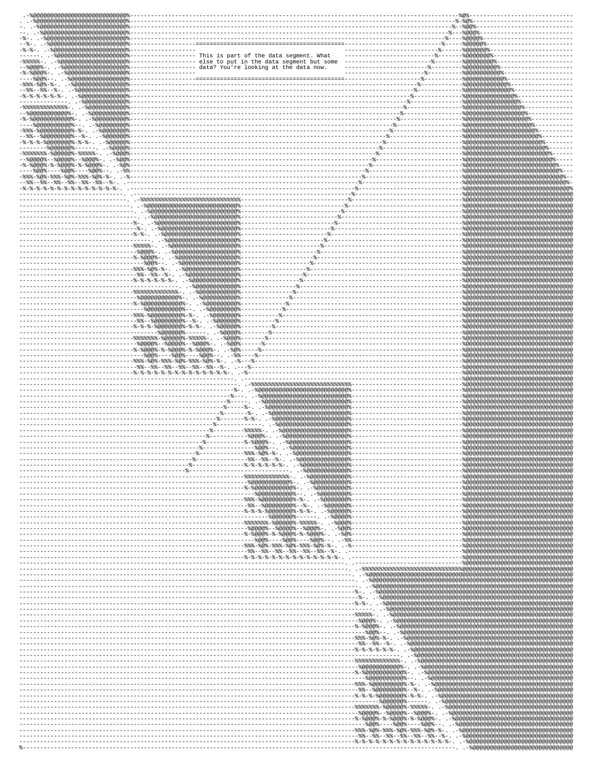This is part of the data segment. What else to put in the data segment but some data? You're looking at the data now.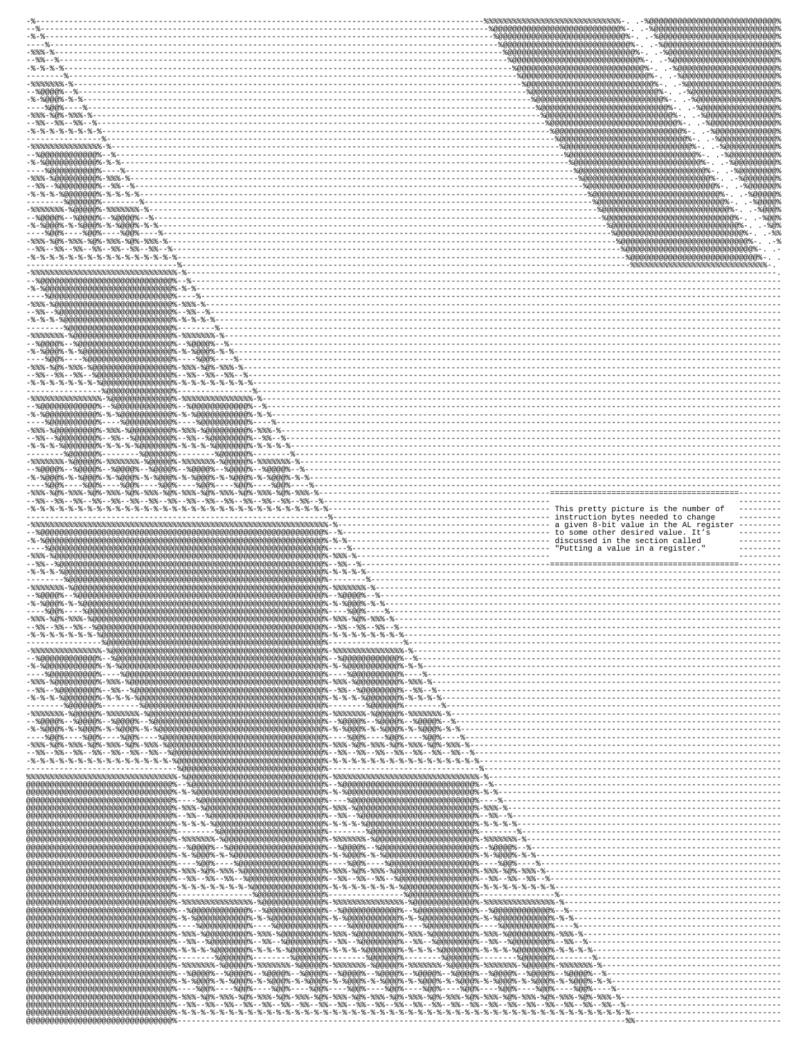This pretty picture is the number of instruction bytes needed to change a given 8-bit value in the AL register to some other desired value. It's discussed in the section called "Putting a value in a register."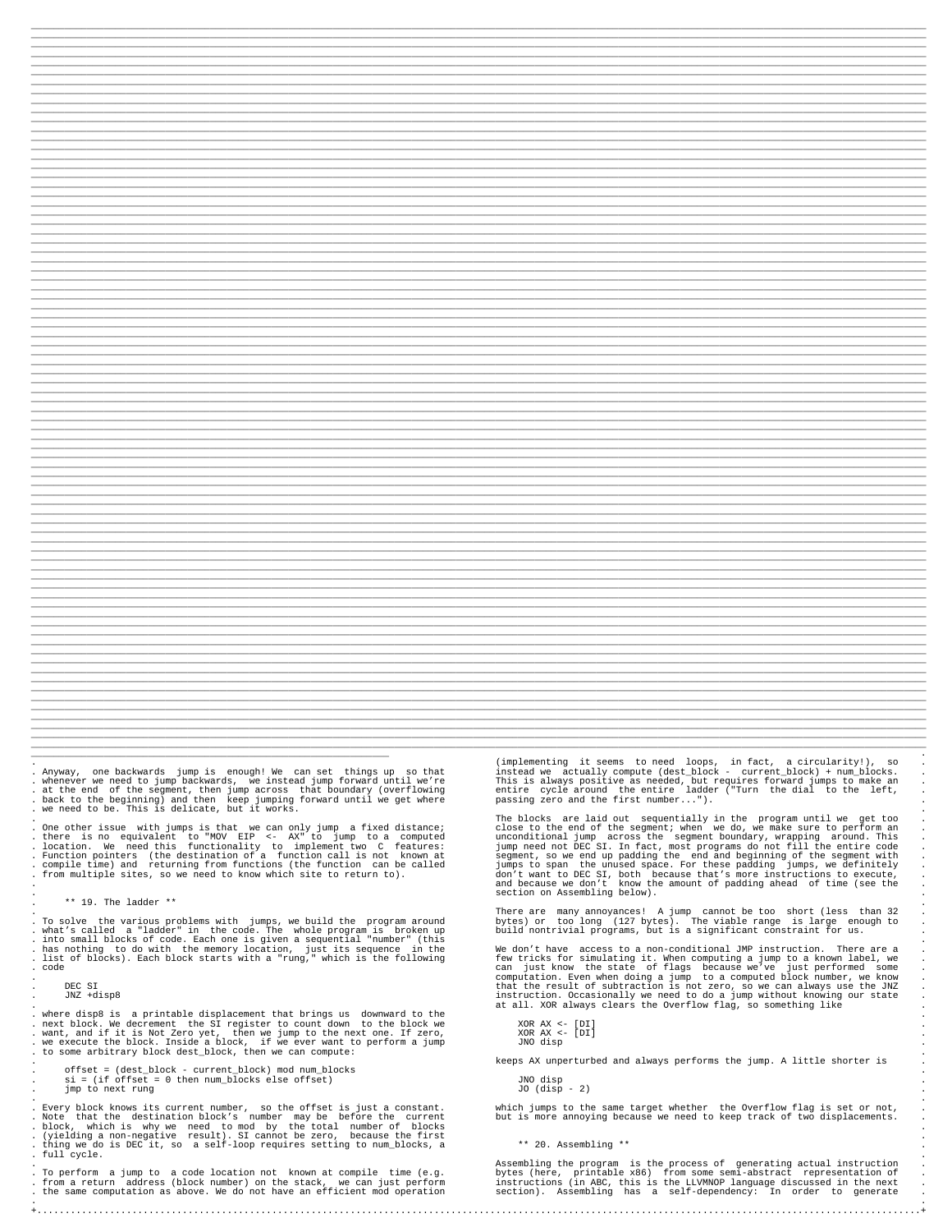Anyway, one backwards jump is enough! We can set things up so that whenever we need to jump backwards, we instead jump forward until we're at the end of the segment, then jump across that boundary (overflowing back to the beginning) and then keep jumping forward until we get where we need to be. This is delicate, but it works.

One other issue with jumps is that we can only jump a fixed distance; there is no equivalent to "MOV EIP <- AX" to jump to a computed location. We need this functionality to implement two C features: Function pointers (the destination of a function call is not known at compile time) and returning from functions (the function can be called from multiple sites, so we need to know which site to return to).

## 19. The ladder

To solve the various problems with jumps, we build the program around what's called a "ladder" in the code. The whole program is broken up into small blocks of code. Each one is given a sequential "number" (this has nothing to do with the memory location, just its sequence in the list of blocks). Each block starts with a "rung," which is the following code

```
DEC SI
JNZ +disp8
```

where disp8 is a printable displacement that brings us downward to the next block. We decrement the SI register to count down to the block we want, and if it is Not Zero yet, then we jump to the next one. If zero, we execute the block. Inside a block, if we ever want to perform a jump to some arbitrary block dest_block, then we can compute:

```
offset = (dest_block - current_block) mod num_blocks
si = (if offset = 0 then num_blocks else offset)
jmp to next rung
```

Every block knows its current number, so the offset is just a constant. Note that the destination block's number may be before the current block, which is why we need to mod by the total number of blocks (yielding a non-negative result). SI cannot be zero, because the first thing we do is DEC it, so a self-loop requires setting to num_blocks, a full cycle.

To perform a jump to a code location not known at compile time (e.g. from a return address (block number) on the stack, we can just perform the same computation as above. We do not have an efficient mod operation (implementing it seems to need loops, in fact, a circularity!), so instead we actually compute (dest_block - current_block) + num_blocks. This is always positive as needed, but requires forward jumps to make an entire cycle around the entire ladder ("Turn the dial to the left, passing zero and the first number...").

The blocks are laid out sequentially in the program until we get too close to the end of the segment; when we do, we make sure to perform an unconditional jump across the segment boundary, wrapping around. This jump need not DEC SI. In fact, most programs do not fill the entire code segment, so we end up padding the end and beginning of the segment with jumps to span the unused space. For these padding jumps, we definitely don't want to DEC SI, both because that's more instructions to execute, and because we don't know the amount of padding ahead of time (see the section on Assembling below).

There are many annoyances! A jump cannot be too short (less than 32 bytes) or too long (127 bytes). The viable range is large enough to build nontrivial programs, but is a significant constraint for us.

We don't have access to a non-conditional JMP instruction. There are a few tricks for simulating it. When computing a jump to a known label, we can just know the state of flags because we've just performed some computation. Even when doing a jump to a computed block number, we know that the result of subtraction is not zero, so we can always use the JNZ instruction. Occasionally we need to do a jump without knowing our state at all. XOR always clears the Overflow flag, so something like

```
XOR AX <- [DI]
XOR AX <- [DI]
JNO disp
```

keeps AX unperturbed and always performs the jump. A little shorter is

```
JNO disp
JO (disp - 2)
```

which jumps to the same target whether the Overflow flag is set or not, but is more annoying because we need to keep track of two displacements.

## 20. Assembling

Assembling the program is the process of generating actual instruction bytes (here, printable x86) from some semi-abstract representation of instructions (in ABC, this is the LLVMNOP language discussed in the next section). Assembling has a self-dependency: In order to generate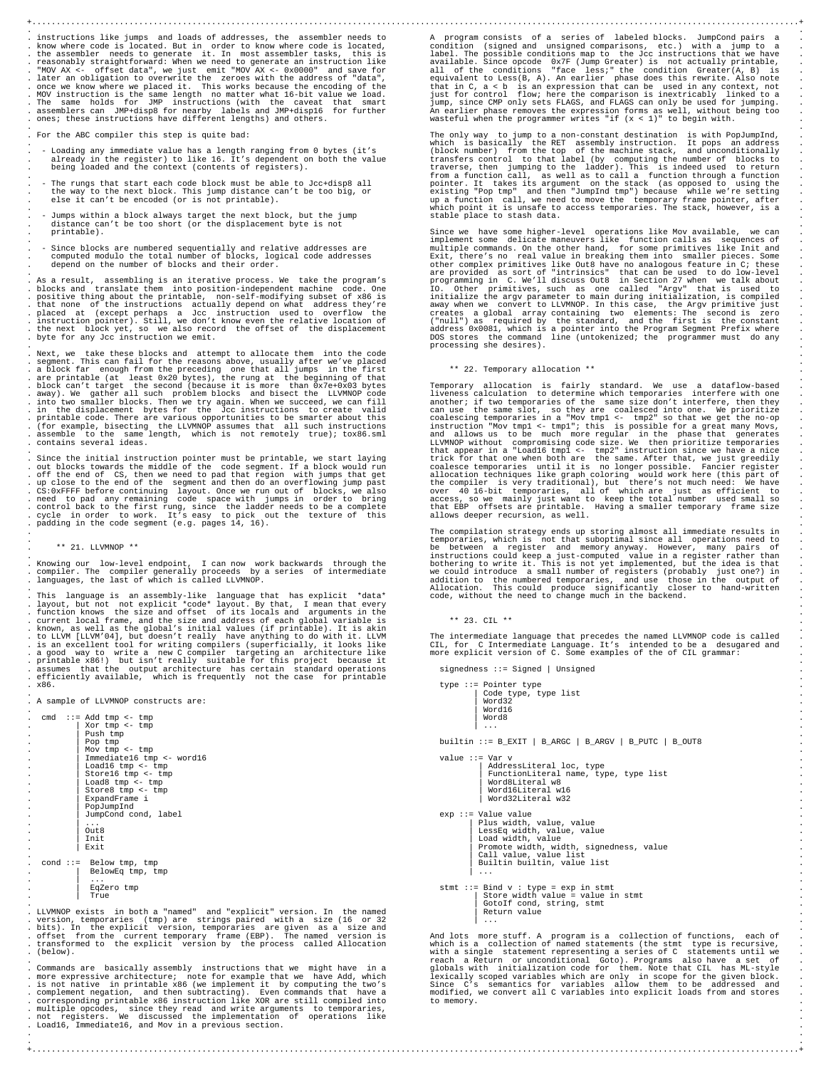instructions like jumps and loads of addresses, the assembler needs to know where code is located. But in order to know where code is located, the assembler needs to generate it. In most assembler tasks, this is reasonably straightforward: When we need to generate an instruction like "MOV AX <- offset data", we just emit "MOV AX <- 0x0000" and save for later an obligation to overwrite the zeroes with the address of "data", once we know where we placed it. This works because the encoding of the MOV instruction is the same length no matter what 16-bit value we load. The same holds for JMP instructions (with the caveat that smart assemblers can JMP+disp8 for nearby labels and JMP+disp16 for further ones; these instructions have different lengths) and others.

For the ABC compiler this step is quite bad:

- Loading any immediate value has a length ranging from 0 bytes (it's already in the register) to like 16. It's dependent on both the value being loaded and the context (contents of registers).
- The rungs that start each code block must be able to Jcc+disp8 all the way to the next block. This jump distance can't be too big, or else it can't be encoded (or is not printable).
- Jumps within a block always target the next block, but the jump distance can't be too short (or the displacement byte is not printable).
- Since blocks are numbered sequentially and relative addresses are computed modulo the total number of blocks, logical code addresses depend on the number of blocks and their order.

As a result, assembling is an iterative process. We take the program's blocks and translate them into position-independent machine code. One positive thing about the printable, non-self-modifying subset of x86 is that none of the instructions actually depend on what address they're placed at (except perhaps a Jcc instruction used to overflow the instruction pointer). Still, we don't know even the relative location of the next block yet, so we also record the offset of the displacement byte for any Jcc instruction we emit.

Next, we take these blocks and attempt to allocate them into the code segment. This can fail for the reasons above, usually after we've placed a block far enough from the preceding one that all jumps in the first are printable (at least 0x20 bytes), the rung at the beginning of that block can't target the second (because it is more than 0x7e+0x03 bytes away). We gather all such problem blocks and bisect the LLVMNOP code into two smaller blocks. Then we try again. When we succeed, we can fill in the displacement bytes for the Jcc instructions to create valid printable code. There are various opportunities to be smarter about this (for example, bisecting the LLVMNOP assumes that all such instructions assemble to the same length, which is not remotely true); tox86.sml contains several ideas.

Since the initial instruction pointer must be printable, we start laying out blocks towards the middle of the code segment. If a block would run off the end of CS, then we need to pad that region with jumps that get up close to the end of the segment and then do an overflowing jump past CS:0xFFFF before continuing layout. Once we run out of blocks, we also need to pad any remaining code space with jumps in order to bring control back to the first rung, since the ladder needs to be a complete cycle in order to work. It's easy to pick out the texture of this padding in the code segment (e.g. pages 14, 16).

## 21. LLVMNOP

Knowing our low-level endpoint, I can now work backwards through the compiler. The compiler generally proceeds by a series of intermediate languages, the last of which is called LLVMNOP.

This language is an assembly-like language that has explicit *data* layout, but not not explicit *code* layout. By that, I mean that every function knows the size and offset of its locals and arguments in the current local frame, and the size and address of each global variable is known, as well as the global's initial values (if printable). It is akin to LLVM [LLVM'04], but doesn't really have anything to do with it. LLVM is an excellent tool for writing compilers (superficially, it looks like a good way to write a new C compiler targeting an architecture like printable x86!) but isn't really suitable for this project because it assumes that the output architecture has certain standard operations efficiently available, which is frequently not the case for printable x86.

A sample of LLVMNOP constructs are:

```
cmd  ::= Add tmp <- tmp
       | Xor tmp <- tmp
       | Push tmp
       | Pop tmp
       | Mov tmp <- tmp
       | Immediate16 tmp <- word16
       | Load16 tmp <- tmp
       | Store16 tmp <- tmp
       | Load8 tmp <- tmp
       | Store8 tmp <- tmp
       | ExpandFrame i
       | PopJumpInd
       | JumpCond cond, label
       | ...
       | Out8
       | Init
       | Exit

cond ::=  Below tmp, tmp
       |  BelowEq tmp, tmp
       |  ...
       |  EqZero tmp
       |  True
```

LLVMNOP exists in both a "named" and "explicit" version. In the named version, temporaries (tmp) are strings paired with a size (16 or 32 bits). In the explicit version, temporaries are given as a size and offset from the current temporary frame (EBP). The named version is transformed to the explicit version by the process called Allocation (below).

Commands are basically assembly instructions that we might have in a more expressive architecture; note for example that we have Add, which is not native in printable x86 (we implement it by computing the two's complement negation, and then subtracting). Even commands that have a corresponding printable x86 instruction like XOR are still compiled into multiple opcodes, since they read and write arguments to temporaries, not registers. We discussed the implementation of operations like Load16, Immediate16, and Mov in a previous section.

A program consists of a series of labeled blocks. JumpCond pairs a condition (signed and unsigned comparisons, etc.) with a jump to a label. The possible conditions map to the Jcc instructions that we have available. Since opcode 0x7F (Jump Greater) is not actually printable, all of the conditions "face less;" the condition Greater(A, B) is equivalent to Less(B, A). An earlier phase does this rewrite. Also note that in C, a < b is an expression that can be used in any context, not just for control flow; here the comparison is inextricably linked to a jump, since CMP only sets FLAGS, and FLAGS can only be used for jumping. An earlier phase removes the expression forms as well, without being too wasteful when the programmer writes "if (x < 1)" to begin with.

The only way to jump to a non-constant destination is with PopJumpInd, which is basically the RET assembly instruction. It pops an address (block number) from the top of the machine stack, and unconditionally transfers control to that label (by computing the number of blocks to traverse, then jumping to the ladder). This is indeed used to return from a function call, as well as to call a function through a function pointer. It takes its argument on the stack (as opposed to using the existing "Pop tmp" and then "JumpInd tmp") because while we're setting up a function call, we need to move the temporary frame pointer, after which point it is unsafe to access temporaries. The stack, however, is a stable place to stash data.

Since we have some higher-level operations like Mov available, we can implement some delicate maneuvers like function calls as sequences of multiple commands. On the other hand, for some primitives like Init and Exit, there's no real value in breaking them into smaller pieces. Some other complex primitives like Out8 have no analogous feature in C; these are provided as sort of "intrinsics" that can be used to do low-level programming in C. We'll discuss Out8 in Section 27 when we talk about IO. Other primitives, such as one called "Argv" that is used to initialize the argv parameter to main during initialization, is compiled away when we convert to LLVMNOP. In this case, the Argv primitive just creates a global array containing two elements: The second is zero ("null") as required by the standard, and the first is the constant address 0x0081, which is a pointer into the Program Segment Prefix where DOS stores the command line (untokenized; the programmer must do any processing she desires).

## 22. Temporary allocation

Temporary allocation is fairly standard. We use a dataflow-based liveness calculation to determine which temporaries interfere with one another; if two temporaries of the same size don't interfere, then they can use the same slot, so they are coalesced into one. We prioritize coalescing temporaries in a "Mov tmp1 <- tmp2" so that we get the no-op instruction "Mov tmp1 <- tmp1"; this is possible for a great many Movs, and allows us to be much more regular in the phase that generates LLVMNOP without compromising code size. We then prioritize temporaries that appear in a "Load16 tmp1 <- tmp2" instruction since we have a nice trick for that one when both are the same. After that, we just greedily coalesce temporaries until it is no longer possible. Fancier register allocation techniques like graph coloring would work here (this part of the compiler is very traditional), but there's not much need: We have over 40 16-bit temporaries, all of which are just as efficient to access, so we mainly just want to keep the total number used small so that EBP offsets are printable. Having a smaller temporary frame size allows deeper recursion, as well.

The compilation strategy ends up storing almost all immediate results in temporaries, which is not that suboptimal since all operations need to be between a register and memory anyway. However, many pairs of instructions could keep a just-computed value in a register rather than bothering to write it. This is not yet implemented, but the idea is that we could introduce a small number of registers (probably just one?) in addition to the numbered temporaries, and use those in the output of Allocation. This could produce significantly closer to hand-written code, without the need to change much in the backend.

## 23. CIL

The intermediate language that precedes the named LLVMNOP code is called CIL, for C Intermediate Language. It's intended to be a desugared and more explicit version of C. Some examples of the of CIL grammar:

```
signedness ::= Signed | Unsigned

type ::= Pointer type
       | Code type, type list
       | Word32
       | Word16
       | Word8
       | ...

builtin ::= B_EXIT | B_ARGC | B_ARGV | B_PUTC | B_OUT8

value ::= Var v
        | AddressLiteral loc, type
        | FunctionLiteral name, type, type list
        | Word8Literal w8
        | Word16Literal w16
        | Word32Literal w32

exp ::= Value value
      | Plus width, value, value
      | LessEq width, value, value
      | Load width, value
      | Promote width, signedness, value
      | Call value, value list
      | Builtin builtin, value list
      | ...

stmt ::= Bind v : type = exp in stmt
       | Store width value = value in stmt
       | GotoIf cond, string, stmt
       | Return value
       | ...
```

And lots more stuff. A program is a collection of functions, each of which is a collection of named statements (the stmt type is recursive, with a single statement representing a series of C statements until we reach a Return or unconditional Goto). Programs also have a set of globals with initialization code for them. Note that CIL has ML-style lexically scoped variables which are only in scope for the given block. Since C's semantics for variables allow them to be addressed and modified, we convert all C variables into explicit loads from and stores to memory.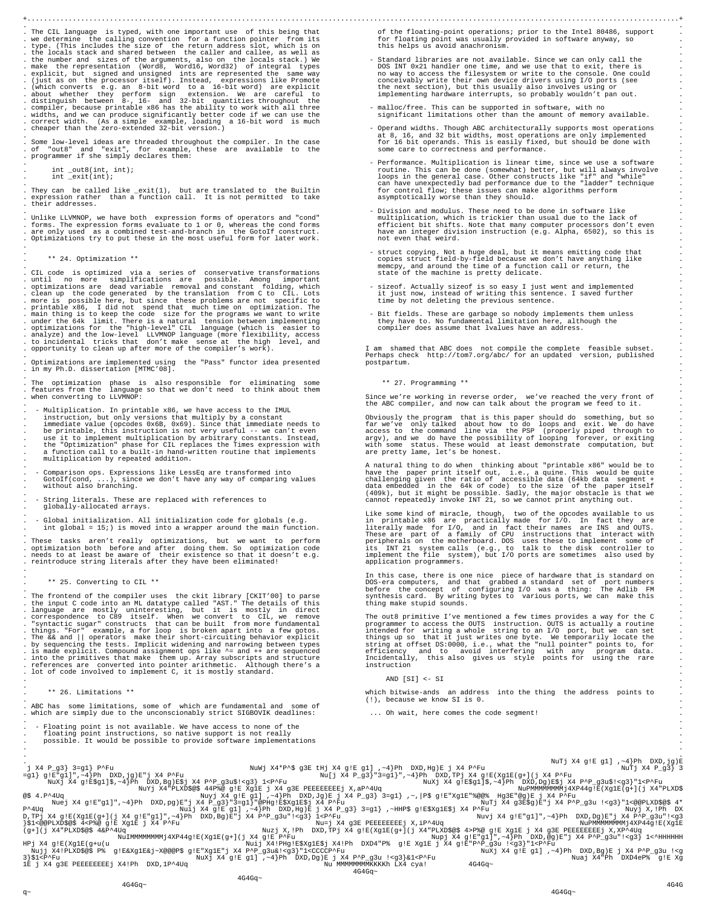The CIL language is typed, with one important use of this being that we determine the calling convention for a function pointer from its type. (This includes the size of the return address slot, which is on the locals stack and shared between the caller and callee, as well as the number and sizes of the arguments, also on the locals stack.) We make the representation (Word8, Word16, Word32) of integral types explicit, but signed and unsigned ints are represented the same way (just as on the processor itself). Instead, expressions like Promote (which converts e.g. an 8-bit word to a 16-bit word) are explicit about whether they perform sign extension. We are careful to distinguish between 8-, 16- and 32-bit quantities throughout the compiler, because printable x86 has the ability to work with all three widths, and we can produce significantly better code if we can use the correct width. (As a simple example, loading a 16-bit word is much cheaper than the zero-extended 32-bit version.)

Some low-level ideas are threaded throughout the compiler. In the case of "out8" and "exit", for example, these are available to the programmer if she simply declares them:

```
int _out8(int, int);
int _exit(int);
```

They can be called like _exit(1), but are translated to the Builtin expression rather than a function call. It is not permitted to take their addresses.

Unlike LLVMNOP, we have both expression forms of operators and "cond" forms. The expression forms evaluate to 1 or 0, whereas the cond forms are only used as a combined test-and-branch in the GotoIf construct. Optimizations try to put these in the most useful form for later work.

## 24. Optimization

CIL code is optimized via a series of conservative transformations until no more simplifications are possible. Among important optimizations are dead variable removal and constant folding, which clean up the code generated by the translation from C to CIL. Lots more is possible here, but since these problems are not specific to printable x86, I did not spend that much time on optimization. The main thing is to keep the code size for the programs we want to write under the 64k limit. There is a natural tension between implementing optimizations for the "high-level" CIL language (which is easier to analyze) and the low-level LLVMNOP language (more flexibility, access to incidental tricks that don't make sense at the high level, and opportunity to clean up after more of the compiler's work).

Optimizations are implemented using the "Pass" functor idea presented in my Ph.D. dissertation [MTMC'08].

The optimization phase is also responsible for eliminating some features from the language so that we don't need to think about them when converting to LLVMNOP:

- Multiplication. In printable x86, we have access to the IMUL instruction, but only versions that multiply by a constant immediate value (opcodes 0x6B, 0x69). Since that immediate needs to be printable, this instruction is not very useful -- we can't even use it to implement multiplication by arbitrary constants. Instead, the "Optimization" phase for CIL replaces the Times expression with a function call to a built-in hand-written routine that implements multiplication by repeated addition.

- Comparison ops. Expressions like LessEq are transformed into GotoIf(cond, ...), since we don't have any way of comparing values without also branching.

- String literals. These are replaced with references to globally-allocated arrays.

- Global initialization. All initialization code for globals (e.g. int global = 15;) is moved into a wrapper around the main function.

These tasks aren't really optimizations, but we want to perform optimization both before and after doing them. So optimization code needs to at least be aware of their existence so that it doesn't e.g. reintroduce string literals after they have been eliminated!

## 25. Converting to CIL

The frontend of the compiler uses the ckit library [CKIT'00] to parse the input C code into an ML datatype called "AST." The details of this language are mostly uninteresting, but it is mostly in direct correspondence to C89 itself. When we convert to CIL, we remove "syntactic sugar" constructs that can be built from more fundamental things. "For" example, a for loop is broken apart into a few gotos. The && and || operators make their short-circuiting behavior explicit by sequencing the tests. Implicit widening and narrowing between types is made explicit. Compound assignment ops like ^= and ++ are sequenced into the primitives that make them up. Array subscripts and structure references are converted into pointer arithmetic. Although there's a lot of code involved to implement C, it is mostly standard.

## 26. Limitations

ABC has some limitations, some of which are fundamental and some of which are simply due to the unconscionably strict SIGBOVIK deadlines:

- Floating point is not available. We have access to none of the floating point instructions, so native support is not really possible. It would be possible to provide software implementations of the floating-point operations; prior to the Intel 80486, support for floating point was usually provided in software anyway, so this helps us avoid anachronism.

- Standard libraries are not available. Since we can only call the DOS INT 0x21 handler one time, and we use that to exit, there is no way to access the filesystem or write to the console. One could conceivably write their own device drivers using I/O ports (see the next section), but this usually also involves using or implementing hardware interrupts, so probably wouldn't pan out.

- malloc/free. This can be supported in software, with no significant limitations other than the amount of memory available.

- Operand widths. Though ABC architecturally supports most operations at 8, 16, and 32 bit widths, most operations are only implemented for 16 bit operands. This is easily fixed, but should be done with some care to correctness and performance.

- Performance. Multiplication is linear time, since we use a software routine. This can be done (somewhat) better, but will always involve loops in the general case. Other constructs like "if" and "while" can have unexpectedly bad performance due to the "ladder" technique for control flow; these issues can make algorithms perform asymptotically worse than they should.

- Division and modulus. These need to be done in software like multiplication, which is trickier than usual due to the lack of efficient bit shifts. Note that many computer processors don't even have an integer division instruction (e.g. Alpha, 6502), so this is not even that weird.

- struct copying. Not a huge deal, but it means emitting code that copies struct field-by-field because we don't have anything like memcpy, and around the time of a function call or return, the state of the machine is pretty delicate.

- sizeof. Actually sizeof is so easy I just went and implemented it just now, instead of writing this sentence. I saved further time by not deleting the previous sentence.

- Bit fields. These are garbage so nobody implements them unless they have to. No fundamental limitation here, although the compiler does assume that lvalues have an address.

I am shamed that ABC does not compile the complete feasible subset. Perhaps check http://tom7.org/abc/ for an updated version, published postpartum.

## 27. Programming

Since we're working in reverse order, we've reached the very front of the ABC compiler, and now can talk about the program we feed to it.

Obviously the program that is this paper should do something, but so far we've only talked about how to do loops and exit. We do have access to the command line via the PSP (properly piped through to argv), and we do have the possibility of looping forever, or exiting with some status. These would at least demonstrate computation, but are pretty lame, let's be honest.

A natural thing to do when thinking about "printable x86" would be to have the paper print itself out, i.e., a quine. This would be quite challenging given the ratio of accessible data (64kb data segment + data embedded in the 64k of code) to the size of the paper itself (409k), but it might be possible. Sadly, the major obstacle is that we cannot repeatedly invoke INT 21, so we cannot print anything out.

Like some kind of miracle, though, two of the opcodes available to us in printable x86 are practically made for I/O. In fact they are literally made for I/O, and in fact their names are INS and OUTS. These are part of a family of CPU instructions that interact with peripherals on the motherboard. DOS uses these to implement some of its INT 21 system calls (e.g., to talk to the disk controller to implement the file system), but I/O ports are sometimes also used by application programmers.

In this case, there is one nice piece of hardware that is standard on DOS-era computers, and that grabbed a standard set of port numbers before the concept of configuring I/O was a thing: The Adlib FM synthesis card. By writing bytes to various ports, we can make this thing make stupid sounds.

The out8 primitive I've mentioned a few times provides a way for the C programmer to access the OUTS instruction. OUTS is actually a routine intended for writing a whole string to an I/O port, but we can set things up so that it just writes one byte. We temporarily locate the string at offset DS:0000, i.e., what the "null pointer" points to, for efficiency and to avoid interfering with any program data. Incidentally, this also gives us style points for using the rare instruction

```
AND [SI] <- SI
```

which bitwise-ands an address into the thing the address points to (!), because we know SI is 0.

... Oh wait, here comes the code segment!

```
                                                                                        NuTj X4 g!E g1] ,~4}Ph  DXD,jg)E
 j X4 P_g3} 3=g1} P^Fu                    NuWj X4*P^$ g3E tHj X4 g!E g1] ,~4}Ph  DXD,Hg)E j X4 P^Fu                NuTj X4 P_g3} 3
=g1} g!E"g1]",~4}Ph  DXD,jg)E"j X4 P^Fu                      Nu[j X4 P_g3}"3=g1}",~4}Ph  DXD,TPj X4 g!E(Xg1E(g+](j X4 P^Fu
    NuXj X4 g!E$g1]$,~4}Ph  DXD,Bg)E$j X4 P^P_g3u$!<g3}"1<P^Fu                 NuXj X4 g!E$g1]$,~4}Ph  DXD,Dg)E$j X4 P^P_g3u$!<g3}"1<P^Fu
                    NuYj X4"PLXD$@$ 44P%@ g!E Xg1E j X4 g3E PEEEEEEEEj X,aP^4Uq                  NuPMMMMMMMMj4XP44g!E(Xg1E(g+](j X4"PLXD$
@$ 4.P^4Uq                        Nuyj X4 g!E g1] ,~4}Ph  DXD,Jg)E j X4 P_g3} 3=g1} ,~,|P$ g!E"Xg1E"%@@%  Hg3E"@g)E j X4 P^Fu
    Nuej X4 g!E"g1]",~4}Ph  DXD,pg)E"j X4 P_g3}"3=g1}"@PHg!E$Xg1E$j X4 P^Fu                NuTj X4 g3E$g)E"j X4 P^P_g3u !<g3}"1<@@PLXD$@$ 4*
P^4Uq                               Nuij X4 g!E g1] ,~4}Ph  DXD,Hg)E j X4 P_g3} 3=g1} ,~HHP$ g!E$Xg1E$j X4 P^Fu                   Nuyj X,!Ph  DX
D,TPj X4 g!E(Xg1E(g+](j X4 g!E"g1]",~4}Ph  DXD,Bg)E"j X4 P^P_g3u"!<g3}"1<P^Fu                Nuvj X4 g!E"g1]",~4}Ph  DXD,Dg)E"j X4 P^P_g3u"!<g3
}$1<@@PLXD$@$ 4<P%@ g!E Xg1E j X4 P^Fu                            Nu=j X4 g3E PEEEEEEEEj X,iP^4Uq                    NuPMMMMMMMMj4XP44g!E(Xg1E
(g+](j X4"PLXD$@$ 4&P^4Uq                              Nuzj X,!Ph  DXD,TPj X4 g!E(Xg1E(g+](j X4"PLXD$@$ 4>P%@ g!E Xg1E j X4 g3E PEEEEEEEEj X,XP^4Uq
              NuIMMMMMMMMj4XP44g!E(Xg1E(g+](j X4 g!E P^Fu             Nupj X4 g!E"g1]",~4}Ph  DXD,@g)E"j X4 P^P_g3u"!<g3} 1<^HHHHHH
HPj X4 g!E(Xg1E(g+u(u                     Nuij X4!PHg!E$Xg1E$j X4!Ph  DXD4"P%  g!E Xg1E j X4 g!E"P^P_g3u !<g3}"1<P^Fu
  Nujj X4!PLXD$@$ P%  g!E&Xg1E&j~X@@@P$ g!E"Xg1E"j X4 P^P_g3u&!<g3}"1<CCCCP^Fu                   NuXj X4 g!E g1] ,~4}Ph  DXD,Bg)E j X4 P^P_g3u !<g
3}$1<P^Fu                         NuXj X4 g!E g1] ,~4}Ph  DXD,Dg)E j X4 P^P_g3u !<g3}&1<P^Fu                        Nuaj X4"Ph  DXD4eP%  g!E Xg
1E j X4 g3E PEEEEEEEEj X4!Ph  DXD,1P^4Uq                            Nu MMMMMMMMKKKh LX4 cya!          4G4Gq~
                                                                          4G4Gq~
                                           4G4Gq~
            4G4Gq~                                                                                                                   4G4G
q~                                                                                                                    4G4Gq~
```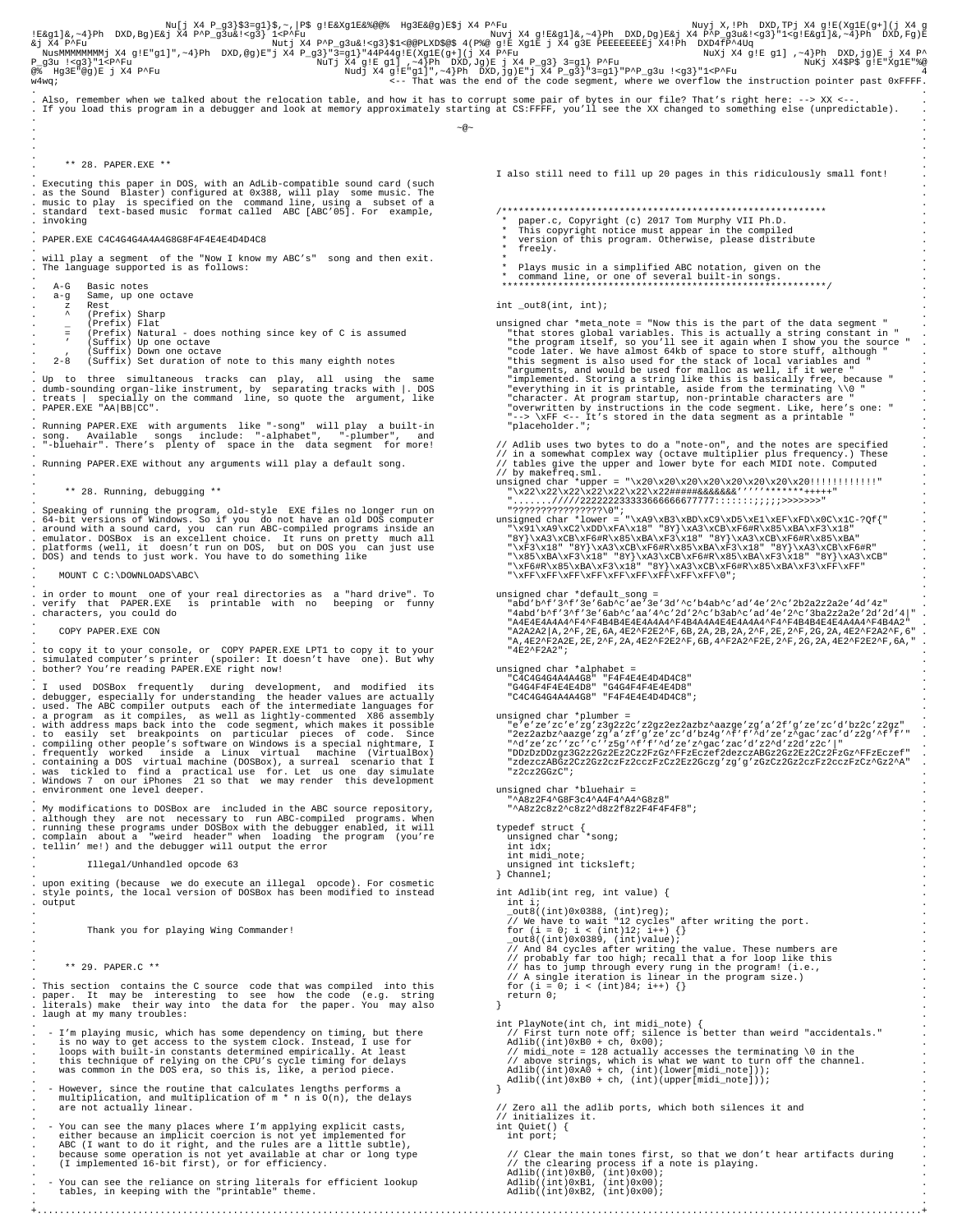```
                                  Nu[j X4 P_g3}$3=g1}$,~,|P$ g!E&Xg1E&%@@%  Hg3E&@g)E$j X4 P^Fu                                          Nuyj X,!Ph  DXD,TPj X4 g!E(Xg1E(g+|(j X4 g
!E&g1]&,~4}Ph  DXD,Bg)E&j X4 P^P_g3u&!<g3} 1<P^Fu                                              Nuvj X4 g!E&g1]&,~4}Ph  DXD,Dg)E&j X4 P^P_g3u&!<g3}"1<g!E&g1]&,~4}Ph  DXD,Fg)E
&j X4 P^Fu                                   Nutj X4 P^P_g3u&!<g3}$1<@@PLXD$@$ 4(P%@ g!E Xg1E j X4 g3E PEEEEEEEEj X4!Ph  DXD4fP^4Uq
  NusMMMMMMMMj X4 g!E"g1]",~4}Ph  DXD,@g)E"j X4 P_g3}"3=g1}"44P44g!E(Xg1E(g+|(j X4 P^Fu                               NuXj X4 g!E g1] ,~4}Ph  DXD,jg)E j X4 P^
P_g3u !<g3}"1<P^Fu                            NuTj X4 g!E g1] ,~4}Ph  DXD,Jg)E j X4 P_g3} 3=g1} P^Fu                                          NuKj X4$P$ g!E"Xg1E"%@
@%  Hg3E"@g)E j X4 P^Fu                                 Nudj X4 g!E"g1]",~4}Ph  DXD,jg)E"j X4 P_g3}"3=g1}"P^P_g3u !<g3}"1<P^Fu                                     4
w4wq;                                                         <-- That was the end of the code segment, where we overflow the instruction pointer past 0xFFFF.
```

Also, remember when we talked about the relocation table, and how it has to corrupt some pair of bytes in our file? That's right here: --> XX <--. If you load this program in a debugger and look at memory approximately starting at CS:FFFF, you'll see the XX changed to something else (unpredictable).

~@~

## \*\* 28. PAPER.EXE \*\*

Executing this paper in DOS, with an AdLib-compatible sound card (such as the Sound Blaster) configured at 0x388, will play some music. The music to play is specified on the command line, using a subset of a standard text-based music format called ABC [ABC'05]. For example, invoking

```
PAPER.EXE C4C4G4G4A4A4G8G8F4F4E4E4D4D4C8
```

will play a segment of the "Now I know my ABC's" song and then exit. The language supported is as follows:

```
  A-G   Basic notes
  a-g   Same, up one octave
   z    Rest
   ^    (Prefix) Sharp
   _    (Prefix) Flat
   =    (Prefix) Natural - does nothing since key of C is assumed
   '    (Suffix) Up one octave
   ,    (Suffix) Down one octave
  2-8   (Suffix) Set duration of note to this many eighth notes
```

Up to three simultaneous tracks can play, all using the same dumb-sounding organ-like instrument, by separating tracks with |. DOS treats | specially on the command line, so quote the argument, like PAPER.EXE "AA|BB|CC".

Running PAPER.EXE with arguments like "-song" will play a built-in song. Available songs include: "-alphabet", "-plumber", and "-bluehair". There's plenty of space in the data segment for more!

Running PAPER.EXE without any arguments will play a default song.

## \*\* 28. Running, debugging \*\*

Speaking of running the program, old-style EXE files no longer run on 64-bit versions of Windows. So if you do not have an old DOS computer around with a sound card, you can run ABC-compiled programs inside an emulator. DOSBox is an excellent choice. It runs on pretty much all platforms (well, it doesn't run on DOS, but on DOS you can just use DOS) and tends to just work. You have to do something like

```
MOUNT C C:\DOWNLOADS\ABC\
```

in order to mount one of your real directories as a "hard drive". To verify that PAPER.EXE is printable with no beeping or funny characters, you could do

```
COPY PAPER.EXE CON
```

to copy it to your console, or COPY PAPER.EXE LPT1 to copy it to your simulated computer's printer (spoiler: It doesn't have one). But why bother? You're reading PAPER.EXE right now!

I used DOSBox frequently during development, and modified its debugger, especially for understanding the header values are actually used. The ABC compiler outputs each of the intermediate languages for a program as it compiles, as well as lightly-commented X86 assembly with address maps back into the code segment, which makes it possible to easily set breakpoints on particular pieces of code. Since compiling other people's software on Windows is a special nightmare, I frequently worked inside a Linux virtual machine (VirtualBox) containing a DOS virtual machine (DOSBox), a surreal scenario that I was tickled to find a practical use for. Let us one day simulate Windows 7 on our iPhones 21 so that we may render this development environment one level deeper.

My modifications to DOSBox are included in the ABC source repository, although they are not necessary to run ABC-compiled programs. When running these programs under DOSBox with the debugger enabled, it will complain about a "weird header" when loading the program (you're tellin' me!) and the debugger will output the error

```
Illegal/Unhandled opcode 63
```

upon exiting (because we do execute an illegal opcode). For cosmetic style points, the local version of DOSBox has been modified to instead output

```
Thank you for playing Wing Commander!
```

## \*\* 29. PAPER.C \*\*

This section contains the C source code that was compiled into this paper. It may be interesting to see how the code (e.g. string literals) make their way into the data for the paper. You may also laugh at my many troubles:

- I'm playing music, which has some dependency on timing, but there is no way to get access to the system clock. Instead, I use for loops with built-in constants determined empirically. At least this technique of relying on the CPU's cycle timing for delays was common in the DOS era, so this is, like, a period piece.

- However, since the routine that calculates lengths performs a multiplication, and multiplication of m \* n is O(n), the delays are not actually linear.

- You can see the many places where I'm applying explicit casts, either because an implicit coercion is not yet implemented for ABC (I want to do it right, and the rules are a little subtle), because some operation is not yet available at char or long type (I implemented 16-bit first), or for efficiency.

- You can see the reliance on string literals for efficient lookup tables, in keeping with the "printable" theme.

I also still need to fill up 20 pages in this ridiculously small font!

```c
/**************************************************************
 *  paper.c, Copyright (c) 2017 Tom Murphy VII Ph.D.
 *  This copyright notice must appear in the compiled
 *  version of this program. Otherwise, please distribute
 *  freely.
 *
 *  Plays music in a simplified ABC notation, given on the
 *  command line, or one of several built-in songs.
 **************************************************************/

int _out8(int, int);

unsigned char *meta_note = "Now this is the part of the data segment "
  "that stores global variables. This is actually a string constant in "
  "the program itself, so you'll see it again when I show you the source "
  "code later. We have almost 64kb of space to store stuff, although "
  "this segment is also used for the stack of local variables and "
  "arguments, and would be used for malloc as well, if it were "
  "implemented. Storing a string like this is basically free, because "
  "everything in it is printable, aside from the terminating \\0 "
  "character. At program startup, non-printable characters are "
  "overwritten by instructions in the code segment. Like, here's one: "
  "--> \xFF <-- It's stored in the data segment as a printable "
  "placeholder.";

// Adlib uses two bytes to do a "note-on", and the notes are specified
// in a somewhat complex way (octave multiplier plus frequency.) These
// tables give the upper and lower byte for each MIDI note. Computed
// by makefreq.sml.
unsigned char *upper = "\x20\x20\x20\x20\x20\x20\x20\x20!!!!!!!!!!!!"
  "\x22\x22\x22\x22\x22\x22\x22\x22######&&&&&&&''''*******+++++"
  ".......//////2222222333336666666677777::::::;;;;;>>>>>>>"
  "?????????????????\0";
unsigned char *lower = "\xA9\xB3\xBD\xC9\xD5\xE1\xEF\xFD\x0C\x1C-?Qf{"
  "\x93\xA9\xC2\xDD\xFA\x18" "8Y}\xA3\xCB\xF6#R\x85\xBA\xF3\x18"
  "8Y}\xA3\xCB\xF6#R\x85\xBA\xF3\x18" "8Y}\xA3\xCB\xF6#R\x85\xBA"
  "\xF3\x18" "8Y}\xA3\xCB\xF6#R\x85\xBA\xF3\x18" "8Y}\xA3\xCB\xF6#R"
  "\x85\xBA\xF3\x18" "8Y}\xA3\xCB\xF6#R\x85\xBA\xF3\x18" "8Y}\xA3\xCB"
  "\xF6#R\x85\xBA\xF3\x18" "8Y}\xA3\xCB\xF6#R\x85\xBA\xF3\xFF\xFF"
  "\xFF\xFF\xFF\xFF\xFF\xFF\xFF\xFF\xFF\0";

unsigned char *default_song =
  "abd'b^f'3^f'3e'6ab^c'ae'3e'3d'^c'b4ab^c'ad'4e'2^c'2b2a2z2a2e'4d'4z"
  "4abd'b^f'3^f'3e'6ab^c'aa'4^c'2d'2^c'b3ab^c'ad'4e'2^c'3ba2z2a2e'2d'2d'4|"
  "A4E4E4A4A4^F4^F4B4B4E4E4A4A4^F4B4A4A4E4E4A4A4^F4^F4B4B4E4E4A4A4^F4B4A2"
  "A2A2A2|A,2^F,2E,6A,4E2^F2E2^F,6B,2A,2B,2A,2^F,2E,2^F,2G,2A,4E2^F2A2^F,6"
  "A,4E2^F2A2E,2E,2^F,2A,4E2^F2E2^F,6B,4^F2A2^F2E,2^F,2G,2A,4E2^F2E2^F,6A,"
  "4E2^F2A2";

unsigned char *alphabet =
  "C4C4G4G4A4A4G8" "F4F4E4E4D4D4C8"
  "G4G4F4F4E4E4D8" "G4G4F4F4E4E4D8"
  "C4C4G4G4A4A4G8" "F4F4E4E4D4D4C8";

unsigned char *plumber =
  "e'e'ze'zc'e'zg'z3g2z2c'z2gz2ez2azbz^aazge'zg'a'2f'g'ze'zc'd'bz2c'z2gz"
  "2ez2azbz^aazge'zg'a'2f'g'ze'zc'd'bz4g'^f'f'^d'ze'z^gac'zac'd'z2g'^f'f'"
  "^d'ze'zc''zc''c''z5g'^f'f'^d'ze'z^gac'zac'd'z2^d'z2d'z2c'|"
  "DDzDzDDzgz3G2z2Gz2EZ2Cz2FzGz^FFzEczef2dezczABGz2Gz2Ez2Cz2FzGz^FFzEczef"
  "zdezczABGz2Cz2Gz2czFz2cczFz2Ez2Gczg'zg'g'zGzCz2Gz2czFz2cczFzCz^Gz2^A"
  "z2cz2GGzC";

unsigned char *bluehair =
  "^A8z2F4^G8F3c4^A4F4^A4^G8z8"
  "^A8z2c8z2^c8z2^d8z2f8z2F4F4F4F8";

typedef struct {
  unsigned char *song;
  int idx;
  int midi_note;
  unsigned int ticksleft;
} Channel;

int Adlib(int reg, int value) {
  int i;
  _out8((int)0x0388, (int)reg);
  // We have to wait "12 cycles" after writing the port.
  for (i = 0; i < (int)12; i++) {}
  _out8((int)0x0389, (int)value);
  // And 84 cycles after writing the value. These numbers are
  // probably far too high; recall that a for loop like this
  // has to jump through every rung in the program! (i.e.,
  // A single iteration is linear in the program size.)
  for (i = 0; i < (int)84; i++) {}
  return 0;
}

int PlayNote(int ch, int midi_note) {
  // First turn note off; silence is better than weird "accidentals."
  Adlib((int)0xB0 + ch, 0x00);
  // midi_note = 128 actually accesses the terminating \0 in the
  // above strings, which is what we want to turn off the channel.
  Adlib((int)0xA0 + ch, (int)(lower[midi_note]));
  Adlib((int)0xB0 + ch, (int)(upper[midi_note]));
}

// Zero all the adlib ports, which both silences it and
// initializes it.
int Quiet() {
  int port;

  // Clear the main tones first, so that we don't hear artifacts during
  // the clearing process if a note is playing.
  Adlib((int)0xB0, (int)0x00);
  Adlib((int)0xB1, (int)0x00);
  Adlib((int)0xB2, (int)0x00);
```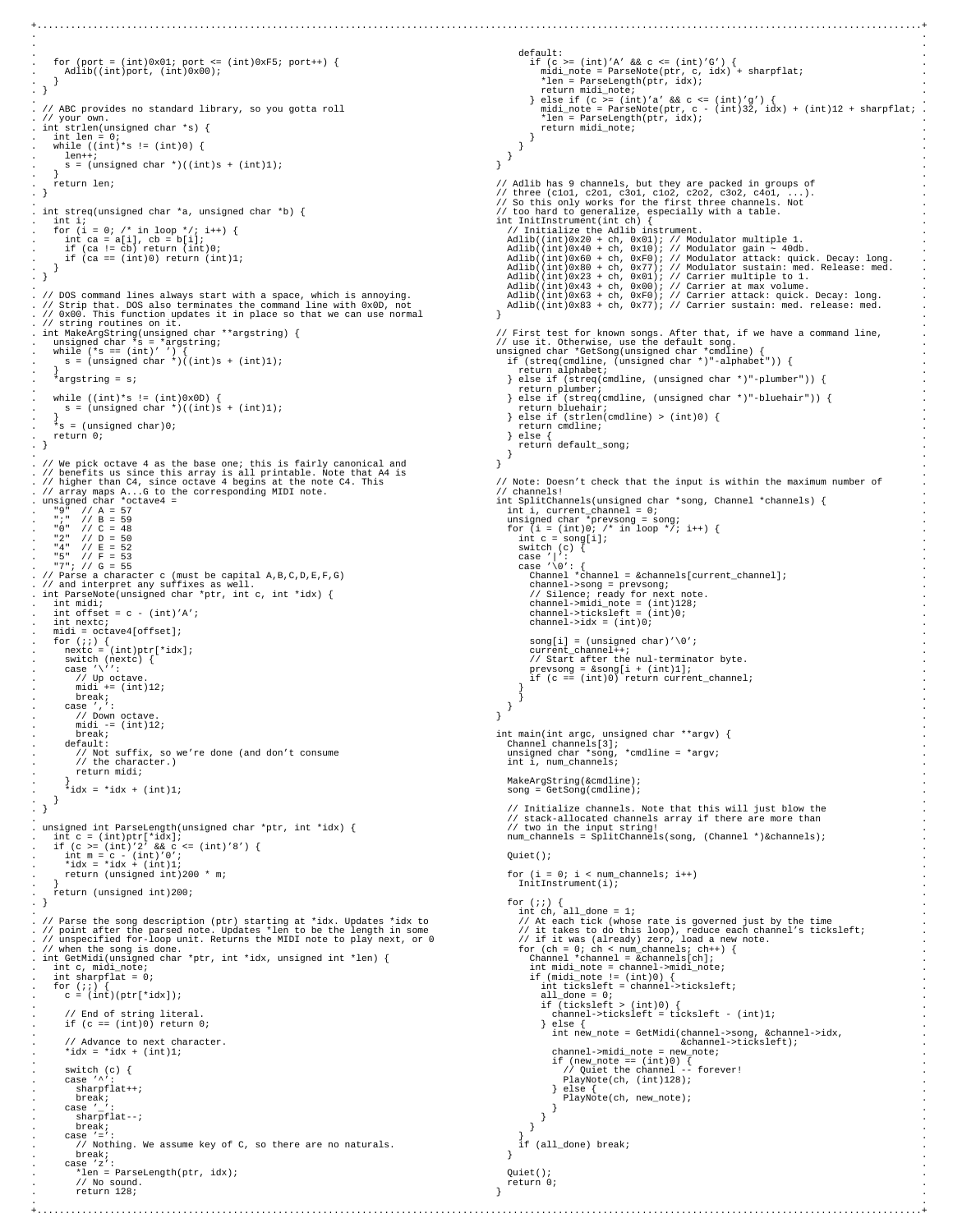```c
  for (port = (int)0x01; port <= (int)0xF5; port++) {
    Adlib((int)port, (int)0x00);
  }
}

// ABC provides no standard library, so you gotta roll
// your own.
int strlen(unsigned char *s) {
  int len = 0;
  while ((int)*s != (int)0) {
    len++;
    s = (unsigned char *)((int)s + (int)1);
  }
  return len;
}

int streq(unsigned char *a, unsigned char *b) {
  int i;
  for (i = 0; /* in loop */; i++) {
    int ca = a[i], cb = b[i];
    if (ca != cb) return (int)0;
    if (ca == (int)0) return (int)1;
  }
}

// DOS command lines always start with a space, which is annoying.
// Strip that. DOS also terminates the command line with 0x0D, not
// 0x00. This function updates it in place so that we can use normal
// string routines on it.
int MakeArgString(unsigned char **argstring) {
  unsigned char *s = *argstring;
  while (*s == (int)' ') {
    s = (unsigned char *)((int)s + (int)1);
  }
  *argstring = s;

  while ((int)*s != (int)0x0D) {
    s = (unsigned char *)((int)s + (int)1);
  }
  *s = (unsigned char)0;
  return 0;
}

// We pick octave 4 as the base one; this is fairly canonical and
// benefits us since this array is all printable. Note that A4 is
// higher than C4, since octave 4 begins at the note C4. This
// array maps A...G to the corresponding MIDI note.
unsigned char *octave4 =
  "9"  // A = 57
  ";"  // B = 59
  "0"  // C = 48
  "2"  // D = 50
  "4"  // E = 52
  "5"  // F = 53
  "7"; // G = 55
// Parse a character c (must be capital A,B,C,D,E,F,G)
// and interpret any suffixes as well.
int ParseNote(unsigned char *ptr, int c, int *idx) {
  int midi;
  int offset = c - (int)'A';
  int nextc;
  midi = octave4[offset];
  for (;;) {
    nextc = (int)ptr[*idx];
    switch (nextc) {
    case '\'':
      // Up octave.
      midi += (int)12;
      break;
    case ',':
      // Down octave.
      midi -= (int)12;
      break;
    default:
      // Not suffix, so we're done (and don't consume
      // the character.)
      return midi;
    }
    *idx = *idx + (int)1;
  }
}

unsigned int ParseLength(unsigned char *ptr, int *idx) {
  int c = (int)ptr[*idx];
  if (c >= (int)'2' && c <= (int)'8') {
    int m = c - (int)'0';
    *idx = *idx + (int)1;
    return (unsigned int)200 * m;
  }
  return (unsigned int)200;
}

// Parse the song description (ptr) starting at *idx. Updates *idx to
// point after the parsed note. Updates *len to be the length in some
// unspecified for-loop unit. Returns the MIDI note to play next, or 0
// when the song is done.
int GetMidi(unsigned char *ptr, int *idx, unsigned int *len) {
  int c, midi_note;
  int sharpflat = 0;
  for (;;) {
    c = (int)(ptr[*idx]);

    // End of string literal.
    if (c == (int)0) return 0;

    // Advance to next character.
    *idx = *idx + (int)1;

    switch (c) {
    case '^':
      sharpflat++;
      break;
    case '_':
      sharpflat--;
      break;
    case '=':
      // Nothing. We assume key of C, so there are no naturals.
      break;
    case 'z':
      *len = ParseLength(ptr, idx);
      // No sound.
      return 128;
    default:
      if (c >= (int)'A' && c <= (int)'G') {
        midi_note = ParseNote(ptr, c, idx) + sharpflat;
        *len = ParseLength(ptr, idx);
        return midi_note;
      } else if (c >= (int)'a' && c <= (int)'g') {
        midi_note = ParseNote(ptr, c - (int)32, idx) + (int)12 + sharpflat;
        *len = ParseLength(ptr, idx);
        return midi_note;
      }
    }
  }
}

// Adlib has 9 channels, but they are packed in groups of
// three (c1o1, c2o1, c3o1, c1o2, c2o2, c3o2, c4o1, ...).
// So this only works for the first three channels. Not
// too hard to generalize, especially with a table.
int InitInstrument(int ch) {
  // Initialize the Adlib instrument.
  Adlib((int)0x20 + ch, 0x01); // Modulator multiple 1.
  Adlib((int)0x40 + ch, 0x10); // Modulator gain ~ 40db.
  Adlib((int)0x60 + ch, 0xF0); // Modulator attack: quick. Decay: long.
  Adlib((int)0x80 + ch, 0x77); // Modulator sustain: med. Release: med.
  Adlib((int)0x23 + ch, 0x01); // Carrier multiple to 1.
  Adlib((int)0x43 + ch, 0x00); // Carrier at max volume.
  Adlib((int)0x63 + ch, 0xF0); // Carrier attack: quick. Decay: long.
  Adlib((int)0x83 + ch, 0x77); // Carrier sustain: med. release: med.
}

// First test for known songs. After that, if we have a command line,
// use it. Otherwise, use the default song.
unsigned char *GetSong(unsigned char *cmdline) {
  if (streq(cmdline, (unsigned char *)"-alphabet")) {
    return alphabet;
  } else if (streq(cmdline, (unsigned char *)"-plumber")) {
    return plumber;
  } else if (streq(cmdline, (unsigned char *)"-bluehair")) {
    return bluehair;
  } else if (strlen(cmdline) > (int)0) {
    return cmdline;
  } else {
    return default_song;
  }
}

// Note: Doesn't check that the input is within the maximum number of
// channels!
int SplitChannels(unsigned char *song, Channel *channels) {
  int i, current_channel = 0;
  unsigned char *prevsong = song;
  for (i = (int)0; /* in loop */; i++) {
    int c = song[i];
    switch (c) {
    case '|':
    case '\0': {
      Channel *channel = &channels[current_channel];
      channel->song = prevsong;
      // Silence; ready for next note.
      channel->midi_note = (int)128;
      channel->ticksleft = (int)0;
      channel->idx = (int)0;

      song[i] = (unsigned char)'\0';
      current_channel++;
      // Start after the nul-terminator byte.
      prevsong = &song[i + (int)1];
      if (c == (int)0) return current_channel;
    }
    }
  }
}

int main(int argc, unsigned char **argv) {
  Channel channels[3];
  unsigned char *song, *cmdline = *argv;
  int i, num_channels;

  MakeArgString(&cmdline);
  song = GetSong(cmdline);

  // Initialize channels. Note that this will just blow the
  // stack-allocated channels array if there are more than
  // two in the input string!
  num_channels = SplitChannels(song, (Channel *)&channels);

  Quiet();

  for (i = 0; i < num_channels; i++)
    InitInstrument(i);

  for (;;) {
    int ch, all_done = 1;
    // At each tick (whose rate is governed just by the time
    // it takes to do this loop), reduce each channel's ticksleft;
    // if it was (already) zero, load a new note.
    for (ch = 0; ch < num_channels; ch++) {
      Channel *channel = &channels[ch];
      int midi_note = channel->midi_note;
      if (midi_note != (int)0) {
        int ticksleft = channel->ticksleft;
        all_done = 0;
        if (ticksleft > (int)0) {
          channel->ticksleft = ticksleft - (int)1;
        } else {
          int new_note = GetMidi(channel->song, &channel->idx,
                                 &channel->ticksleft);
          channel->midi_note = new_note;
          if (new_note == (int)0) {
            // Quiet the channel -- forever!
            PlayNote(ch, (int)128);
          } else {
            PlayNote(ch, new_note);
          }
        }
      }
    }
    if (all_done) break;
  }

  Quiet();
  return 0;
}
```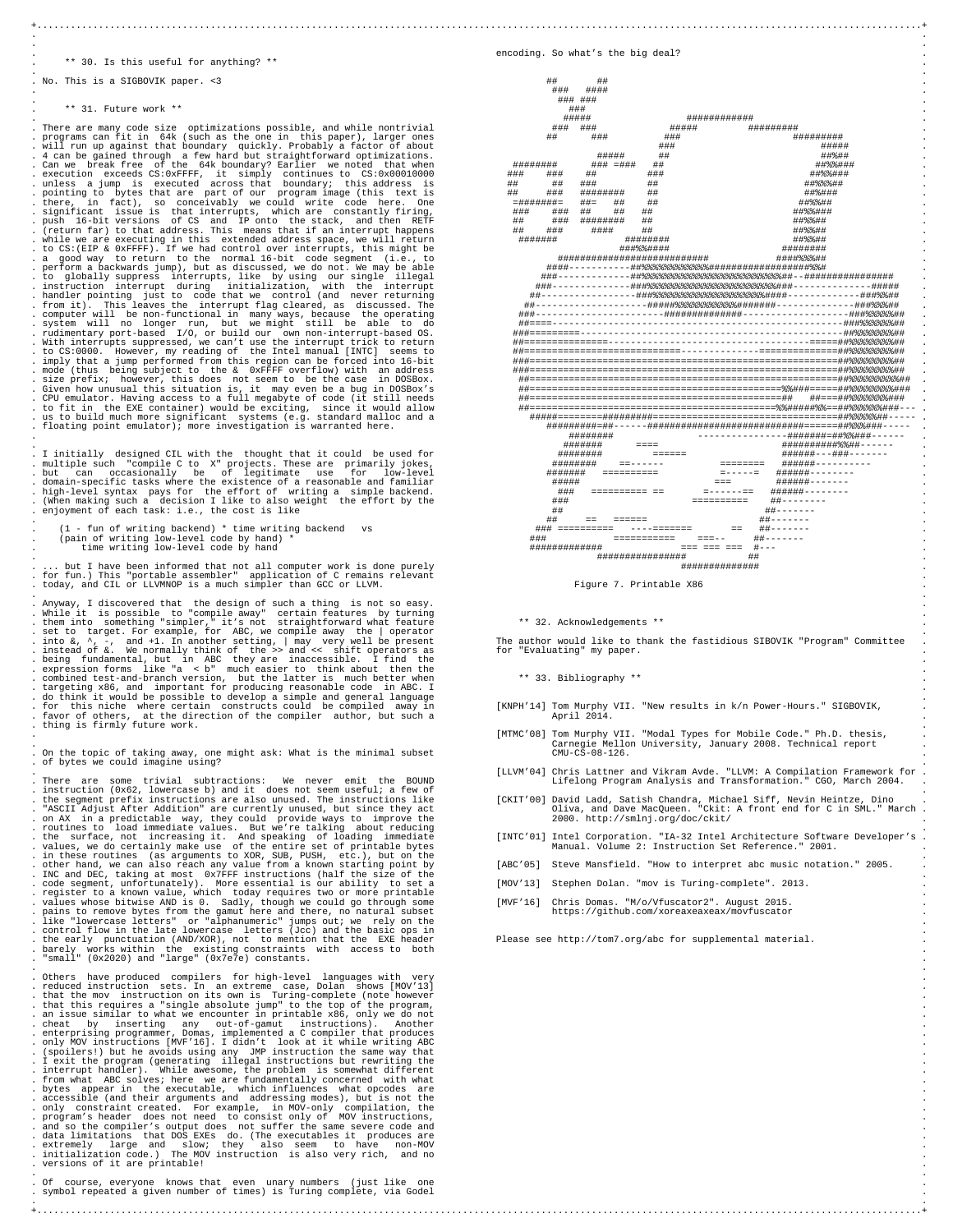## ** 30. Is this useful for anything? **

No. This is a SIGBOVIK paper. <3

## ** 31. Future work **

There are many code size optimizations possible, and while nontrivial programs can fit in 64k (such as the one in this paper), larger ones will run up against that boundary quickly. Probably a factor of about 4 can be gained through a few hard but straightforward optimizations. Can we break free of the 64k boundary? Earlier we noted that when execution exceeds CS:0xFFFF, it simply continues to CS:0x00010000 unless a jump is executed across that boundary; this address is pointing to bytes that are part of our program image (this text is there, in fact), so conceivably we could write code here. One significant issue is that interrupts, which are constantly firing, push 16-bit versions of CS and IP onto the stack, and then RETF (return far) to that address. This means that if an interrupt happens while we are executing in this extended address space, we will return to CS:(EIP & 0xFFFF). If we had control over interrupts, this might be a good way to return to the normal 16-bit code segment (i.e., to perform a backwards jump), but as discussed, we do not. We may be able to globally suppress interrupts, like by using our single illegal instruction interrupt during initialization, with the interrupt handler pointing just to code that we control (and never returning from it). This leaves the interrupt flag cleared, as discussed. The computer will be non-functional in many ways, because the operating system will no longer run, but we might still be able to do rudimentary port-based I/O, or build our own non-interrupt-based OS. With interrupts suppressed, we can't use the interrupt trick to return to CS:0000. However, my reading of the Intel manual [INTC] seems to imply that a jump performed from this region can be forced into 16-bit mode (thus being subject to the & 0xFFFF overflow) with an address size prefix; however, this does not seem to be the case in DOSBox. Given how unusual this situation is, it may even be a bug in DOSBox's CPU emulator. Having access to a full megabyte of code (it still needs to fit in the EXE container) would be exciting, since it would allow us to build much more significant systems (e.g. standard malloc and a floating point emulator); more investigation is warranted here.

I initially designed CIL with the thought that it could be used for multiple such "compile C to X" projects. These are primarily jokes, but can occasionally be of legitimate use for low-level domains-specific tasks where the existence of a reasonable and familiar high-level syntax pays for the effort of writing a simple backend. (When making such a decision I like to also weight the effort by the enjoyment of each task: i.e., the cost is like

```
(1 - fun of writing backend) * time writing backend   vs
(pain of writing low-level code by hand) *
    time writing low-level code by hand
```

... but I have been informed that not all computer work is done purely for fun.) This "portable assembler" application of C remains relevant today, and CIL or LLVMNOP is a much simpler than GCC or LLVM.

Anyway, I discovered that the design of such a thing is not so easy. While it is possible to "compile away" certain features by turning them into something "simpler," it's not straightforward what feature set to target. For example, for ABC, we compile away the | operator into &, ^, -, and +1. In another setting, | may very well be present instead of &. We normally think of the >> and << shift operators as being fundamental, but in ABC they are inaccessible. I find the expression forms like "a < b" much easier to think about then the combined test-and-branch version, but the latter is much better when targeting x86, and important for producing reasonable code in ABC. I do think it would be possible to develop a simple and general language for this niche where certain constructs could be compiled away in favor of others, at the direction of the compiler author, but such a thing is firmly future work.

On the topic of taking away, one might ask: What is the minimal subset of bytes we could imagine using?

There are some trivial subtractions: We never emit the BOUND instruction (0x62, lowercase b) and it does not seem useful; a few of the segment prefix instructions are also unused. The instructions like "ASCII Adjust After Addition" are currently unused, but since they act on AX in a predictable way, they could provide ways to improve the routines to load immediate values. But we're talking about reducing the surface, not increasing it. And speaking of loading immediate values, we do certainly make use of the entire set of printable bytes in these routines (as arguments to XOR, SUB, PUSH, etc.), on the other hand, we can also reach any value from a known starting point by INC and DEC, taking at most 0x7FFF instructions (half the size of the code segment, unfortunately). More essential is our ability to set a register to a known value, which today requires two or more printable values whose bitwise AND is 0. Sadly, though we could go through some pains to remove bytes from the gamut here and there, no natural subset like "lowercase letters" or "alphanumeric" jumps out; we rely on the control flow in the late lowercase letters (Jcc) and the basic ops in the early punctuation (AND/XOR), not to mention that the EXE header barely works within the existing constraints with access to both "small" (0x2020) and "large" (0x7e7e) constants.

Others have produced compilers for high-level languages with very reduced instruction sets. In an extreme case, Dolan shows [MOV'13] that the mov instruction on its own is Turing-complete (note however that this requires a "single absolute jump" to the top of the program, an issue similar to what we encounter in printable x86, only we do not cheat by inserting any out-of-gamut instructions). Another enterprising programmer, Domas, implemented a C compiler that produces only MOV instructions [MVF'16]. I didn't look at it while writing ABC (spoilers!) but he avoids using any JMP instruction the same way that I exit the program (generating illegal instructions but rewriting the interrupt handler). While awesome, the problem is somewhat different from what ABC solves; here we are fundamentally concerned with what bytes appear in the executable, which influences what opcodes are accessible (and their arguments and addressing modes), but is not the only constraint created. For example, in MOV-only compilation, the program's header does not need to consist only of MOV instructions, and so the compiler's output does not suffer the same severe code and data limitations that DOS EXEs do. (The executables it produces are extremely large and slow; they also seem to have non-MOV initialization code.) The MOV instruction is also very rich, and no versions of it are printable!

Of course, everyone knows that even unary numbers (just like one symbol repeated a given number of times) is Turing complete, via Godel encoding. So what's the big deal?

```
         ##      ##
          ###   ####
           ### ###
            ###
           #####                    ############
          ###  ###              #####          #########
         ##      ###          ###                      #########
                            ###                             #####
                   #####      ##                             ##%##
    ########      ### =###   ##                            ##%%###
   ###    ###    ##          ###                           ##%%###
   ##     ##  ###     ##                                  ##%%%##
   ##    ###  ########   ##                                ##%###
   =#######=   ##=   ##   ##                              ##%%##
   ###   ###  ##    ##   ##                              ##%%###
   ##     ###  ########   ##                              ##%%##
   ##    ###    ####     ##                               ##%%##
   #######                ########                       ##%%##
                          ###%%####                   ########
         #########################                 ####%%%%#
        ####----------##%%%%%%%%%%%%####################%%#
       ###------------##%%%%%%%%%%%%%%%%%%%%%%%##--################
      ###-------------###%%%%%%%%%%%%%%%%%%%%###-------------#####
     ##----------------###%%%%%%%%%%%%%%%%####-------------###%%##
    ##-------------------#####%%%%%%%%%%%%######-------------###%%%##
   ###----------------------##############------------------###%%%%%##
  ##====----------------------------------------------------###%%%%%##
 ##=========----------------------------------------------==##%%%%%%##
 ##==============-----------------------------------=====##%%%%%%%##
 ##=========================-------------==============##%%%%%%%%##
 ##===================================================##%%%%%%%%%##
  ##===================================================##%%%%%%%%%%##
  ##============================================%%####=====##%%%%%%%%###
  ##==============================================##  ##===##%%%%%%###
  ##============================================%%######%%==##%%%%%%###---
    #####========##########=========================##%%%%%%##-----
       #########=##------##############################=##%%%%###-----
          ########                ---------------######=##%%###------
           #######      ====                   ##########%%##------
          ########       ======                ######---###-------
         ########    ==------          ========    ######----------
        #######   ==========           =-----=   ######--------
        #####                          ===       ######------
         ###  ========== ==       =------==   ######-------
        ###                     ==========    ##--------
        ##                                   ##-------
        ##     ==  ======                     ##-------
      ### ==========    ----=======      ==   ##------
     ###             ==========    ===--    ##-------
     ############                 === === ===  #---
                  ################           ##
                                          ##############
```

Figure 7. Printable X86

## ** 32. Acknowledgements **

The author would like to thank the fastidious SIBOVIK "Program" Committee for "Evaluating" my paper.

## ** 33. Bibliography **

[KNPH'14] Tom Murphy VII. "New results in k/n Power-Hours." SIGBOVIK, April 2014.

[MTMC'08] Tom Murphy VII. "Modal Types for Mobile Code." Ph.D. thesis, Carnegie Mellon University, January 2008. Technical report CMU-CS-08-126.

[LLVM'04] Chris Lattner and Vikram Avde. "LLVM: A Compilation Framework for Lifelong Program Analysis and Transformation." CGO, March 2004.

[CKIT'00] David Ladd, Satish Chandra, Michael Siff, Nevin Heintze, Dino Oliva, and Dave MacQueen. "Ckit: A front end for C in SML." March 2000. http://smlnj.org/doc/ckit/

[INTC'01] Intel Corporation. "IA-32 Intel Architecture Software Developer's Manual. Volume 2: Instruction Set Reference." 2001.

[ABC'05] Steve Mansfield. "How to interpret abc music notation." 2005.

[MOV'13] Stephen Dolan. "mov is Turing-complete". 2013.

[MVF'16] Chris Domas. "M/o/Vfuscator2". August 2015. https://github.com/xoreaxeaxeax/movfuscator

Please see http://tom7.org/abc for supplemental material.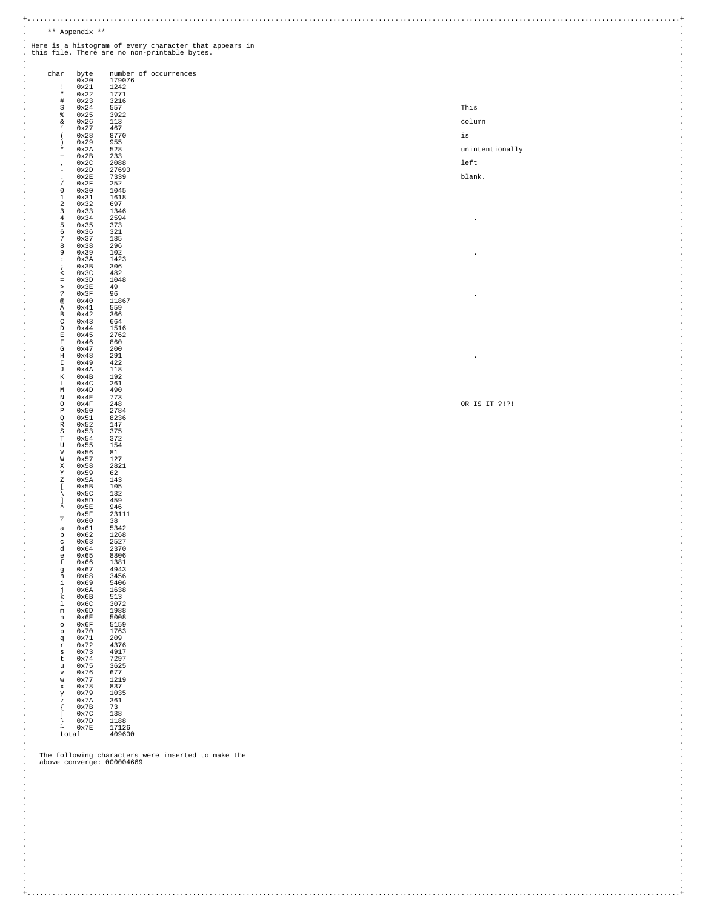** Appendix **

Here is a histogram of every character that appears in this file. There are no non-printable bytes.

| char | byte | number of occurrences |
|---|---|---|
|  | 0x20 | 179076 |
| ! | 0x21 | 1242 |
| " | 0x22 | 1771 |
| # | 0x23 | 3216 |
| $ | 0x24 | 557 |
| % | 0x25 | 3922 |
| & | 0x26 | 113 |
| ' | 0x27 | 467 |
| ( | 0x28 | 8770 |
| ) | 0x29 | 955 |
| * | 0x2A | 528 |
| + | 0x2B | 233 |
| , | 0x2C | 2088 |
| - | 0x2D | 27690 |
| . | 0x2E | 7339 |
| / | 0x2F | 252 |
| 0 | 0x30 | 1045 |
| 1 | 0x31 | 1618 |
| 2 | 0x32 | 697 |
| 3 | 0x33 | 1346 |
| 4 | 0x34 | 2594 |
| 5 | 0x35 | 373 |
| 6 | 0x36 | 321 |
| 7 | 0x37 | 185 |
| 8 | 0x38 | 296 |
| 9 | 0x39 | 102 |
| : | 0x3A | 1423 |
| ; | 0x3B | 306 |
| < | 0x3C | 482 |
| = | 0x3D | 1048 |
| > | 0x3E | 49 |
| ? | 0x3F | 96 |
| @ | 0x40 | 11867 |
| A | 0x41 | 559 |
| B | 0x42 | 366 |
| C | 0x43 | 664 |
| D | 0x44 | 1516 |
| E | 0x45 | 2762 |
| F | 0x46 | 860 |
| G | 0x47 | 200 |
| H | 0x48 | 291 |
| I | 0x49 | 422 |
| J | 0x4A | 118 |
| K | 0x4B | 192 |
| L | 0x4C | 261 |
| M | 0x4D | 490 |
| N | 0x4E | 773 |
| O | 0x4F | 248 |
| P | 0x50 | 2784 |
| Q | 0x51 | 8236 |
| R | 0x52 | 147 |
| S | 0x53 | 375 |
| T | 0x54 | 372 |
| U | 0x55 | 154 |
| V | 0x56 | 81 |
| W | 0x57 | 127 |
| X | 0x58 | 2821 |
| Y | 0x59 | 62 |
| Z | 0x5A | 143 |
| [ | 0x5B | 105 |
| \ | 0x5C | 132 |
| ] | 0x5D | 459 |
| ^ | 0x5E | 946 |
| _ | 0x5F | 23111 |
| ` | 0x60 | 38 |
| a | 0x61 | 5342 |
| b | 0x62 | 1268 |
| c | 0x63 | 2527 |
| d | 0x64 | 2370 |
| e | 0x65 | 8806 |
| f | 0x66 | 1381 |
| g | 0x67 | 4943 |
| h | 0x68 | 3456 |
| i | 0x69 | 5406 |
| j | 0x6A | 1638 |
| k | 0x6B | 513 |
| l | 0x6C | 3072 |
| m | 0x6D | 1988 |
| n | 0x6E | 5008 |
| o | 0x6F | 5159 |
| p | 0x70 | 1763 |
| q | 0x71 | 209 |
| r | 0x72 | 4376 |
| s | 0x73 | 4917 |
| t | 0x74 | 7297 |
| u | 0x75 | 3625 |
| v | 0x76 | 677 |
| w | 0x77 | 1219 |
| x | 0x78 | 837 |
| y | 0x79 | 1035 |
| z | 0x7A | 361 |
| { | 0x7B | 73 |
| \| | 0x7C | 138 |
| } | 0x7D | 1188 |
| ~ | 0x7E | 17126 |
| total |  | 409600 |

The following characters were inserted to make the above converge: 000004669

This

column

is

unintentionally

left

blank.

.

.

.

.

OR IS IT ?!?!